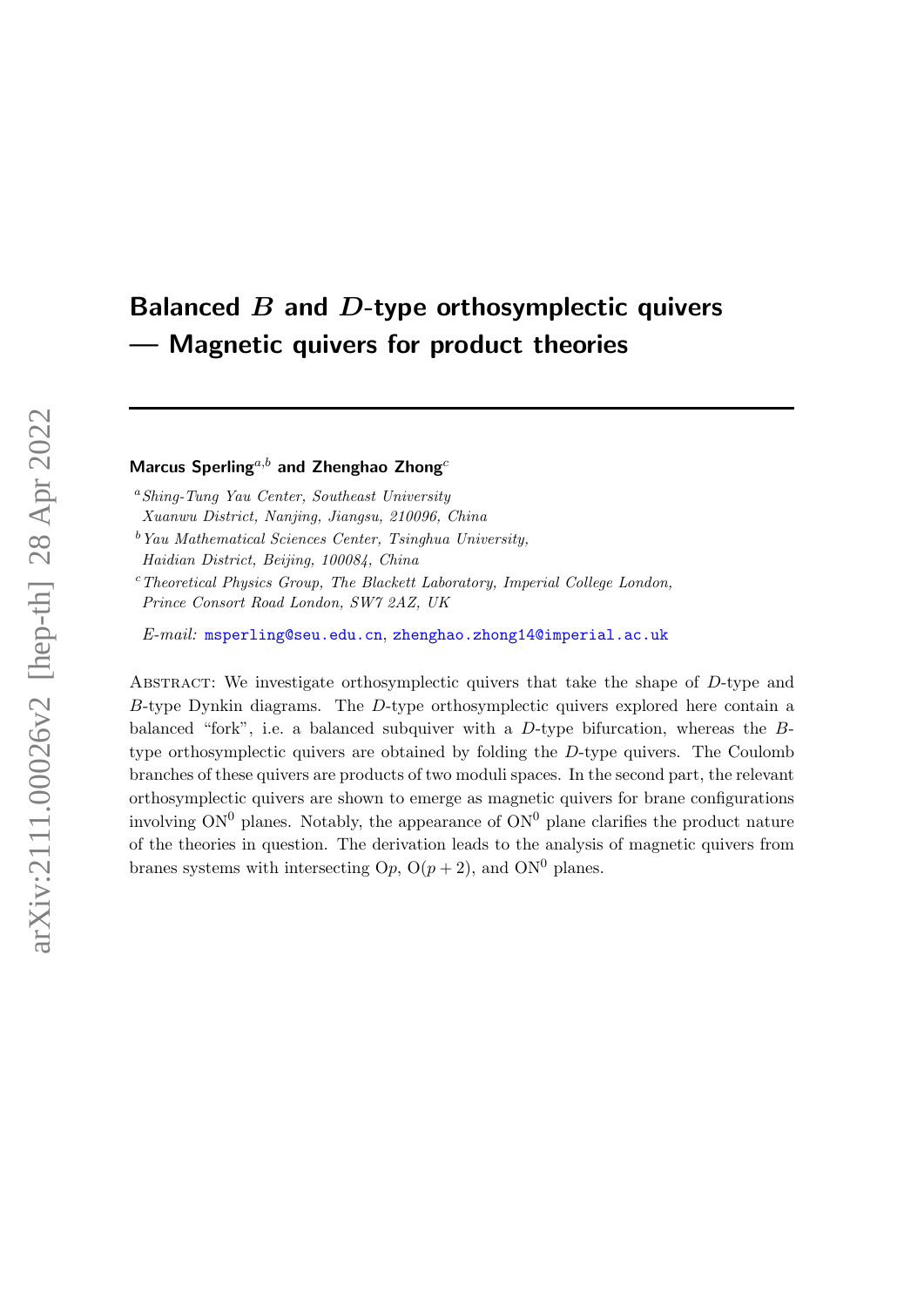# Balanced $B$ and $D$-type orthosymplectic quivers — Magnetic quivers for product theories

**Marcus Sperling**[a,b] **and Zhenghao Zhong**[c]

[a] *Shing-Tung Yau Center, Southeast University Xuanwu District, Nanjing, Jiangsu, 210096, China*

[b] *Yau Mathematical Sciences Center, Tsinghua University, Haidian District, Beijing, 100084, China*

[c] *Theoretical Physics Group, The Blackett Laboratory, Imperial College London, Prince Consort Road London, SW7 2AZ, UK*

*E-mail:* msperling@seu.edu.cn, zhenghao.zhong14@imperial.ac.uk

Abstract: We investigate orthosymplectic quivers that take the shape of $D$-type and $B$-type Dynkin diagrams. The $D$-type orthosymplectic quivers explored here contain a balanced "fork", i.e. a balanced subquiver with a $D$-type bifurcation, whereas the $B$-type orthosymplectic quivers are obtained by folding the $D$-type quivers. The Coulomb branches of these quivers are products of two moduli spaces. In the second part, the relevant orthosymplectic quivers are shown to emerge as magnetic quivers for brane configurations involving $\mathrm{ON}^0$ planes. Notably, the appearance of $\mathrm{ON}^0$ plane clarifies the product nature of the theories in question. The derivation leads to the analysis of magnetic quivers from branes systems with intersecting $\mathrm{O}p$, $\mathrm{O}(p+2)$, and $\mathrm{ON}^0$ planes.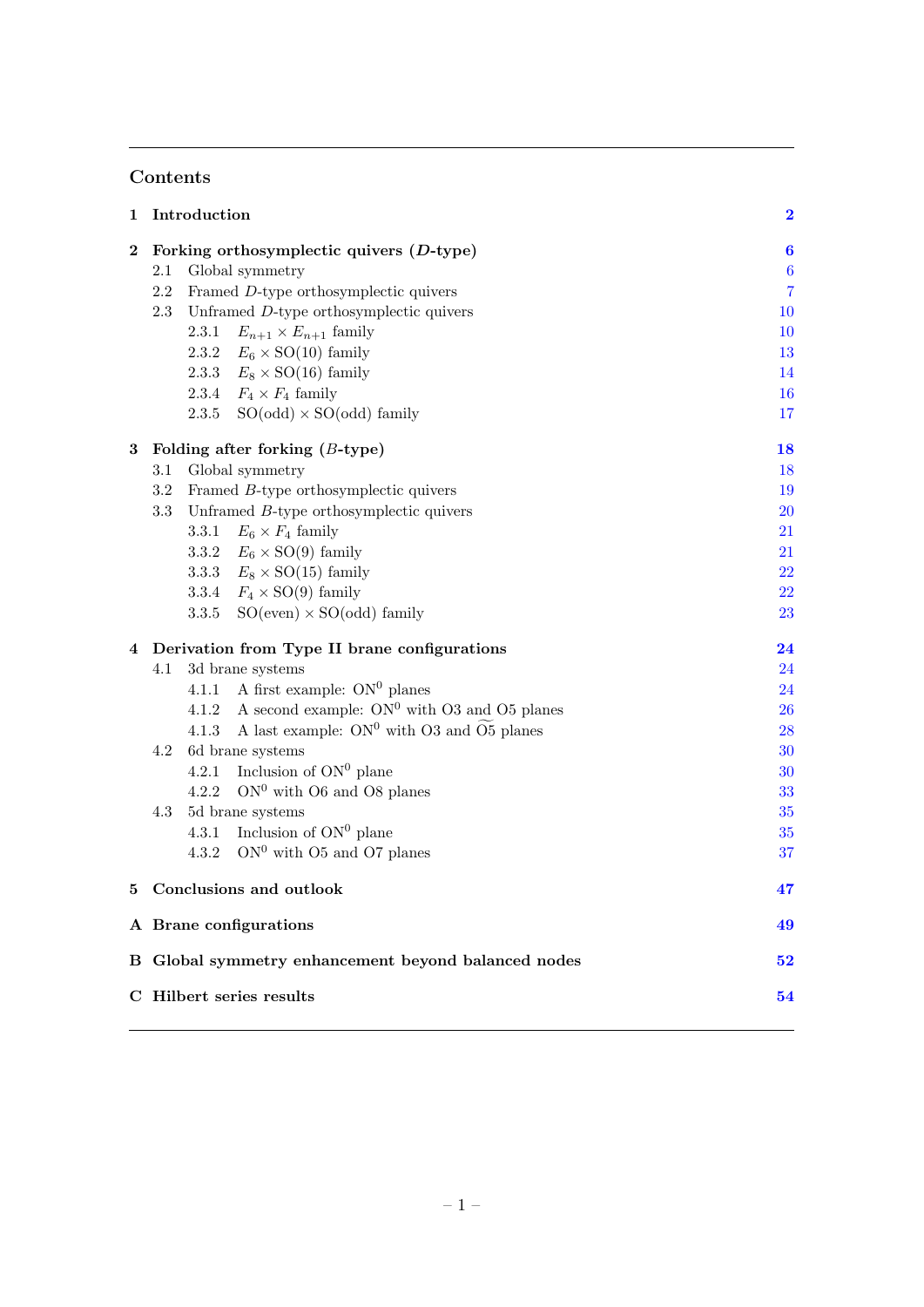## Contents

**1 Introduction** 2

**2 Forking orthosymplectic quivers ($D$-type)** 6
- 2.1 Global symmetry 6
- 2.2 Framed $D$-type orthosymplectic quivers 7
- 2.3 Unframed $D$-type orthosymplectic quivers 10
  - 2.3.1 $E_{n+1} \times E_{n+1}$ family 10
  - 2.3.2 $E_6 \times \mathrm{SO}(10)$ family 13
  - 2.3.3 $E_8 \times \mathrm{SO}(16)$ family 14
  - 2.3.4 $F_4 \times F_4$ family 16
  - 2.3.5 $\mathrm{SO}(\mathrm{odd}) \times \mathrm{SO}(\mathrm{odd})$ family 17

**3 Folding after forking ($B$-type)** 18
- 3.1 Global symmetry 18
- 3.2 Framed $B$-type orthosymplectic quivers 19
- 3.3 Unframed $B$-type orthosymplectic quivers 20
  - 3.3.1 $E_6 \times F_4$ family 21
  - 3.3.2 $E_6 \times \mathrm{SO}(9)$ family 21
  - 3.3.3 $E_8 \times \mathrm{SO}(15)$ family 22
  - 3.3.4 $F_4 \times \mathrm{SO}(9)$ family 22
  - 3.3.5 $\mathrm{SO}(\mathrm{even}) \times \mathrm{SO}(\mathrm{odd})$ family 23

**4 Derivation from Type II brane configurations** 24
- 4.1 3d brane systems 24
  - 4.1.1 A first example: $\mathrm{ON}^0$ planes 24
  - 4.1.2 A second example: $\mathrm{ON}^0$ with O3 and O5 planes 26
  - 4.1.3 A last example: $\mathrm{ON}^0$ with O3 and $\widetilde{\mathrm{O5}}$ planes 28
- 4.2 6d brane systems 30
  - 4.2.1 Inclusion of $\mathrm{ON}^0$ plane 30
  - 4.2.2 $\mathrm{ON}^0$ with O6 and O8 planes 33
- 4.3 5d brane systems 35
  - 4.3.1 Inclusion of $\mathrm{ON}^0$ plane 35
  - 4.3.2 $\mathrm{ON}^0$ with O5 and O7 planes 37

**5 Conclusions and outlook** 47

**A Brane configurations** 49

**B Global symmetry enhancement beyond balanced nodes** 52

**C Hilbert series results** 54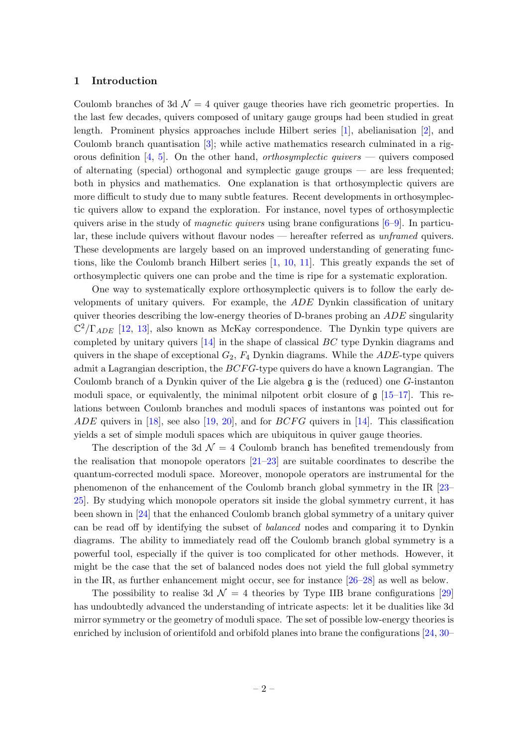## 1 Introduction

Coulomb branches of 3d $\mathcal{N} = 4$ quiver gauge theories have rich geometric properties. In the last few decades, quivers composed of unitary gauge groups had been studied in great length. Prominent physics approaches include Hilbert series [1], abelianisation [2], and Coulomb branch quantisation [3]; while active mathematics research culminated in a rigorous definition [4, 5]. On the other hand, *orthosymplectic quivers* — quivers composed of alternating (special) orthogonal and symplectic gauge groups — are less frequented; both in physics and mathematics. One explanation is that orthosymplectic quivers are more difficult to study due to many subtle features. Recent developments in orthosymplectic quivers allow to expand the exploration. For instance, novel types of orthosymplectic quivers arise in the study of *magnetic quivers* using brane configurations [6–9]. In particular, these include quivers without flavour nodes — hereafter referred as *unframed* quivers. These developments are largely based on an improved understanding of generating functions, like the Coulomb branch Hilbert series [1, 10, 11]. This greatly expands the set of orthosymplectic quivers one can probe and the time is ripe for a systematic exploration.

One way to systematically explore orthosymplectic quivers is to follow the early developments of unitary quivers. For example, the $ADE$ Dynkin classification of unitary quiver theories describing the low-energy theories of D-branes probing an $ADE$ singularity $\mathbb{C}^2/\Gamma_{ADE}$ [12, 13], also known as McKay correspondence. The Dynkin type quivers are completed by unitary quivers [14] in the shape of classical $BC$ type Dynkin diagrams and quivers in the shape of exceptional $G_2$, $F_4$ Dynkin diagrams. While the $ADE$-type quivers admit a Lagrangian description, the $BCFG$-type quivers do have a known Lagrangian. The Coulomb branch of a Dynkin quiver of the Lie algebra $\mathfrak{g}$ is the (reduced) one $G$-instanton moduli space, or equivalently, the minimal nilpotent orbit closure of $\mathfrak{g}$ [15–17]. This relations between Coulomb branches and moduli spaces of instantons was pointed out for $ADE$ quivers in [18], see also [19, 20], and for $BCFG$ quivers in [14]. This classification yields a set of simple moduli spaces which are ubiquitous in quiver gauge theories.

The description of the 3d $\mathcal{N} = 4$ Coulomb branch has benefited tremendously from the realisation that monopole operators [21–23] are suitable coordinates to describe the quantum-corrected moduli space. Moreover, monopole operators are instrumental for the phenomenon of the enhancement of the Coulomb branch global symmetry in the IR [23–25]. By studying which monopole operators sit inside the global symmetry current, it has been shown in [24] that the enhanced Coulomb branch global symmetry of a unitary quiver can be read off by identifying the subset of *balanced* nodes and comparing it to Dynkin diagrams. The ability to immediately read off the Coulomb branch global symmetry is a powerful tool, especially if the quiver is too complicated for other methods. However, it might be the case that the set of balanced nodes does not yield the full global symmetry in the IR, as further enhancement might occur, see for instance [26–28] as well as below.

The possibility to realise 3d $\mathcal{N} = 4$ theories by Type IIB brane configurations [29] has undoubtedly advanced the understanding of intricate aspects: let it be dualities like 3d mirror symmetry or the geometry of moduli space. The set of possible low-energy theories is enriched by inclusion of orientifold and orbifold planes into brane the configurations [24, 30–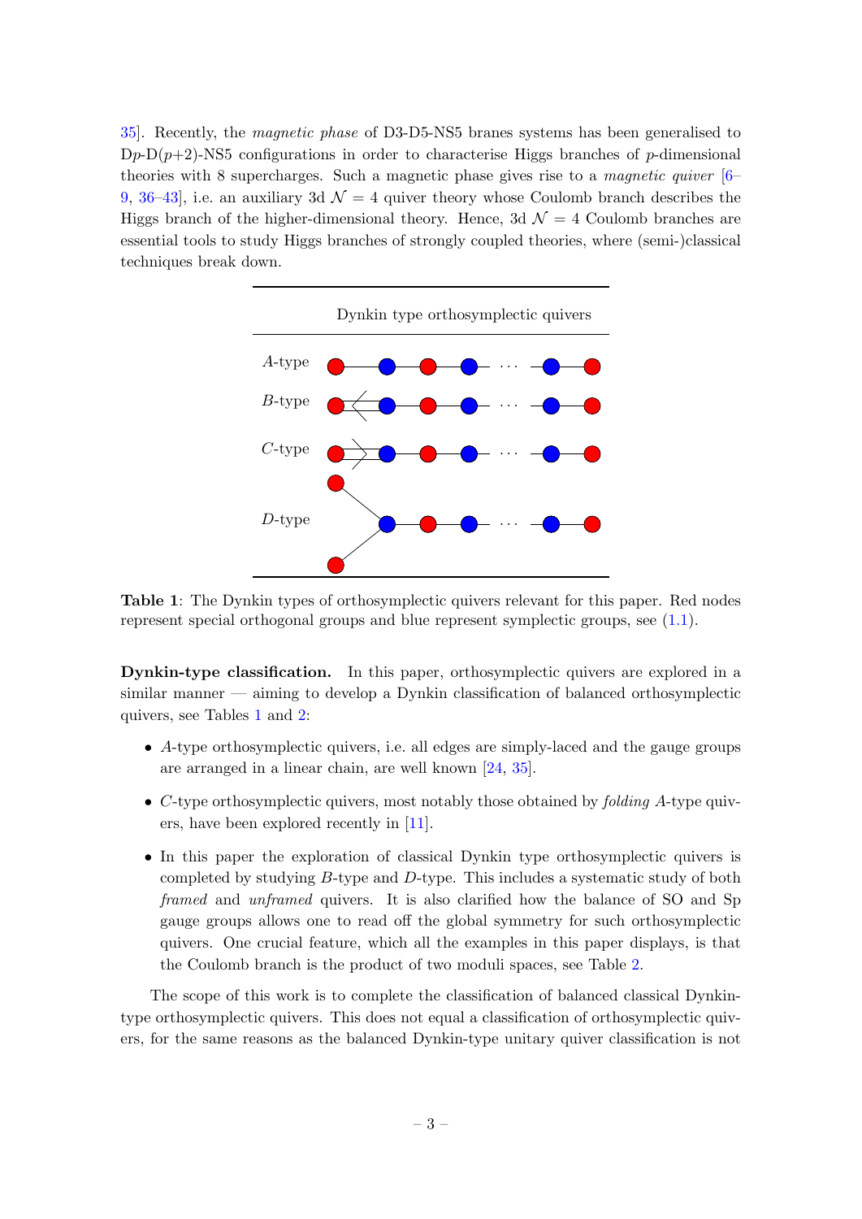35]. Recently, the *magnetic phase* of D3-D5-NS5 branes systems has been generalised to D$p$-D($p$+2)-NS5 configurations in order to characterise Higgs branches of $p$-dimensional theories with 8 supercharges. Such a magnetic phase gives rise to a *magnetic quiver* [6–9, 36–43], i.e. an auxiliary 3d $\mathcal{N}=4$ quiver theory whose Coulomb branch describes the Higgs branch of the higher-dimensional theory. Hence, 3d $\mathcal{N}=4$ Coulomb branches are essential tools to study Higgs branches of strongly coupled theories, where (semi-)classical techniques break down.

| Dynkin type orthosymplectic quivers |
| --- |
| $A$-type |
| $B$-type |
| $C$-type |
| $D$-type |

**Table 1**: The Dynkin types of orthosymplectic quivers relevant for this paper. Red nodes represent special orthogonal groups and blue represent symplectic groups, see (1.1).

**Dynkin-type classification.** In this paper, orthosymplectic quivers are explored in a similar manner — aiming to develop a Dynkin classification of balanced orthosymplectic quivers, see Tables 1 and 2:

- $A$-type orthosymplectic quivers, i.e. all edges are simply-laced and the gauge groups are arranged in a linear chain, are well known [24, 35].
- $C$-type orthosymplectic quivers, most notably those obtained by *folding* $A$-type quivers, have been explored recently in [11].
- In this paper the exploration of classical Dynkin type orthosymplectic quivers is completed by studying $B$-type and $D$-type. This includes a systematic study of both *framed* and *unframed* quivers. It is also clarified how the balance of SO and Sp gauge groups allows one to read off the global symmetry for such orthosymplectic quivers. One crucial feature, which all the examples in this paper displays, is that the Coulomb branch is the product of two moduli spaces, see Table 2.

The scope of this work is to complete the classification of balanced classical Dynkin-type orthosymplectic quivers. This does not equal a classification of orthosymplectic quivers, for the same reasons as the balanced Dynkin-type unitary quiver classification is not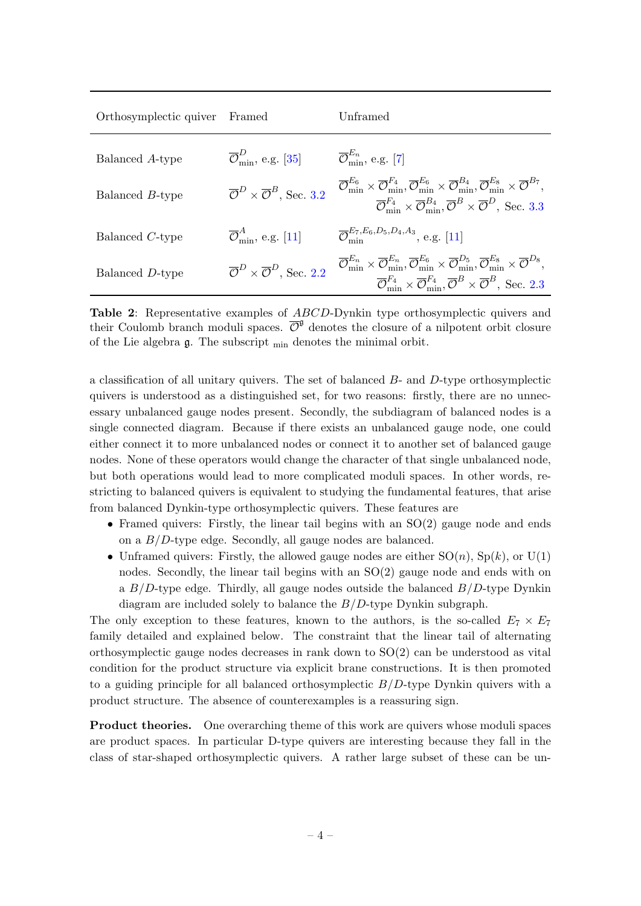| Orthosymplectic quiver | Framed | Unframed |
| --- | --- | --- |
| Balanced $A$-type | $\overline{\mathcal{O}}^{D}_{\text{min}}$, e.g. [35] | $\overline{\mathcal{O}}^{E_n}_{\text{min}}$, e.g. [7] |
| Balanced $B$-type | $\overline{\mathcal{O}}^{D} \times \overline{\mathcal{O}}^{B}$, Sec. 3.2 | $\overline{\mathcal{O}}^{E_6}_{\text{min}} \times \overline{\mathcal{O}}^{F_4}_{\text{min}}, \overline{\mathcal{O}}^{E_6}_{\text{min}} \times \overline{\mathcal{O}}^{B_4}_{\text{min}}, \overline{\mathcal{O}}^{E_8}_{\text{min}} \times \overline{\mathcal{O}}^{B_7}$, $\overline{\mathcal{O}}^{F_4}_{\text{min}} \times \overline{\mathcal{O}}^{B_4}_{\text{min}}, \overline{\mathcal{O}}^{B} \times \overline{\mathcal{O}}^{D}$, Sec. 3.3 |
| Balanced $C$-type | $\overline{\mathcal{O}}^{A}_{\text{min}}$, e.g. [11] | $\overline{\mathcal{O}}^{E_7,E_6,D_5,D_4,A_3}_{\text{min}}$, e.g. [11] |
| Balanced $D$-type | $\overline{\mathcal{O}}^{D} \times \overline{\mathcal{O}}^{D}$, Sec. 2.2 | $\overline{\mathcal{O}}^{E_n}_{\text{min}} \times \overline{\mathcal{O}}^{E_n}_{\text{min}}, \overline{\mathcal{O}}^{E_6}_{\text{min}} \times \overline{\mathcal{O}}^{D_5}_{\text{min}}, \overline{\mathcal{O}}^{E_8}_{\text{min}} \times \overline{\mathcal{O}}^{D_8}$, $\overline{\mathcal{O}}^{F_4}_{\text{min}} \times \overline{\mathcal{O}}^{F_4}_{\text{min}}, \overline{\mathcal{O}}^{B} \times \overline{\mathcal{O}}^{B}$, Sec. 2.3 |

**Table 2**: Representative examples of $ABCD$-Dynkin type orthosymplectic quivers and their Coulomb branch moduli spaces. $\overline{\mathcal{O}}^{\mathfrak{g}}$ denotes the closure of a nilpotent orbit closure of the Lie algebra $\mathfrak{g}$. The subscript $_{\text{min}}$ denotes the minimal orbit.

a classification of all unitary quivers. The set of balanced $B$- and $D$-type orthosymplectic quivers is understood as a distinguished set, for two reasons: firstly, there are no unnecessary unbalanced gauge nodes present. Secondly, the subdiagram of balanced nodes is a single connected diagram. Because if there exists an unbalanced gauge node, one could either connect it to more unbalanced nodes or connect it to another set of balanced gauge nodes. None of these operators would change the character of that single unbalanced node, but both operations would lead to more complicated moduli spaces. In other words, restricting to balanced quivers is equivalent to studying the fundamental features, that arise from balanced Dynkin-type orthosymplectic quivers. These features are

- Framed quivers: Firstly, the linear tail begins with an SO(2) gauge node and ends on a $B/D$-type edge. Secondly, all gauge nodes are balanced.
- Unframed quivers: Firstly, the allowed gauge nodes are either SO($n$), Sp($k$), or U(1) nodes. Secondly, the linear tail begins with an SO(2) gauge node and ends with on a $B/D$-type edge. Thirdly, all gauge nodes outside the balanced $B/D$-type Dynkin diagram are included solely to balance the $B/D$-type Dynkin subgraph.

The only exception to these features, known to the authors, is the so-called $E_7 \times E_7$ family detailed and explained below. The constraint that the linear tail of alternating orthosymplectic gauge nodes decreases in rank down to SO(2) can be understood as vital condition for the product structure via explicit brane constructions. It is then promoted to a guiding principle for all balanced orthosymplectic $B/D$-type Dynkin quivers with a product structure. The absence of counterexamples is a reassuring sign.

**Product theories.** One overarching theme of this work are quivers whose moduli spaces are product spaces. In particular D-type quivers are interesting because they fall in the class of star-shaped orthosymplectic quivers. A rather large subset of these can be un-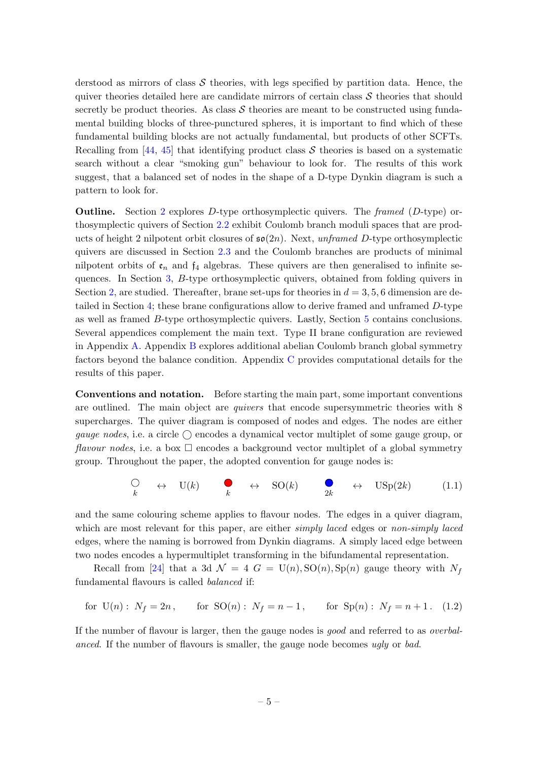derstood as mirrors of class $\mathcal{S}$ theories, with legs specified by partition data. Hence, the quiver theories detailed here are candidate mirrors of certain class $\mathcal{S}$ theories that should secretly be product theories. As class $\mathcal{S}$ theories are meant to be constructed using fundamental building blocks of three-punctured spheres, it is important to find which of these fundamental building blocks are not actually fundamental, but products of other SCFTs. Recalling from [44, 45] that identifying product class $\mathcal{S}$ theories is based on a systematic search without a clear "smoking gun" behaviour to look for. The results of this work suggest, that a balanced set of nodes in the shape of a D-type Dynkin diagram is such a pattern to look for.

**Outline.** Section 2 explores $D$-type orthosymplectic quivers. The *framed* ($D$-type) orthosymplectic quivers of Section 2.2 exhibit Coulomb branch moduli spaces that are products of height 2 nilpotent orbit closures of $\mathfrak{so}(2n)$. Next, *unframed* $D$-type orthosymplectic quivers are discussed in Section 2.3 and the Coulomb branches are products of minimal nilpotent orbits of $\mathfrak{e}_n$ and $\mathfrak{f}_4$ algebras. These quivers are then generalised to infinite sequences. In Section 3, $B$-type orthosymplectic quivers, obtained from folding quivers in Section 2, are studied. Thereafter, brane set-ups for theories in $d = 3, 5, 6$ dimension are detailed in Section 4; these brane configurations allow to derive framed and unframed $D$-type as well as framed $B$-type orthosymplectic quivers. Lastly, Section 5 contains conclusions. Several appendices complement the main text. Type II brane configuration are reviewed in Appendix A. Appendix B explores additional abelian Coulomb branch global symmetry factors beyond the balance condition. Appendix C provides computational details for the results of this paper.

**Conventions and notation.** Before starting the main part, some important conventions are outlined. The main object are *quivers* that encode supersymmetric theories with 8 supercharges. The quiver diagram is composed of nodes and edges. The nodes are either *gauge nodes*, i.e. a circle ◯ encodes a dynamical vector multiplet of some gauge group, or *flavour nodes*, i.e. a box □ encodes a background vector multiplet of a global symmetry group. Throughout the paper, the adopted convention for gauge nodes is:

$$\underset{k}{\bigcirc} \leftrightarrow \mathrm{U}(k) \qquad \underset{k}{\color{red}\bullet} \leftrightarrow \mathrm{SO}(k) \qquad \underset{2k}{\color{blue}\bullet} \leftrightarrow \mathrm{USp}(2k) \tag{1.1}$$

and the same colouring scheme applies to flavour nodes. The edges in a quiver diagram, which are most relevant for this paper, are either *simply laced* edges or *non-simply laced* edges, where the naming is borrowed from Dynkin diagrams. A simply laced edge between two nodes encodes a hypermultiplet transforming in the bifundamental representation.

Recall from [24] that a 3d $\mathcal{N} = 4$ $G = \mathrm{U}(n), \mathrm{SO}(n), \mathrm{Sp}(n)$ gauge theory with $N_f$ fundamental flavours is called *balanced* if:

$$\text{for } \mathrm{U}(n): \; N_f = 2n \,, \qquad \text{for } \mathrm{SO}(n): \; N_f = n-1 \,, \qquad \text{for } \mathrm{Sp}(n): \; N_f = n+1 \,. \tag{1.2}$$

If the number of flavour is larger, then the gauge nodes is *good* and referred to as *overbalanced*. If the number of flavours is smaller, the gauge node becomes *ugly* or *bad*.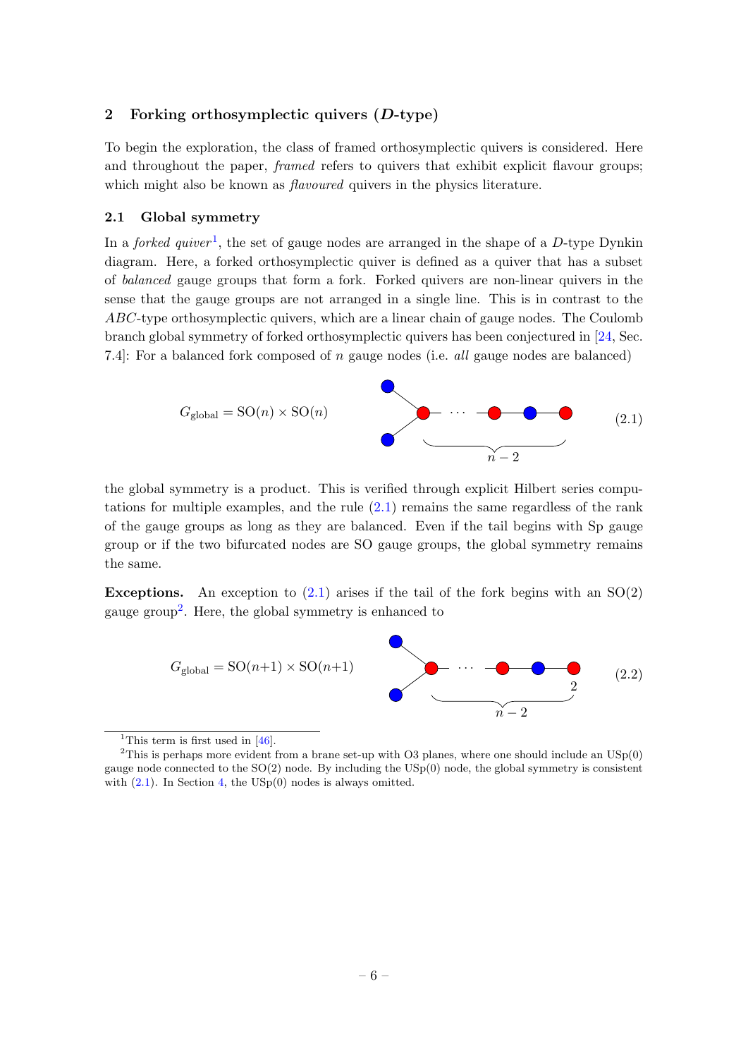## 2 Forking orthosymplectic quivers ($D$-type)

To begin the exploration, the class of framed orthosymplectic quivers is considered. Here and throughout the paper, *framed* refers to quivers that exhibit explicit flavour groups; which might also be known as *flavoured* quivers in the physics literature.

### 2.1 Global symmetry

In a *forked quiver*[1], the set of gauge nodes are arranged in the shape of a $D$-type Dynkin diagram. Here, a forked orthosymplectic quiver is defined as a quiver that has a subset of *balanced* gauge groups that form a fork. Forked quivers are non-linear quivers in the sense that the gauge groups are not arranged in a single line. This is in contrast to the $ABC$-type orthosymplectic quivers, which are a linear chain of gauge nodes. The Coulomb branch global symmetry of forked orthosymplectic quivers has been conjectured in [24, Sec. 7.4]: For a balanced fork composed of $n$ gauge nodes (i.e. *all* gauge nodes are balanced)

$$G_{\text{global}} = \mathrm{SO}(n) \times \mathrm{SO}(n) \tag{2.1}$$

the global symmetry is a product. This is verified through explicit Hilbert series computations for multiple examples, and the rule (2.1) remains the same regardless of the rank of the gauge groups as long as they are balanced. Even if the tail begins with Sp gauge group or if the two bifurcated nodes are SO gauge groups, the global symmetry remains the same.

**Exceptions.** An exception to (2.1) arises if the tail of the fork begins with an SO(2) gauge group[2]. Here, the global symmetry is enhanced to

$$G_{\text{global}} = \mathrm{SO}(n{+}1) \times \mathrm{SO}(n{+}1) \tag{2.2}$$

---

[1] This term is first used in [46].

[2] This is perhaps more evident from a brane set-up with O3 planes, where one should include an USp(0) gauge node connected to the SO(2) node. By including the USp(0) node, the global symmetry is consistent with (2.1). In Section 4, the USp(0) nodes is always omitted.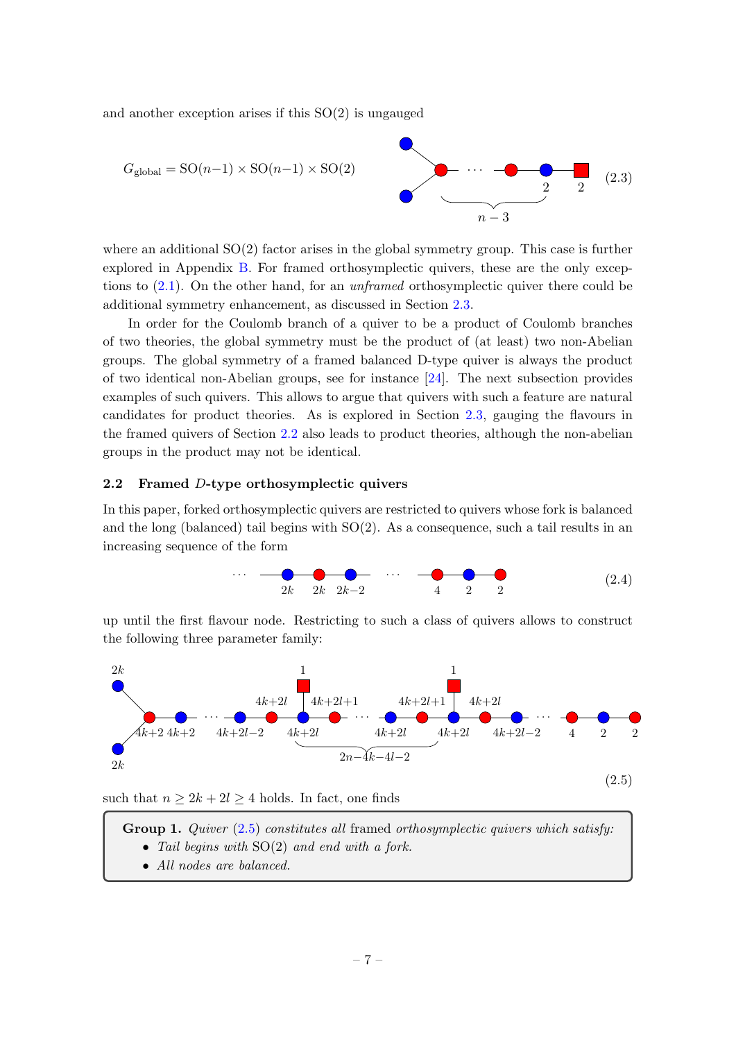and another exception arises if this SO(2) is ungauged

$$G_{\text{global}} = \mathrm{SO}(n-1) \times \mathrm{SO}(n-1) \times \mathrm{SO}(2) \tag{2.3}$$

where an additional SO(2) factor arises in the global symmetry group. This case is further explored in Appendix B. For framed orthosymplectic quivers, these are the only exceptions to (2.1). On the other hand, for an *unframed* orthosymplectic quiver there could be additional symmetry enhancement, as discussed in Section 2.3.

In order for the Coulomb branch of a quiver to be a product of Coulomb branches of two theories, the global symmetry must be the product of (at least) two non-Abelian groups. The global symmetry of a framed balanced D-type quiver is always the product of two identical non-Abelian groups, see for instance [24]. The next subsection provides examples of such quivers. This allows to argue that quivers with such a feature are natural candidates for product theories. As is explored in Section 2.3, gauging the flavours in the framed quivers of Section 2.2 also leads to product theories, although the non-abelian groups in the product may not be identical.

### 2.2 Framed $D$-type orthosymplectic quivers

In this paper, forked orthosymplectic quivers are restricted to quivers whose fork is balanced and the long (balanced) tail begins with SO(2). As a consequence, such a tail results in an increasing sequence of the form

$$\cdots \quad 2k \quad 2k \quad 2k-2 \quad \cdots \quad 4 \quad 2 \quad 2 \tag{2.4}$$

up until the first flavour node. Restricting to such a class of quivers allows to construct the following three parameter family:

$$(2.5)$$

such that $n \geq 2k + 2l \geq 4$ holds. In fact, one finds

> **Group 1.** *Quiver* (2.5) *constitutes all* framed *orthosymplectic quivers which satisfy:*
> - *Tail begins with* SO(2) *and end with a fork.*
> - *All nodes are balanced.*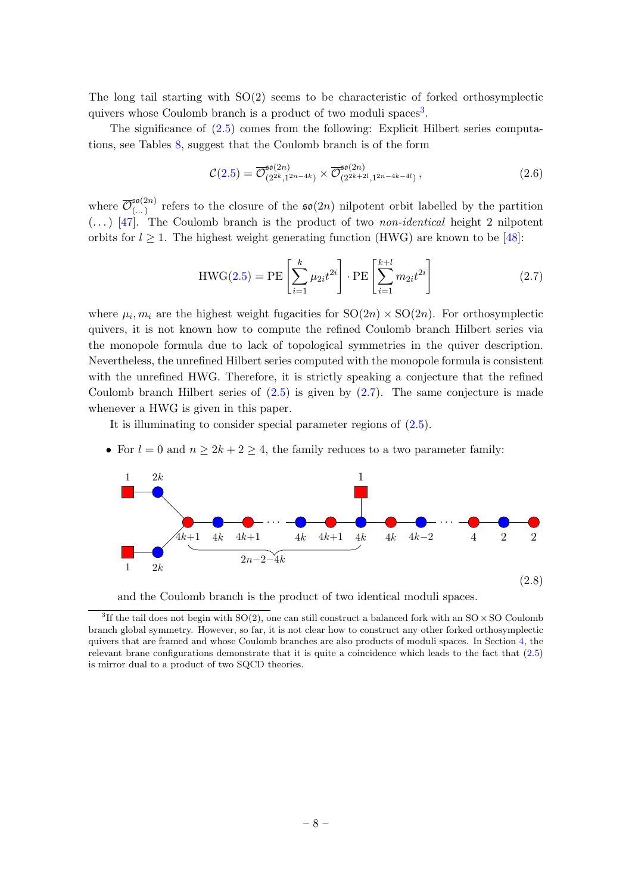The long tail starting with SO(2) seems to be characteristic of forked orthosymplectic quivers whose Coulomb branch is a product of two moduli spaces[3].

The significance of (2.5) comes from the following: Explicit Hilbert series computations, see Tables 8, suggest that the Coulomb branch is of the form

$$\mathcal{C}(2.5) = \overline{\mathcal{O}}^{\mathfrak{so}(2n)}_{(2^{2k},1^{2n-4k})} \times \overline{\mathcal{O}}^{\mathfrak{so}(2n)}_{(2^{2k+2l},1^{2n-4k-4l})}\,, \tag{2.6}$$

where $\overline{\mathcal{O}}^{\mathfrak{so}(2n)}_{(\dots)}$ refers to the closure of the $\mathfrak{so}(2n)$ nilpotent orbit labelled by the partition $(\dots)$ [47]. The Coulomb branch is the product of two *non-identical* height 2 nilpotent orbits for $l \geq 1$. The highest weight generating function (HWG) are known to be [48]:

$$\mathrm{HWG}(2.5) = \mathrm{PE}\left[\sum_{i=1}^{k} \mu_{2i} t^{2i}\right] \cdot \mathrm{PE}\left[\sum_{i=1}^{k+l} m_{2i} t^{2i}\right] \tag{2.7}$$

where $\mu_i, m_i$ are the highest weight fugacities for $\mathrm{SO}(2n) \times \mathrm{SO}(2n)$. For orthosymplectic quivers, it is not known how to compute the refined Coulomb branch Hilbert series via the monopole formula due to lack of topological symmetries in the quiver description. Nevertheless, the unrefined Hilbert series computed with the monopole formula is consistent with the unrefined HWG. Therefore, it is strictly speaking a conjecture that the refined Coulomb branch Hilbert series of (2.5) is given by (2.7). The same conjecture is made whenever a HWG is given in this paper.

It is illuminating to consider special parameter regions of (2.5).

- For $l = 0$ and $n \geq 2k + 2 \geq 4$, the family reduces to a two parameter family:

$$\text{(quiver: flavours } 1 - 2k \text{ and } 1 - 2k \text{ forked into } 4k{+}1 - 4k - 4k{+}1 - \cdots - 4k - 4k{+}1 - 4k \text{ (with flavour } 1\text{)} - 4k - 4k{-}2 - \cdots - 4 - 2 - 2;\ \text{underbrace } 2n{-}2{-}4k)$$
(2.8)

  and the Coulomb branch is the product of two identical moduli spaces.

[3] If the tail does not begin with SO(2), one can still construct a balanced fork with an SO × SO Coulomb branch global symmetry. However, so far, it is not clear how to construct any other forked orthosymplectic quivers that are framed and whose Coulomb branches are also products of moduli spaces. In Section 4, the relevant brane configurations demonstrate that it is quite a coincidence which leads to the fact that (2.5) is mirror dual to a product of two SQCD theories.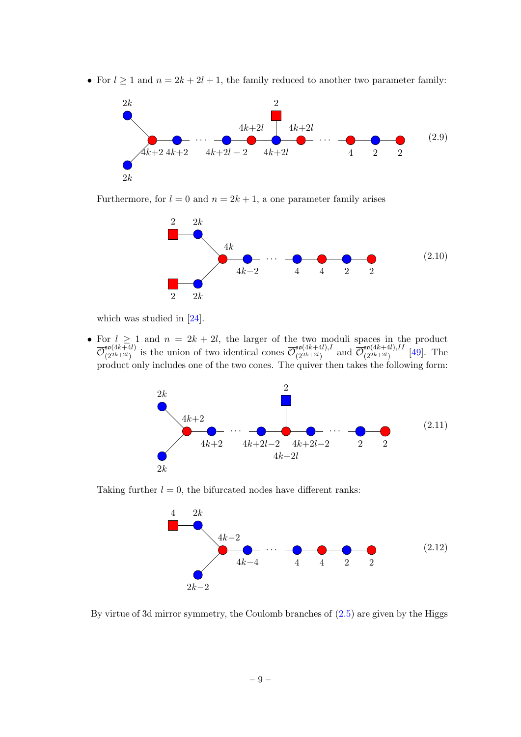- For $l \geq 1$ and $n = 2k + 2l + 1$, the family reduced to another two parameter family:

$$\text{(quiver diagram)} \tag{2.9}$$

Furthermore, for $l = 0$ and $n = 2k + 1$, a one parameter family arises

$$\text{(quiver diagram)} \tag{2.10}$$

which was studied in [24].

- For $l \geq 1$ and $n = 2k + 2l$, the larger of the two moduli spaces in the product $\overline{\mathcal{O}}^{\mathfrak{so}(4k+4l)}_{(2^{2k+2l})}$ is the union of two identical cones $\overline{\mathcal{O}}^{\mathfrak{so}(4k+4l),I}_{(2^{2k+2l})}$ and $\overline{\mathcal{O}}^{\mathfrak{so}(4k+4l),II}_{(2^{2k+2l})}$ [49]. The product only includes one of the two cones. The quiver then takes the following form:

$$\text{(quiver diagram)} \tag{2.11}$$

Taking further $l = 0$, the bifurcated nodes have different ranks:

$$\text{(quiver diagram)} \tag{2.12}$$

By virtue of 3d mirror symmetry, the Coulomb branches of (2.5) are given by the Higgs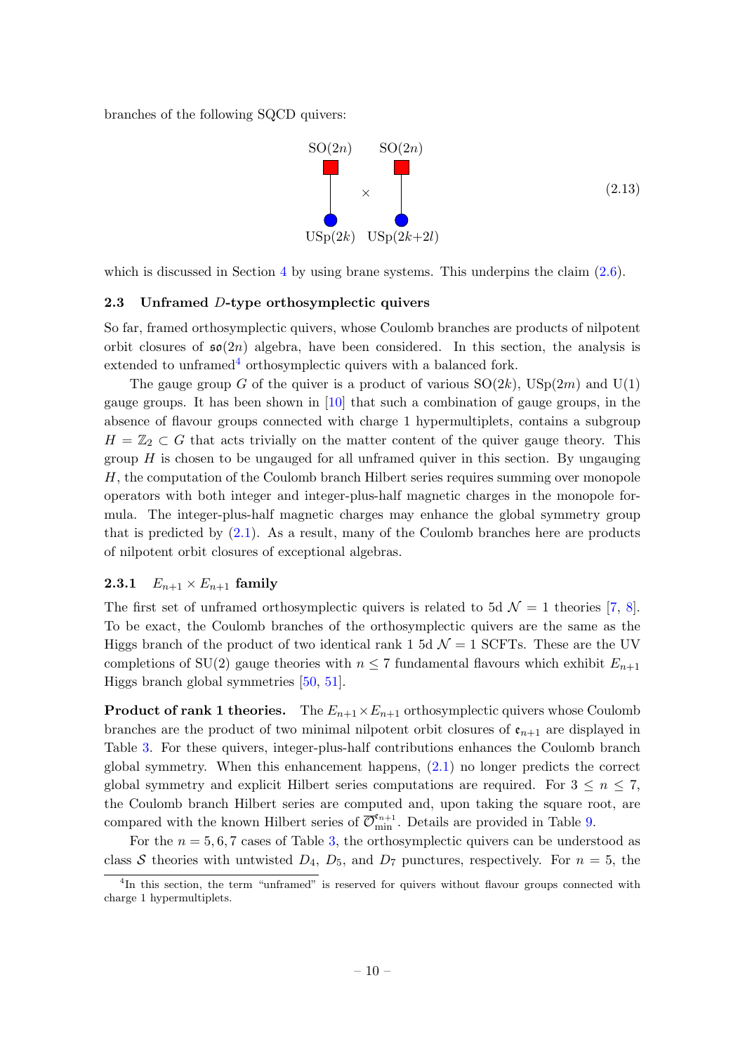branches of the following SQCD quivers:

$$
\begin{array}{ccc}
\mathrm{SO}(2n) & & \mathrm{SO}(2n) \\
\blacksquare & & \blacksquare \\
| & \times & | \\
\bullet & & \bullet \\
\mathrm{USp}(2k) & & \mathrm{USp}(2k{+}2l)
\end{array}
\tag{2.13}
$$

which is discussed in Section 4 by using brane systems. This underpins the claim (2.6).

### 2.3 Unframed $D$-type orthosymplectic quivers

So far, framed orthosymplectic quivers, whose Coulomb branches are products of nilpotent orbit closures of $\mathfrak{so}(2n)$ algebra, have been considered. In this section, the analysis is extended to unframed[4] orthosymplectic quivers with a balanced fork.

The gauge group $G$ of the quiver is a product of various $\mathrm{SO}(2k)$, $\mathrm{USp}(2m)$ and $\mathrm{U}(1)$ gauge groups. It has been shown in [10] that such a combination of gauge groups, in the absence of flavour groups connected with charge 1 hypermultiplets, contains a subgroup $H = \mathbb{Z}_2 \subset G$ that acts trivially on the matter content of the quiver gauge theory. This group $H$ is chosen to be ungauged for all unframed quiver in this section. By ungauging $H$, the computation of the Coulomb branch Hilbert series requires summing over monopole operators with both integer and integer-plus-half magnetic charges in the monopole formula. The integer-plus-half magnetic charges may enhance the global symmetry group that is predicted by (2.1). As a result, many of the Coulomb branches here are products of nilpotent orbit closures of exceptional algebras.

#### 2.3.1 $E_{n+1} \times E_{n+1}$ family

The first set of unframed orthosymplectic quivers is related to 5d $\mathcal{N}=1$ theories [7, 8]. To be exact, the Coulomb branches of the orthosymplectic quivers are the same as the Higgs branch of the product of two identical rank 1 5d $\mathcal{N}=1$ SCFTs. These are the UV completions of $\mathrm{SU}(2)$ gauge theories with $n \leq 7$ fundamental flavours which exhibit $E_{n+1}$ Higgs branch global symmetries [50, 51].

**Product of rank 1 theories.** The $E_{n+1} \times E_{n+1}$ orthosymplectic quivers whose Coulomb branches are the product of two minimal nilpotent orbit closures of $\mathfrak{e}_{n+1}$ are displayed in Table 3. For these quivers, integer-plus-half contributions enhances the Coulomb branch global symmetry. When this enhancement happens, (2.1) no longer predicts the correct global symmetry and explicit Hilbert series computations are required. For $3 \leq n \leq 7$, the Coulomb branch Hilbert series are computed and, upon taking the square root, are compared with the known Hilbert series of $\overline{\mathcal{O}}^{\mathfrak{e}_{n+1}}_{\min}$. Details are provided in Table 9.

For the $n = 5, 6, 7$ cases of Table 3, the orthosymplectic quivers can be understood as class $\mathcal{S}$ theories with untwisted $D_4$, $D_5$, and $D_7$ punctures, respectively. For $n = 5$, the

[4] In this section, the term "unframed" is reserved for quivers without flavour groups connected with charge 1 hypermultiplets.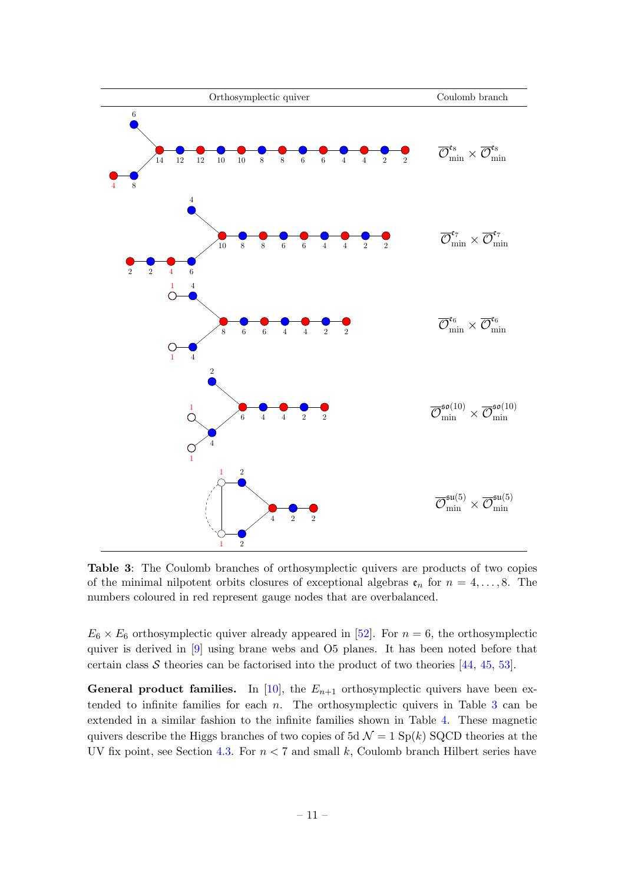| Orthosymplectic quiver | Coulomb branch |
|---|---|
| | $\overline{\mathcal{O}}^{\mathfrak{e}_8}_{\text{min}} \times \overline{\mathcal{O}}^{\mathfrak{e}_8}_{\text{min}}$ |
| | $\overline{\mathcal{O}}^{\mathfrak{e}_7}_{\text{min}} \times \overline{\mathcal{O}}^{\mathfrak{e}_7}_{\text{min}}$ |
| | $\overline{\mathcal{O}}^{\mathfrak{e}_6}_{\text{min}} \times \overline{\mathcal{O}}^{\mathfrak{e}_6}_{\text{min}}$ |
| | $\overline{\mathcal{O}}^{\mathfrak{so}(10)}_{\text{min}} \times \overline{\mathcal{O}}^{\mathfrak{so}(10)}_{\text{min}}$ |
| | $\overline{\mathcal{O}}^{\mathfrak{su}(5)}_{\text{min}} \times \overline{\mathcal{O}}^{\mathfrak{su}(5)}_{\text{min}}$ |

**Table 3**: The Coulomb branches of orthosymplectic quivers are products of two copies of the minimal nilpotent orbits closures of exceptional algebras $\mathfrak{e}_n$ for $n = 4, \ldots, 8$. The numbers coloured in red represent gauge nodes that are overbalanced.

$E_6 \times E_6$ orthosymplectic quiver already appeared in [52]. For $n = 6$, the orthosymplectic quiver is derived in [9] using brane webs and O5 planes. It has been noted before that certain class $\mathcal{S}$ theories can be factorised into the product of two theories [44, 45, 53].

**General product families.** In [10], the $E_{n+1}$ orthosymplectic quivers have been extended to infinite families for each $n$. The orthosymplectic quivers in Table 3 can be extended in a similar fashion to the infinite families shown in Table 4. These magnetic quivers describe the Higgs branches of two copies of 5d $\mathcal{N} = 1$ $\mathrm{Sp}(k)$ SQCD theories at the UV fix point, see Section 4.3. For $n < 7$ and small $k$, Coulomb branch Hilbert series have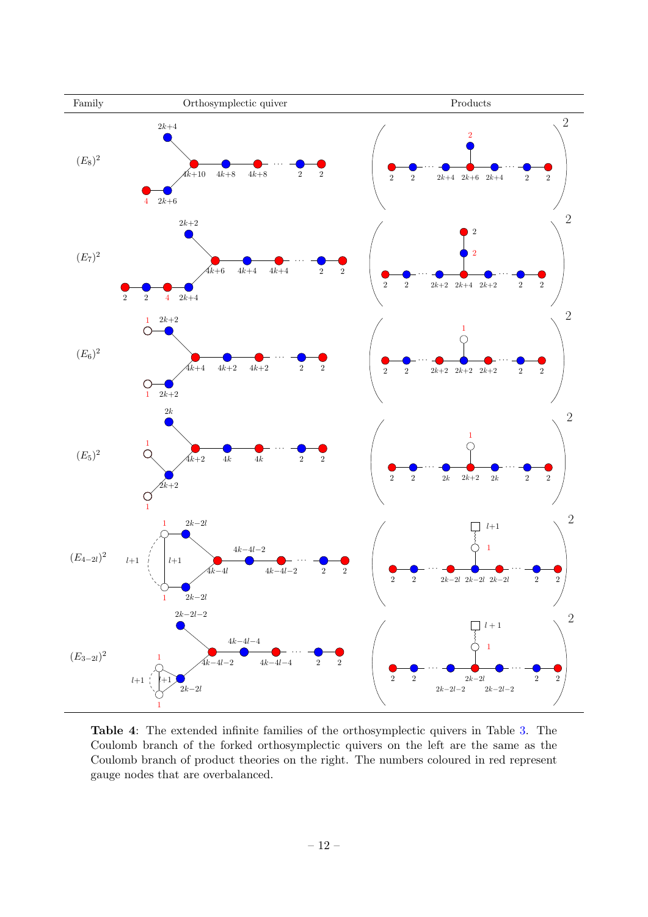| Family | Orthosymplectic quiver | Products |
|---|---|---|
| $(E_8)^2$ | | |
| $(E_7)^2$ | | |
| $(E_6)^2$ | | |
| $(E_5)^2$ | | |
| $(E_{4-2l})^2$ | | |
| $(E_{3-2l})^2$ | | |

**Table 4**: The extended infinite families of the orthosymplectic quivers in Table 3. The Coulomb branch of the forked orthosymplectic quivers on the left are the same as the Coulomb branch of product theories on the right. The numbers coloured in red represent gauge nodes that are overbalanced.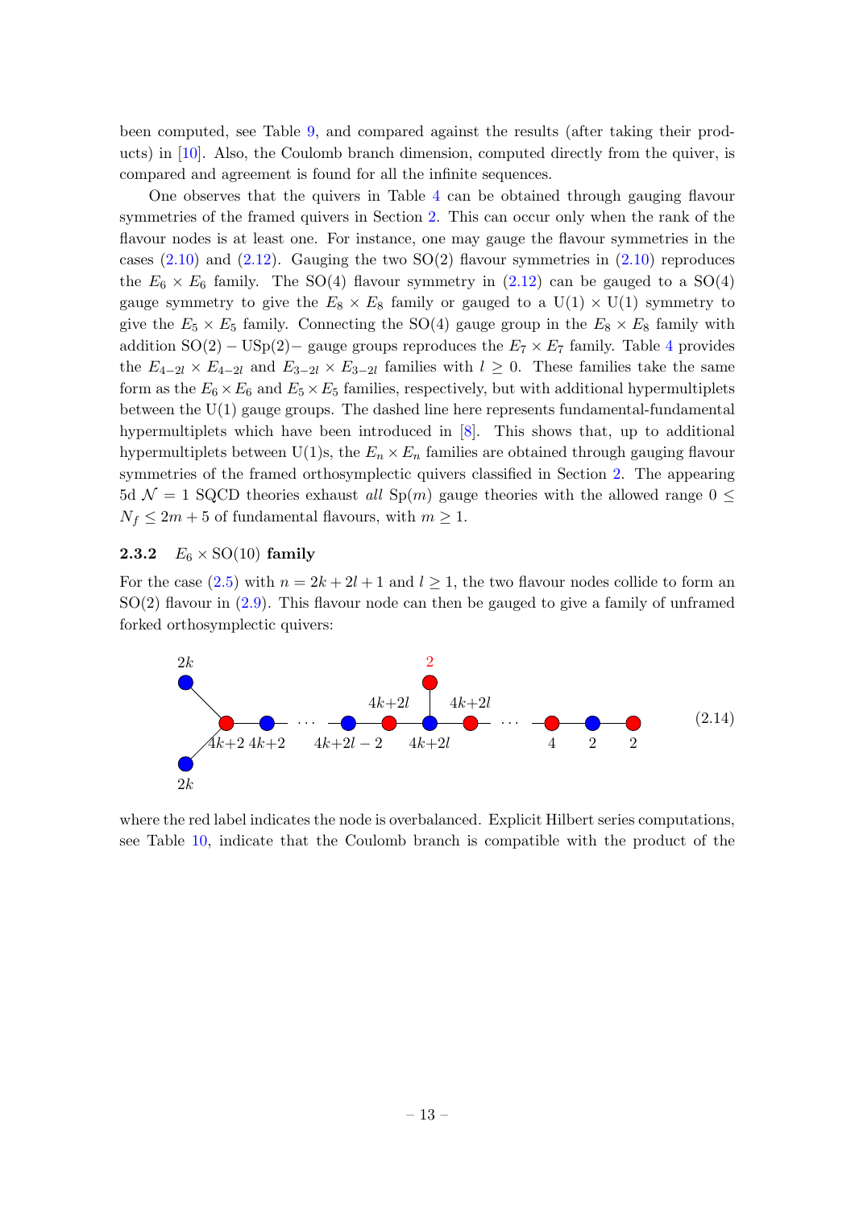been computed, see Table 9, and compared against the results (after taking their products) in [10]. Also, the Coulomb branch dimension, computed directly from the quiver, is compared and agreement is found for all the infinite sequences.

One observes that the quivers in Table 4 can be obtained through gauging flavour symmetries of the framed quivers in Section 2. This can occur only when the rank of the flavour nodes is at least one. For instance, one may gauge the flavour symmetries in the cases (2.10) and (2.12). Gauging the two SO(2) flavour symmetries in (2.10) reproduces the $E_6 \times E_6$ family. The SO(4) flavour symmetry in (2.12) can be gauged to a SO(4) gauge symmetry to give the $E_8 \times E_8$ family or gauged to a $\mathrm{U}(1) \times \mathrm{U}(1)$ symmetry to give the $E_5 \times E_5$ family. Connecting the SO(4) gauge group in the $E_8 \times E_8$ family with addition $\mathrm{SO}(2) - \mathrm{USp}(2)-$ gauge groups reproduces the $E_7 \times E_7$ family. Table 4 provides the $E_{4-2l} \times E_{4-2l}$ and $E_{3-2l} \times E_{3-2l}$ families with $l \geq 0$. These families take the same form as the $E_6 \times E_6$ and $E_5 \times E_5$ families, respectively, but with additional hypermultiplets between the U(1) gauge groups. The dashed line here represents fundamental-fundamental hypermultiplets which have been introduced in [8]. This shows that, up to additional hypermultiplets between U(1)s, the $E_n \times E_n$ families are obtained through gauging flavour symmetries of the framed orthosymplectic quivers classified in Section 2. The appearing 5d $\mathcal{N} = 1$ SQCD theories exhaust *all* $\mathrm{Sp}(m)$ gauge theories with the allowed range $0 \leq N_f \leq 2m + 5$ of fundamental flavours, with $m \geq 1$.

### 2.3.2 $E_6 \times \mathrm{SO}(10)$ family

For the case (2.5) with $n = 2k + 2l + 1$ and $l \geq 1$, the two flavour nodes collide to form an SO(2) flavour in (2.9). This flavour node can then be gauged to give a family of unframed forked orthosymplectic quivers:

$$\text{Quiver: nodes } 2k,\ 2k \text{ (fork)} - 4k{+}2 - 4k{+}2 - \cdots - 4k{+}2l{-}2 - 4k{+}2l - 4k{+}2l\,(\text{with } 2 \text{ attached}) - 4k{+}2l - \cdots - 4 - 2 - 2 \tag{2.14}$$

where the red label indicates the node is overbalanced. Explicit Hilbert series computations, see Table 10, indicate that the Coulomb branch is compatible with the product of the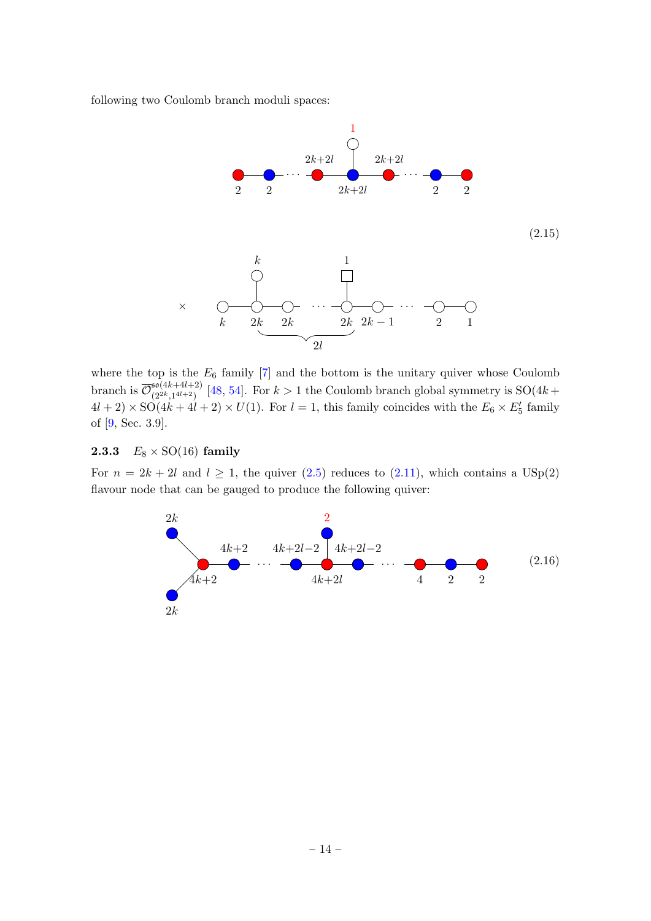following two Coulomb branch moduli spaces:

(2.15)

where the top is the $E_6$ family [7] and the bottom is the unitary quiver whose Coulomb branch is $\overline{\mathcal{O}}^{\mathfrak{so}(4k+4l+2)}_{(2^{2k},1^{4l+2})}$ [48, 54]. For $k>1$ the Coulomb branch global symmetry is $\mathrm{SO}(4k+4l+2)\times \mathrm{SO}(4k+4l+2)\times U(1)$. For $l=1$, this family coincides with the $E_6\times E_5'$ family of [9, Sec. 3.9].

### 2.3.3 $E_8\times \mathrm{SO}(16)$ family

For $n=2k+2l$ and $l\geq 1$, the quiver (2.5) reduces to (2.11), which contains a $\mathrm{USp}(2)$ flavour node that can be gauged to produce the following quiver:

(2.16)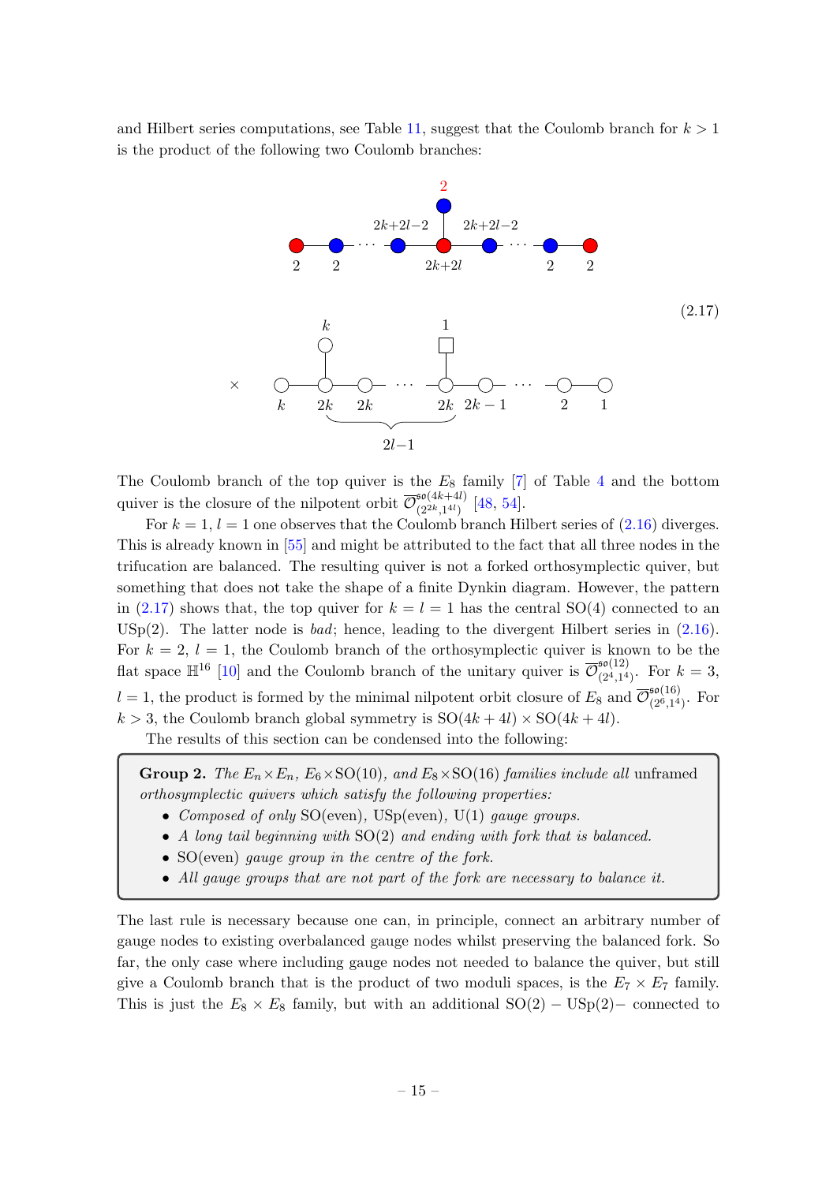and Hilbert series computations, see Table 11, suggest that the Coulomb branch for $k > 1$ is the product of the following two Coulomb branches:

$$
\begin{array}{c}
\text{(quiver diagram: } 2 - 2 - \cdots - (2k{+}2l{-}2) - (2k{+}2l) - (2k{+}2l{-}2) - \cdots - 2 - 2, \text{ with } 2 \text{ attached to the central } 2k{+}2l \text{ node)} \\
\times \\
\text{(quiver diagram: } k - 2k - 2k - \cdots - 2k - (2k-1) - \cdots - 2 - 1, \text{ with } k \text{ attached to the first } 2k \text{ node and flavour } 1 \text{ attached to the last } 2k \text{ node; } \underbrace{2k \cdots 2k}_{2l-1})
\end{array}
\tag{2.17}
$$

The Coulomb branch of the top quiver is the $E_8$ family [7] of Table 4 and the bottom quiver is the closure of the nilpotent orbit $\overline{\mathcal{O}}^{\mathfrak{so}(4k+4l)}_{(2^{2k},1^{4l})}$ [48, 54].

For $k = 1$, $l = 1$ one observes that the Coulomb branch Hilbert series of (2.16) diverges. This is already known in [55] and might be attributed to the fact that all three nodes in the trifucation are balanced. The resulting quiver is not a forked orthosymplectic quiver, but something that does not take the shape of a finite Dynkin diagram. However, the pattern in (2.17) shows that, the top quiver for $k = l = 1$ has the central SO(4) connected to an USp(2). The latter node is *bad*; hence, leading to the divergent Hilbert series in (2.16). For $k = 2$, $l = 1$, the Coulomb branch of the orthosymplectic quiver is known to be the flat space $\mathbb{H}^{16}$ [10] and the Coulomb branch of the unitary quiver is $\overline{\mathcal{O}}^{\mathfrak{so}(12)}_{(2^4,1^4)}$. For $k = 3$, $l = 1$, the product is formed by the minimal nilpotent orbit closure of $E_8$ and $\overline{\mathcal{O}}^{\mathfrak{so}(16)}_{(2^6,1^4)}$. For $k > 3$, the Coulomb branch global symmetry is $\mathrm{SO}(4k + 4l) \times \mathrm{SO}(4k + 4l)$.

The results of this section can be condensed into the following:

> **Group 2.** *The $E_n \times E_n$, $E_6 \times \mathrm{SO}(10)$, and $E_8 \times \mathrm{SO}(16)$ families include all* unframed *orthosymplectic quivers which satisfy the following properties:*
>
> - *Composed of only* SO(even), USp(even), U(1) *gauge groups.*
> - *A long tail beginning with* SO(2) *and ending with fork that is balanced.*
> - SO(even) *gauge group in the centre of the fork.*
> - *All gauge groups that are not part of the fork are necessary to balance it.*

The last rule is necessary because one can, in principle, connect an arbitrary number of gauge nodes to existing overbalanced gauge nodes whilst preserving the balanced fork. So far, the only case where including gauge nodes not needed to balance the quiver, but still give a Coulomb branch that is the product of two moduli spaces, is the $E_7 \times E_7$ family. This is just the $E_8 \times E_8$ family, but with an additional $\mathrm{SO}(2) - \mathrm{USp}(2)-$ connected to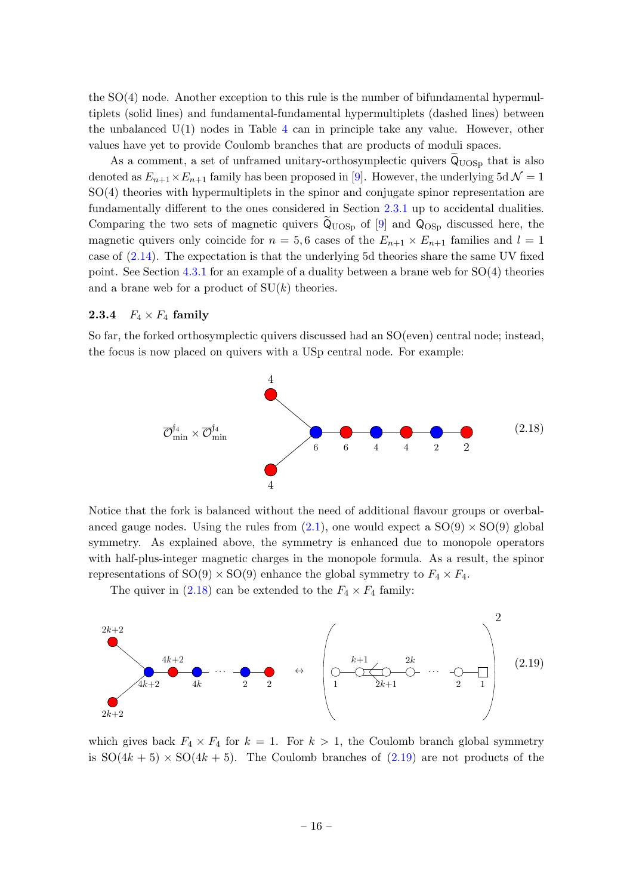the SO(4) node. Another exception to this rule is the number of bifundamental hypermultiplets (solid lines) and fundamental-fundamental hypermultiplets (dashed lines) between the unbalanced U(1) nodes in Table 4 can in principle take any value. However, other values have yet to provide Coulomb branches that are products of moduli spaces.

As a comment, a set of unframed unitary-orthosymplectic quivers $\widetilde{\mathsf{Q}}_{\mathrm{UOSp}}$ that is also denoted as $E_{n+1} \times E_{n+1}$ family has been proposed in [9]. However, the underlying 5d $\mathcal{N}=1$ SO(4) theories with hypermultiplets in the spinor and conjugate spinor representation are fundamentally different to the ones considered in Section 2.3.1 up to accidental dualities. Comparing the two sets of magnetic quivers $\widetilde{\mathsf{Q}}_{\mathrm{UOSp}}$ of [9] and $\mathsf{Q}_{\mathrm{OSp}}$ discussed here, the magnetic quivers only coincide for $n = 5, 6$ cases of the $E_{n+1} \times E_{n+1}$ families and $l = 1$ case of (2.14). The expectation is that the underlying 5d theories share the same UV fixed point. See Section 4.3.1 for an example of a duality between a brane web for SO(4) theories and a brane web for a product of SU$(k)$ theories.

### 2.3.4 $F_4 \times F_4$ family

So far, the forked orthosymplectic quivers discussed had an SO(even) central node; instead, the focus is now placed on quivers with a USp central node. For example:

$$\overline{\mathcal{O}}^{\mathfrak{f}_4}_{\min} \times \overline{\mathcal{O}}^{\mathfrak{f}_4}_{\min} \qquad \text{(quiver: nodes } 4, 4 \text{ forked to } 6 - 6 - 4 - 4 - 2 - 2\text{)} \tag{2.18}$$

Notice that the fork is balanced without the need of additional flavour groups or overbalanced gauge nodes. Using the rules from (2.1), one would expect a SO(9) $\times$ SO(9) global symmetry. As explained above, the symmetry is enhanced due to monopole operators with half-plus-integer magnetic charges in the monopole formula. As a result, the spinor representations of SO(9) $\times$ SO(9) enhance the global symmetry to $F_4 \times F_4$.

The quiver in (2.18) can be extended to the $F_4 \times F_4$ family:

$$\text{(quiver: nodes } 2k{+}2, 2k{+}2 \text{ forked to } 4k{+}2 - 4k{+}2 - 4k - \cdots - 2 - 2\text{)} \quad \leftrightarrow \quad \left( 1 - k{+}1 \Leftarrow 2k{+}1 - 2k - \cdots - 2 - \boxed{1} \right)^2 \tag{2.19}$$

which gives back $F_4 \times F_4$ for $k = 1$. For $k > 1$, the Coulomb branch global symmetry is SO$(4k+5) \times$ SO$(4k+5)$. The Coulomb branches of (2.19) are not products of the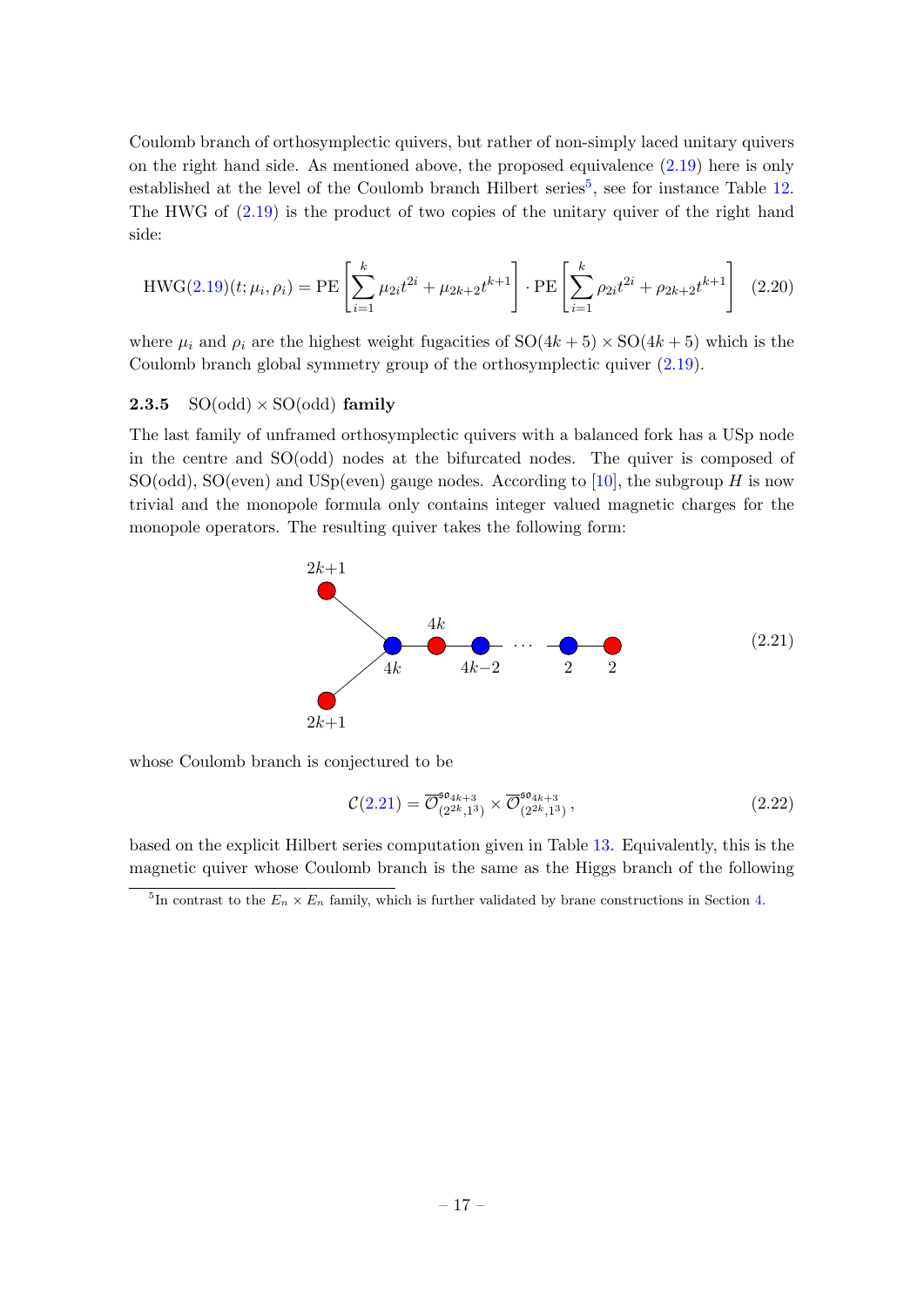Coulomb branch of orthosymplectic quivers, but rather of non-simply laced unitary quivers on the right hand side. As mentioned above, the proposed equivalence (2.19) here is only established at the level of the Coulomb branch Hilbert series[5], see for instance Table 12. The HWG of (2.19) is the product of two copies of the unitary quiver of the right hand side:

$$\mathrm{HWG}(2.19)(t;\mu_i,\rho_i) = \mathrm{PE}\left[\sum_{i=1}^{k}\mu_{2i}t^{2i} + \mu_{2k+2}t^{k+1}\right]\cdot \mathrm{PE}\left[\sum_{i=1}^{k}\rho_{2i}t^{2i} + \rho_{2k+2}t^{k+1}\right] \quad (2.20)$$

where $\mu_i$ and $\rho_i$ are the highest weight fugacities of $\mathrm{SO}(4k+5)\times\mathrm{SO}(4k+5)$ which is the Coulomb branch global symmetry group of the orthosymplectic quiver (2.19).

### 2.3.5 $\mathrm{SO}(\mathrm{odd})\times\mathrm{SO}(\mathrm{odd})$ family

The last family of unframed orthosymplectic quivers with a balanced fork has a USp node in the centre and SO(odd) nodes at the bifurcated nodes. The quiver is composed of SO(odd), SO(even) and USp(even) gauge nodes. According to [10], the subgroup $H$ is now trivial and the monopole formula only contains integer valued magnetic charges for the monopole operators. The resulting quiver takes the following form:

$$\begin{array}{c} 2k{+}1 \\ \circ \\ \quad\diagdown \\ \quad\quad 4k \!-\! 4k \!-\! (4k{-}2) \!-\! \cdots \!-\! 2 \!-\! 2 \\ \quad\diagup \\ \circ \\ 2k{+}1 \end{array} \quad (2.21)$$

whose Coulomb branch is conjectured to be

$$\mathcal{C}(2.21) = \overline{\mathcal{O}}^{\mathfrak{so}_{4k+3}}_{(2^{2k},1^3)} \times \overline{\mathcal{O}}^{\mathfrak{so}_{4k+3}}_{(2^{2k},1^3)}\,, \quad (2.22)$$

based on the explicit Hilbert series computation given in Table 13. Equivalently, this is the magnetic quiver whose Coulomb branch is the same as the Higgs branch of the following

[5] In contrast to the $E_n \times E_n$ family, which is further validated by brane constructions in Section 4.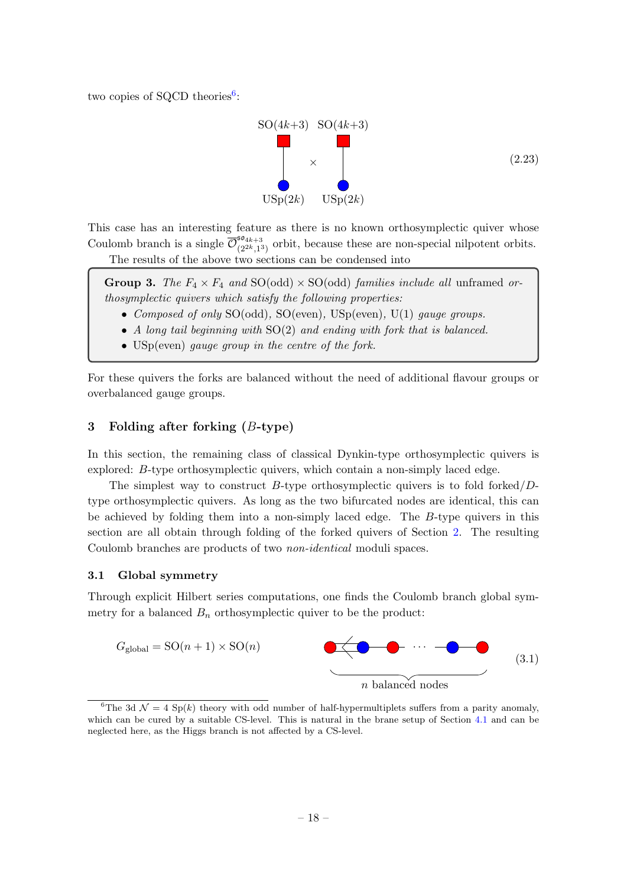two copies of SQCD theories[6]:

$$\begin{array}{ccc} \mathrm{SO}(4k{+}3) & & \mathrm{SO}(4k{+}3) \\ \blacksquare & & \blacksquare \\ | & \times & | \\ \bullet & & \bullet \\ \mathrm{USp}(2k) & & \mathrm{USp}(2k) \end{array} \tag{2.23}$$

This case has an interesting feature as there is no known orthosymplectic quiver whose Coulomb branch is a single $\overline{\mathcal{O}}^{\mathfrak{so}_{4k+3}}_{(2^{2k},1^3)}$ orbit, because these are non-special nilpotent orbits.

The results of the above two sections can be condensed into

> **Group 3.** *The $F_4 \times F_4$ and $\mathrm{SO(odd)} \times \mathrm{SO(odd)}$ families include all unframed orthosymplectic quivers which satisfy the following properties:*
>
> - *Composed of only* SO(odd), SO(even), USp(even), U(1) *gauge groups.*
> - *A long tail beginning with* SO(2) *and ending with fork that is balanced.*
> - USp(even) *gauge group in the centre of the fork.*

For these quivers the forks are balanced without the need of additional flavour groups or overbalanced gauge groups.

## 3 Folding after forking ($B$-type)

In this section, the remaining class of classical Dynkin-type orthosymplectic quivers is explored: $B$-type orthosymplectic quivers, which contain a non-simply laced edge.

The simplest way to construct $B$-type orthosymplectic quivers is to fold forked/$D$-type orthosymplectic quivers. As long as the two bifurcated nodes are identical, this can be achieved by folding them into a non-simply laced edge. The $B$-type quivers in this section are all obtain through folding of the forked quivers of Section 2. The resulting Coulomb branches are products of two *non-identical* moduli spaces.

### 3.1 Global symmetry

Through explicit Hilbert series computations, one finds the Coulomb branch global symmetry for a balanced $B_n$ orthosymplectic quiver to be the product:

$$G_{\text{global}} = \mathrm{SO}(n+1) \times \mathrm{SO}(n) \qquad \underbrace{\bullet \Leftarrow \bullet - \bullet - \cdots - \bullet - \bullet}_{n \text{ balanced nodes}} \tag{3.1}$$

[6]The 3d $\mathcal{N}=4$ Sp($k$) theory with odd number of half-hypermultiplets suffers from a parity anomaly, which can be cured by a suitable CS-level. This is natural in the brane setup of Section 4.1 and can be neglected here, as the Higgs branch is not affected by a CS-level.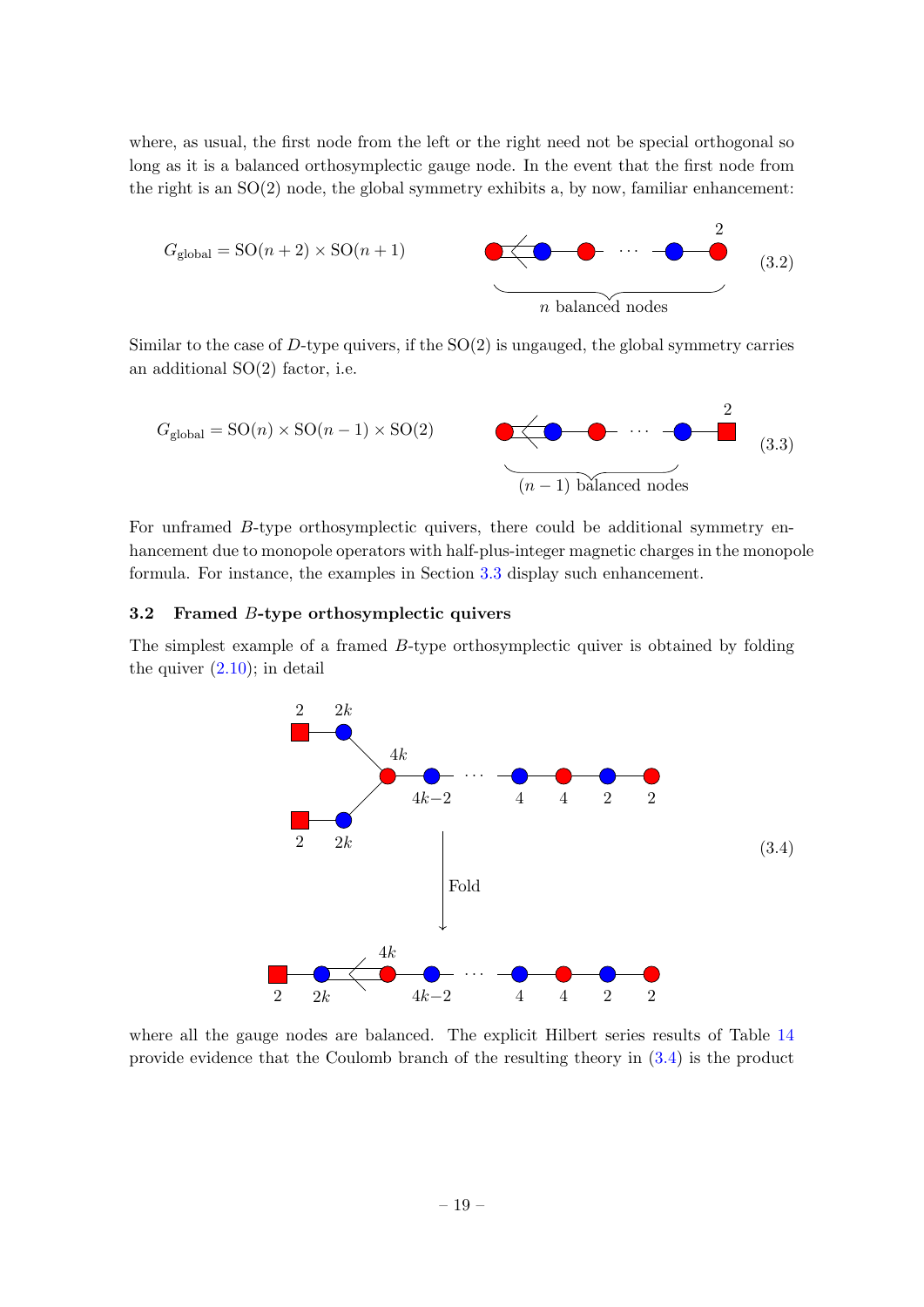where, as usual, the first node from the left or the right need not be special orthogonal so long as it is a balanced orthosymplectic gauge node. In the event that the first node from the right is an SO(2) node, the global symmetry exhibits a, by now, familiar enhancement:

$$G_{\text{global}} = \text{SO}(n+2) \times \text{SO}(n+1) \tag{3.2}$$

Similar to the case of $D$-type quivers, if the SO(2) is ungauged, the global symmetry carries an additional SO(2) factor, i.e.

$$G_{\text{global}} = \text{SO}(n) \times \text{SO}(n-1) \times \text{SO}(2) \tag{3.3}$$

For unframed $B$-type orthosymplectic quivers, there could be additional symmetry enhancement due to monopole operators with half-plus-integer magnetic charges in the monopole formula. For instance, the examples in Section 3.3 display such enhancement.

### 3.2 Framed $B$-type orthosymplectic quivers

The simplest example of a framed $B$-type orthosymplectic quiver is obtained by folding the quiver (2.10); in detail

$$(3.4)$$

where all the gauge nodes are balanced. The explicit Hilbert series results of Table 14 provide evidence that the Coulomb branch of the resulting theory in (3.4) is the product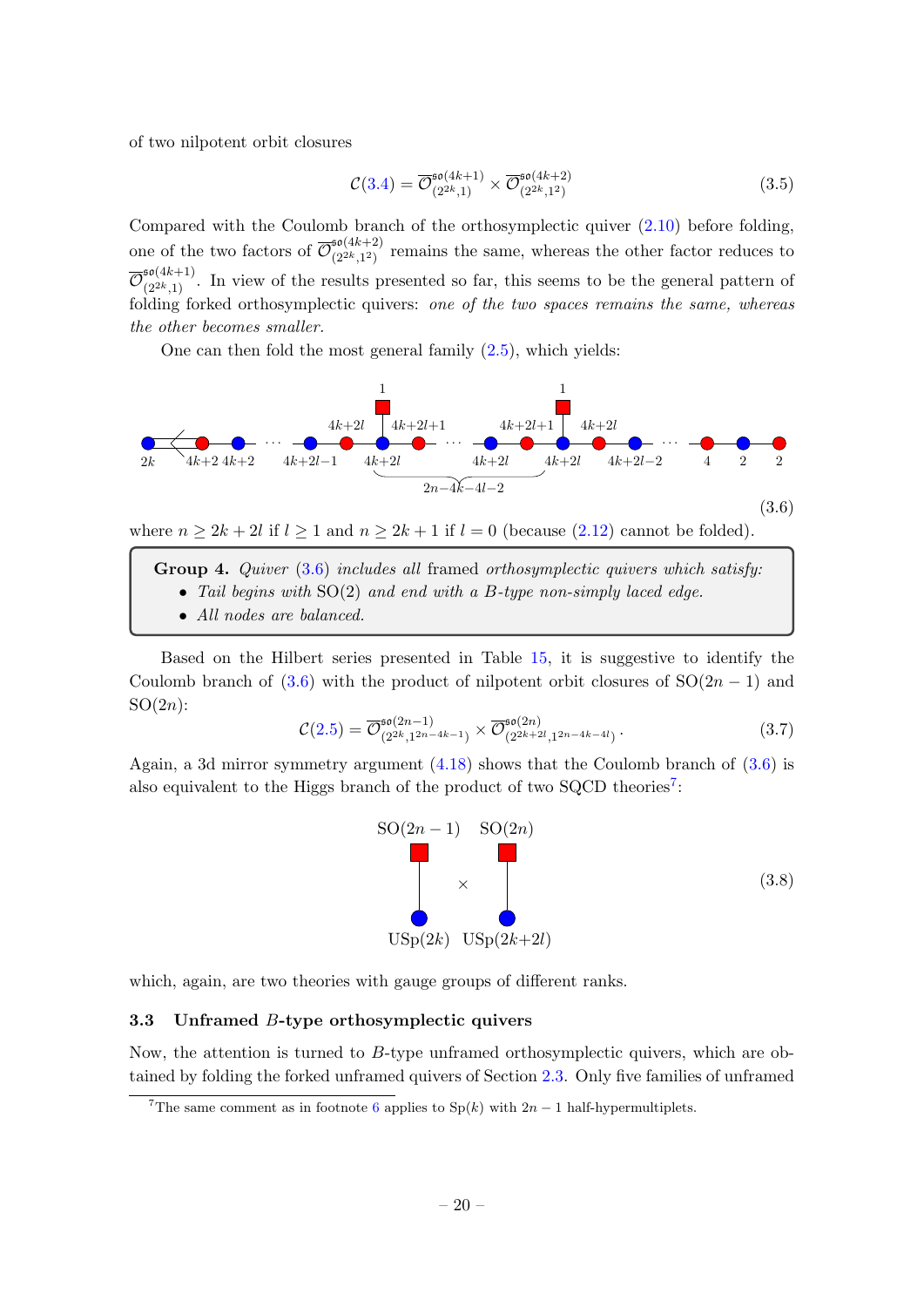of two nilpotent orbit closures

$$\mathcal{C}(3.4) = \overline{\mathcal{O}}^{\mathfrak{so}(4k+1)}_{(2^{2k},1)} \times \overline{\mathcal{O}}^{\mathfrak{so}(4k+2)}_{(2^{2k},1^2)} \tag{3.5}$$

Compared with the Coulomb branch of the orthosymplectic quiver (2.10) before folding, one of the two factors of $\overline{\mathcal{O}}^{\mathfrak{so}(4k+2)}_{(2^{2k},1^2)}$ remains the same, whereas the other factor reduces to $\overline{\mathcal{O}}^{\mathfrak{so}(4k+1)}_{(2^{2k},1)}$. In view of the results presented so far, this seems to be the general pattern of folding forked orthosymplectic quivers: *one of the two spaces remains the same, whereas the other becomes smaller.*

One can then fold the most general family (2.5), which yields:

$$\text{[quiver: } 2k \Leftarrow 4k{+}2 - 4k{+}2 - \cdots - 4k{+}2l{-}1 - 4k{+}2l - 4k{+}2l \,(\text{flavor } 1) - 4k{+}2l{+}1 - \cdots - 4k{+}2l{+}1 - 4k{+}2l - 4k{+}2l\,(\text{flavor } 1) - 4k{+}2l - 4k{+}2l{-}2 - \cdots - 4 - 2 - 2\text{]}, \quad \text{with } 2n-4k-4l-2 \text{ nodes between the flavored nodes} \tag{3.6}$$

where $n \geq 2k+2l$ if $l \geq 1$ and $n \geq 2k+1$ if $l = 0$ (because (2.12) cannot be folded).

> **Group 4.** *Quiver* (3.6) *includes all* framed *orthosymplectic quivers which satisfy:*
> - *Tail begins with* SO(2) *and end with a B-type non-simply laced edge.*
> - *All nodes are balanced.*

Based on the Hilbert series presented in Table 15, it is suggestive to identify the Coulomb branch of (3.6) with the product of nilpotent orbit closures of SO$(2n-1)$ and SO$(2n)$:

$$\mathcal{C}(2.5) = \overline{\mathcal{O}}^{\mathfrak{so}(2n-1)}_{(2^{2k},1^{2n-4k-1})} \times \overline{\mathcal{O}}^{\mathfrak{so}(2n)}_{(2^{2k+2l},1^{2n-4k-4l})}\,. \tag{3.7}$$

Again, a 3d mirror symmetry argument (4.18) shows that the Coulomb branch of (3.6) is also equivalent to the Higgs branch of the product of two SQCD theories[7]:

$$\text{USp}(2k) \text{ with flavor } \text{SO}(2n-1) \quad \times \quad \text{USp}(2k{+}2l) \text{ with flavor } \text{SO}(2n) \tag{3.8}$$

which, again, are two theories with gauge groups of different ranks.

### 3.3 Unframed $B$-type orthosymplectic quivers

Now, the attention is turned to $B$-type unframed orthosymplectic quivers, which are obtained by folding the forked unframed quivers of Section 2.3. Only five families of unframed

[7] The same comment as in footnote 6 applies to Sp$(k)$ with $2n-1$ half-hypermultiplets.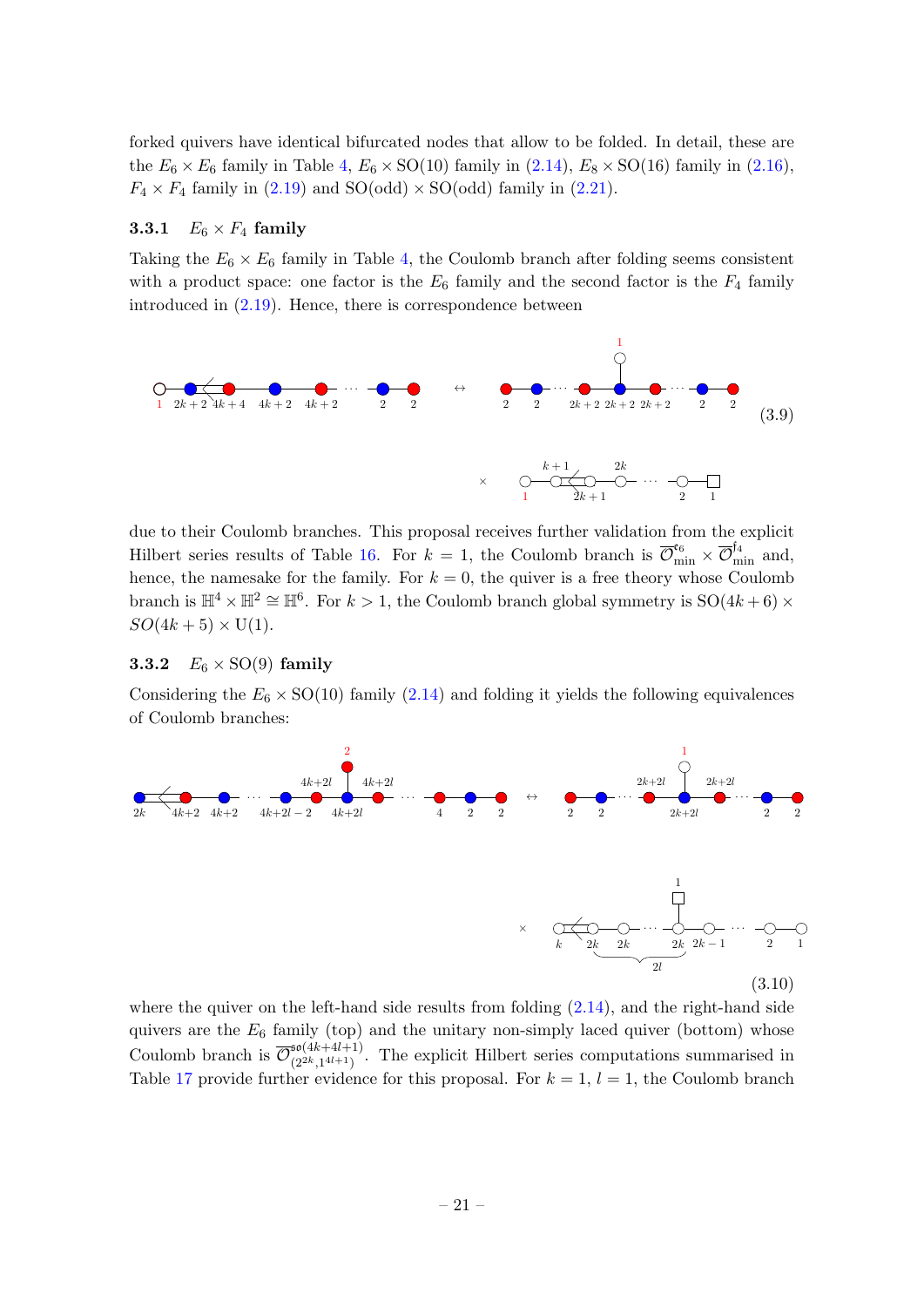forked quivers have identical bifurcated nodes that allow to be folded. In detail, these are the $E_6 \times E_6$ family in Table 4, $E_6 \times \mathrm{SO}(10)$ family in (2.14), $E_8 \times \mathrm{SO}(16)$ family in (2.16), $F_4 \times F_4$ family in (2.19) and $\mathrm{SO(odd)} \times \mathrm{SO(odd)}$ family in (2.21).

### 3.3.1 $E_6 \times F_4$ family

Taking the $E_6 \times E_6$ family in Table 4, the Coulomb branch after folding seems consistent with a product space: one factor is the $E_6$ family and the second factor is the $F_4$ family introduced in (2.19). Hence, there is correspondence between

$$(3.9)$$

due to their Coulomb branches. This proposal receives further validation from the explicit Hilbert series results of Table 16. For $k = 1$, the Coulomb branch is $\overline{\mathcal{O}}^{\mathfrak{e}_6}_{\min} \times \overline{\mathcal{O}}^{\mathfrak{f}_4}_{\min}$ and, hence, the namesake for the family. For $k = 0$, the quiver is a free theory whose Coulomb branch is $\mathbb{H}^4 \times \mathbb{H}^2 \cong \mathbb{H}^6$. For $k > 1$, the Coulomb branch global symmetry is $\mathrm{SO}(4k+6) \times SO(4k+5) \times \mathrm{U}(1)$.

### 3.3.2 $E_6 \times \mathrm{SO}(9)$ family

Considering the $E_6 \times \mathrm{SO}(10)$ family (2.14) and folding it yields the following equivalences of Coulomb branches:

$$(3.10)$$

where the quiver on the left-hand side results from folding (2.14), and the right-hand side quivers are the $E_6$ family (top) and the unitary non-simply laced quiver (bottom) whose Coulomb branch is $\overline{\mathcal{O}}^{\mathfrak{so}(4k+4l+1)}_{(2^{2k},1^{4l+1})}$. The explicit Hilbert series computations summarised in Table 17 provide further evidence for this proposal. For $k = 1$, $l = 1$, the Coulomb branch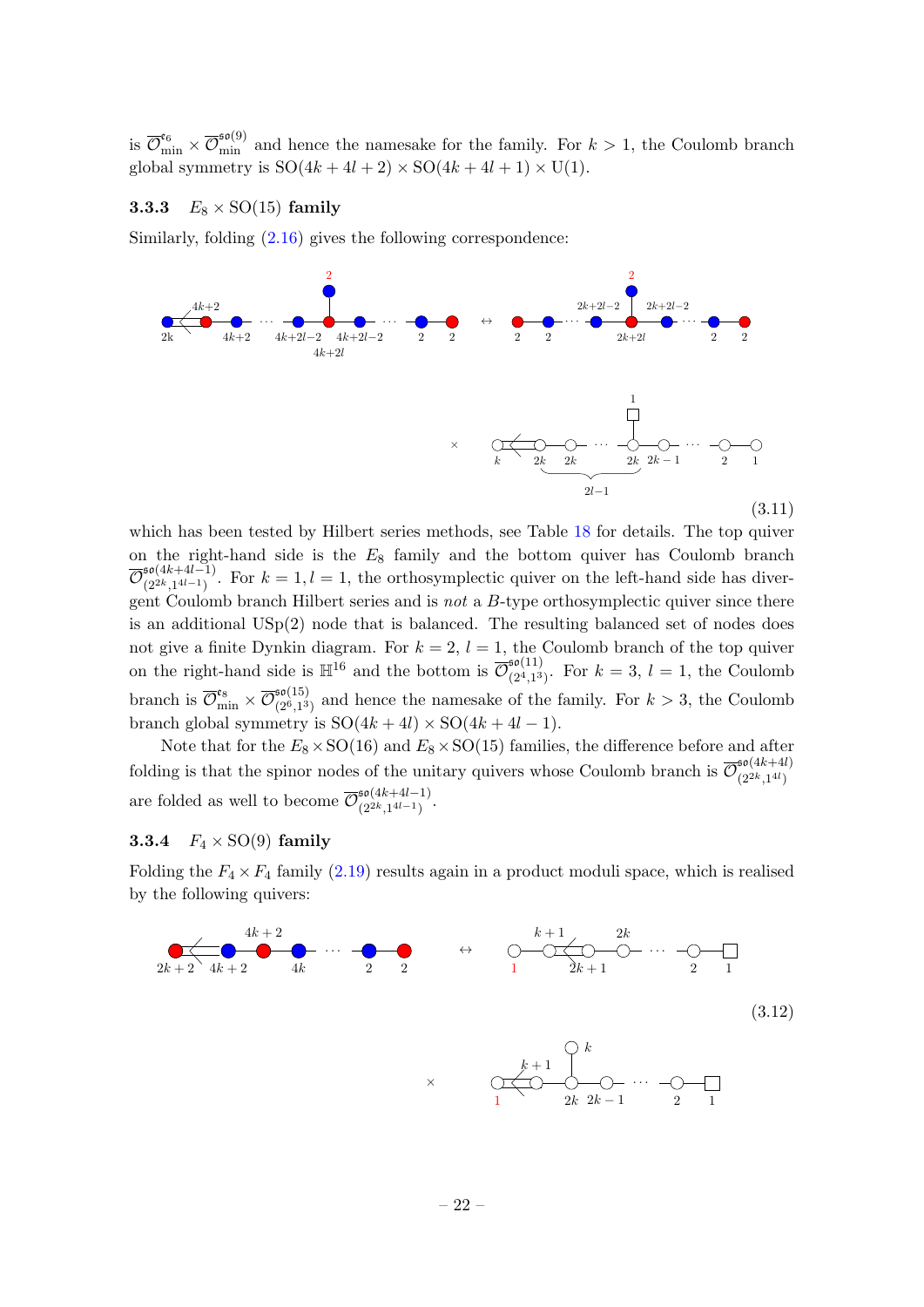is $\overline{\mathcal{O}}^{\mathfrak{e}_6}_{\text{min}} \times \overline{\mathcal{O}}^{\mathfrak{so}(9)}_{\text{min}}$ and hence the namesake for the family. For $k > 1$, the Coulomb branch global symmetry is $\text{SO}(4k+4l+2) \times \text{SO}(4k+4l+1) \times \text{U}(1)$.

### 3.3.3 $E_8 \times \text{SO}(15)$ family

Similarly, folding (2.16) gives the following correspondence:

$$(3.11)$$

which has been tested by Hilbert series methods, see Table 18 for details. The top quiver on the right-hand side is the $E_8$ family and the bottom quiver has Coulomb branch $\overline{\mathcal{O}}^{\mathfrak{so}(4k+4l-1)}_{(2^{2k},1^{4l-1})}$. For $k = 1, l = 1$, the orthosymplectic quiver on the left-hand side has divergent Coulomb branch Hilbert series and is *not* a $B$-type orthosymplectic quiver since there is an additional $\text{USp}(2)$ node that is balanced. The resulting balanced set of nodes does not give a finite Dynkin diagram. For $k = 2$, $l = 1$, the Coulomb branch of the top quiver on the right-hand side is $\mathbb{H}^{16}$ and the bottom is $\overline{\mathcal{O}}^{\mathfrak{so}(11)}_{(2^4,1^3)}$. For $k = 3$, $l = 1$, the Coulomb branch is $\overline{\mathcal{O}}^{\mathfrak{e}_8}_{\text{min}} \times \overline{\mathcal{O}}^{\mathfrak{so}(15)}_{(2^6,1^3)}$ and hence the namesake of the family. For $k > 3$, the Coulomb branch global symmetry is $\text{SO}(4k+4l) \times \text{SO}(4k+4l-1)$.

Note that for the $E_8 \times \text{SO}(16)$ and $E_8 \times \text{SO}(15)$ families, the difference before and after folding is that the spinor nodes of the unitary quivers whose Coulomb branch is $\overline{\mathcal{O}}^{\mathfrak{so}(4k+4l)}_{(2^{2k},1^{4l})}$ are folded as well to become $\overline{\mathcal{O}}^{\mathfrak{so}(4k+4l-1)}_{(2^{2k},1^{4l-1})}$.

### 3.3.4 $F_4 \times \text{SO}(9)$ family

Folding the $F_4 \times F_4$ family (2.19) results again in a product moduli space, which is realised by the following quivers:

$$(3.12)$$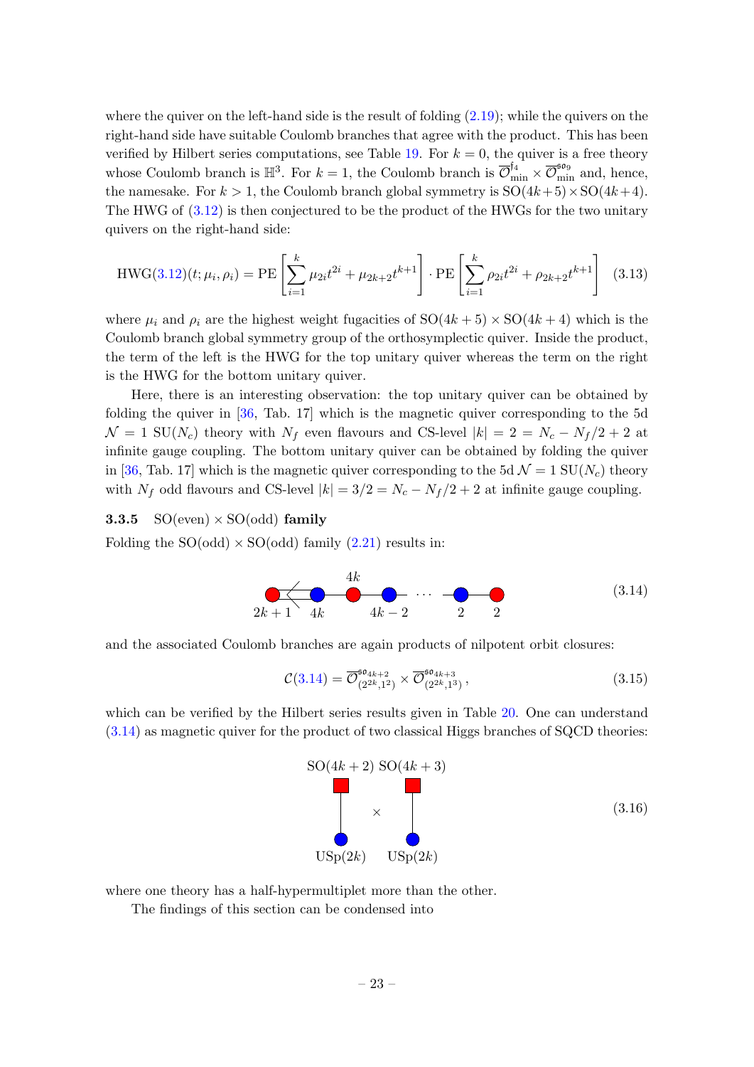where the quiver on the left-hand side is the result of folding (2.19); while the quivers on the right-hand side have suitable Coulomb branches that agree with the product. This has been verified by Hilbert series computations, see Table 19. For $k = 0$, the quiver is a free theory whose Coulomb branch is $\mathbb{H}^3$. For $k = 1$, the Coulomb branch is $\overline{\mathcal{O}}^{\mathfrak{f}_4}_{\text{min}} \times \overline{\mathcal{O}}^{\mathfrak{so}_9}_{\text{min}}$ and, hence, the namesake. For $k > 1$, the Coulomb branch global symmetry is $\text{SO}(4k+5) \times \text{SO}(4k+4)$. The HWG of (3.12) is then conjectured to be the product of the HWGs for the two unitary quivers on the right-hand side:

$$\text{HWG}(3.12)(t; \mu_i, \rho_i) = \text{PE}\left[\sum_{i=1}^{k} \mu_{2i} t^{2i} + \mu_{2k+2} t^{k+1}\right] \cdot \text{PE}\left[\sum_{i=1}^{k} \rho_{2i} t^{2i} + \rho_{2k+2} t^{k+1}\right] \quad (3.13)$$

where $\mu_i$ and $\rho_i$ are the highest weight fugacities of $\text{SO}(4k+5) \times \text{SO}(4k+4)$ which is the Coulomb branch global symmetry group of the orthosymplectic quiver. Inside the product, the term of the left is the HWG for the top unitary quiver whereas the term on the right is the HWG for the bottom unitary quiver.

Here, there is an interesting observation: the top unitary quiver can be obtained by folding the quiver in [36, Tab. 17] which is the magnetic quiver corresponding to the 5d $\mathcal{N} = 1$ $\text{SU}(N_c)$ theory with $N_f$ even flavours and CS-level $|k| = 2 = N_c - N_f/2 + 2$ at infinite gauge coupling. The bottom unitary quiver can be obtained by folding the quiver in [36, Tab. 17] which is the magnetic quiver corresponding to the 5d $\mathcal{N} = 1$ $\text{SU}(N_c)$ theory with $N_f$ odd flavours and CS-level $|k| = 3/2 = N_c - N_f/2 + 2$ at infinite gauge coupling.

#### 3.3.5 $\text{SO(even)} \times \text{SO(odd)}$ family

Folding the $\text{SO(odd)} \times \text{SO(odd)}$ family (2.21) results in:

$$2k+1 \Leftarrow 4k - 4k - (4k-2) - \cdots - 2 - 2 \quad (3.14)$$

and the associated Coulomb branches are again products of nilpotent orbit closures:

$$\mathcal{C}(3.14) = \overline{\mathcal{O}}^{\mathfrak{so}_{4k+2}}_{(2^{2k},1^2)} \times \overline{\mathcal{O}}^{\mathfrak{so}_{4k+3}}_{(2^{2k},1^3)}\,, \quad (3.15)$$

which can be verified by the Hilbert series results given in Table 20. One can understand (3.14) as magnetic quiver for the product of two classical Higgs branches of SQCD theories:

$$\text{SO}(4k+2) - \text{USp}(2k) \quad \times \quad \text{SO}(4k+3) - \text{USp}(2k) \quad (3.16)$$

where one theory has a half-hypermultiplet more than the other.

The findings of this section can be condensed into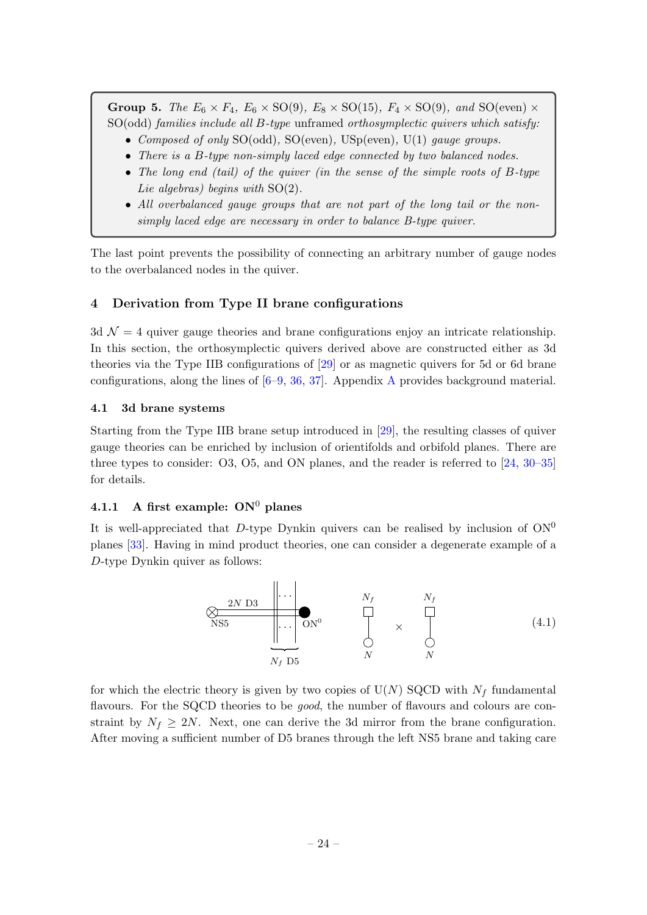> **Group 5.** *The $E_6 \times F_4$, $E_6 \times \mathrm{SO}(9)$, $E_8 \times \mathrm{SO}(15)$, $F_4 \times \mathrm{SO}(9)$, and $\mathrm{SO}(\text{even}) \times \mathrm{SO}(\text{odd})$ families include all B-type* unframed *orthosymplectic quivers which satisfy:*
> - *Composed of only* $\mathrm{SO}(\text{odd})$, $\mathrm{SO}(\text{even})$, $\mathrm{USp}(\text{even})$, $\mathrm{U}(1)$ *gauge groups.*
> - *There is a B-type non-simply laced edge connected by two balanced nodes.*
> - *The long end (tail) of the quiver (in the sense of the simple roots of B-type Lie algebras) begins with* $\mathrm{SO}(2)$.
> - *All overbalanced gauge groups that are not part of the long tail or the non-simply laced edge are necessary in order to balance B-type quiver.*

The last point prevents the possibility of connecting an arbitrary number of gauge nodes to the overbalanced nodes in the quiver.

## 4 Derivation from Type II brane configurations

3d $\mathcal{N} = 4$ quiver gauge theories and brane configurations enjoy an intricate relationship. In this section, the orthosymplectic quivers derived above are constructed either as 3d theories via the Type IIB configurations of [29] or as magnetic quivers for 5d or 6d brane configurations, along the lines of [6–9, 36, 37]. Appendix A provides background material.

### 4.1 3d brane systems

Starting from the Type IIB brane setup introduced in [29], the resulting classes of quiver gauge theories can be enriched by inclusion of orientifolds and orbifold planes. There are three types to consider: O3, O5, and ON planes, and the reader is referred to [24, 30–35] for details.

#### 4.1.1 A first example: $\mathrm{ON}^0$ planes

It is well-appreciated that $D$-type Dynkin quivers can be realised by inclusion of $\mathrm{ON}^0$ planes [33]. Having in mind product theories, one can consider a degenerate example of a $D$-type Dynkin quiver as follows:

(4.1)

for which the electric theory is given by two copies of $\mathrm{U}(N)$ SQCD with $N_f$ fundamental flavours. For the SQCD theories to be *good*, the number of flavours and colours are constraint by $N_f \geq 2N$. Next, one can derive the 3d mirror from the brane configuration. After moving a sufficient number of D5 branes through the left NS5 brane and taking care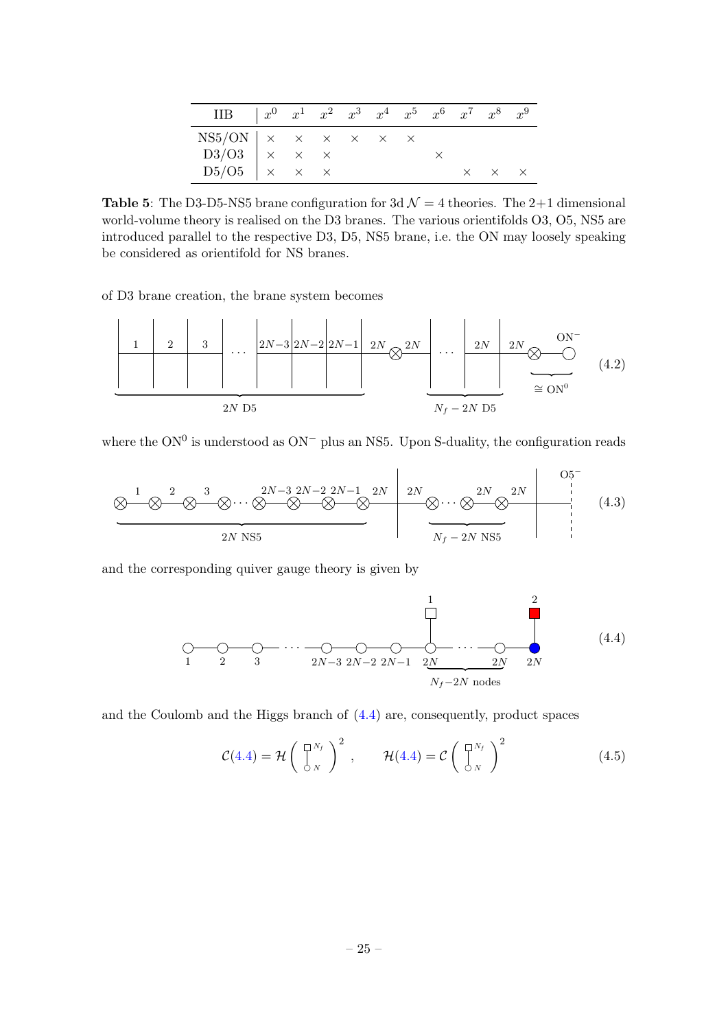| IIB | $x^0$ | $x^1$ | $x^2$ | $x^3$ | $x^4$ | $x^5$ | $x^6$ | $x^7$ | $x^8$ | $x^9$ |
|---|---|---|---|---|---|---|---|---|---|---|
| NS5/ON | × | × | × | × | × | × | | | | |
| D3/O3 | × | × | × | | | | × | | | |
| D5/O5 | × | × | × | | | | | × | × | × |

**Table 5**: The D3-D5-NS5 brane configuration for 3d $\mathcal{N}=4$ theories. The 2+1 dimensional world-volume theory is realised on the D3 branes. The various orientifolds O3, O5, NS5 are introduced parallel to the respective D3, D5, NS5 brane, i.e. the ON may loosely speaking be considered as orientifold for NS branes.

of D3 brane creation, the brane system becomes

$$\underbrace{1 \mid 2 \mid 3 \mid \cdots \mid 2N{-}3 \mid 2N{-}2 \mid 2N{-}1 \mid}_{2N \text{ D5}} \; 2N \otimes 2N \; \underbrace{\mid \cdots \mid 2N \mid}_{N_f - 2N \text{ D5}} \; 2N \underbrace{\otimes \!-\!\!\bigcirc^{\mathrm{ON}^-}}_{\cong\, \mathrm{ON}^0} \tag{4.2}$$

where the $\mathrm{ON}^0$ is understood as $\mathrm{ON}^-$ plus an NS5. Upon S-duality, the configuration reads

$$\underbrace{\otimes \overset{1}{-} \otimes \overset{2}{-} \otimes \overset{3}{-} \otimes \cdots \otimes \overset{2N-3}{-} \otimes \overset{2N-2}{-} \otimes \overset{2N-1}{-} \otimes}_{2N \text{ NS5}} \overset{2N}{-} \mid \overset{2N}{-} \underbrace{\otimes \cdots \otimes \overset{2N}{-} \otimes}_{N_f - 2N \text{ NS5}} \overset{2N}{-} \mid \; \overset{\mathrm{O5}^-}{\vdots} \tag{4.3}$$

and the corresponding quiver gauge theory is given by

$$\bigcirc_1 - \bigcirc_2 - \bigcirc_3 - \cdots - \bigcirc_{2N-3} - \bigcirc_{2N-2} - \bigcirc_{2N-1} - \underbrace{\overset{\boxed{1}}{\bigcirc_{2N}} - \cdots - \bigcirc_{2N}}_{N_f-2N \text{ nodes}} - \overset{\boxed{2}}{\bigcirc_{2N}} \tag{4.4}$$

and the Coulomb and the Higgs branch of (4.4) are, consequently, product spaces

$$\mathcal{C}(4.4) = \mathcal{H}\left( \begin{smallmatrix} \square^{N_f} \\ | \\ \bigcirc_N \end{smallmatrix} \right)^2 , \qquad \mathcal{H}(4.4) = \mathcal{C}\left( \begin{smallmatrix} \square^{N_f} \\ | \\ \bigcirc_N \end{smallmatrix} \right)^2 \tag{4.5}$$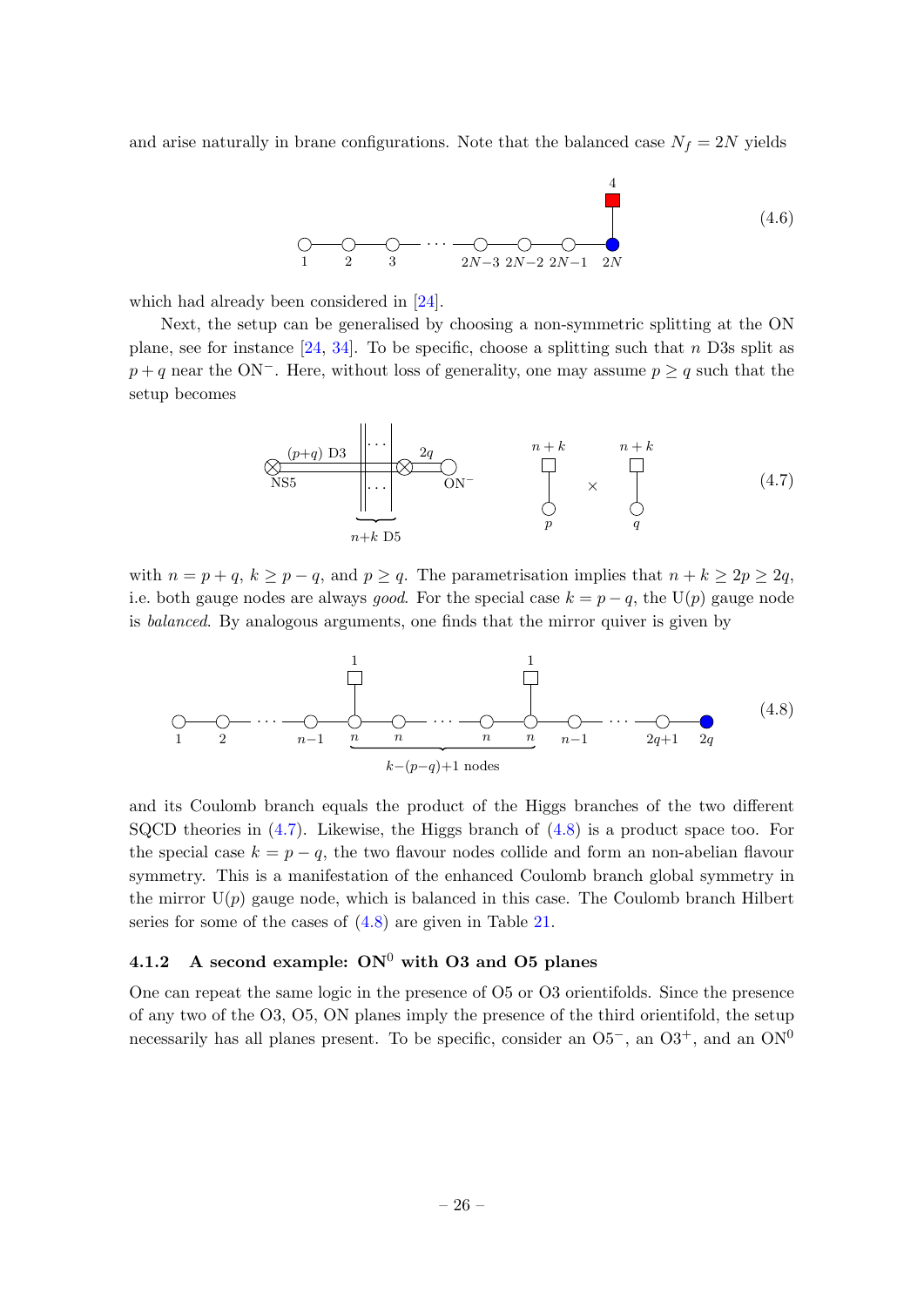and arise naturally in brane configurations. Note that the balanced case $N_f = 2N$ yields

$$\text{(quiver: } 1 - 2 - 3 - \cdots - 2N{-}3 - 2N{-}2 - 2N{-}1 - 2N \text{, with flavour node } 4 \text{ attached to } 2N\text{)} \tag{4.6}$$

which had already been considered in [24].

Next, the setup can be generalised by choosing a non-symmetric splitting at the ON plane, see for instance [24, 34]. To be specific, choose a splitting such that $n$ D3s split as $p + q$ near the ON$^-$. Here, without loss of generality, one may assume $p \geq q$ such that the setup becomes

$$\text{(brane setup: NS5, } (p{+}q) \text{ D3, } n{+}k \text{ D5, } 2q \text{, ON}^- \text{)} \qquad \text{U}(p) \text{ with } n+k \text{ flavours} \times \text{U}(q) \text{ with } n+k \text{ flavours} \tag{4.7}$$

with $n = p + q$, $k \geq p - q$, and $p \geq q$. The parametrisation implies that $n + k \geq 2p \geq 2q$, i.e. both gauge nodes are always *good*. For the special case $k = p - q$, the U($p$) gauge node is *balanced*. By analogous arguments, one finds that the mirror quiver is given by

$$\text{(quiver: } 1 - 2 - \cdots - n{-}1 - n - n - \cdots - n - n - n{-}1 - \cdots - 2q{+}1 - 2q \text{, with flavour nodes } 1 \text{ attached to the first and last } n \text{; } k-(p-q)+1 \text{ nodes)} \tag{4.8}$$

and its Coulomb branch equals the product of the Higgs branches of the two different SQCD theories in (4.7). Likewise, the Higgs branch of (4.8) is a product space too. For the special case $k = p - q$, the two flavour nodes collide and form an non-abelian flavour symmetry. This is a manifestation of the enhanced Coulomb branch global symmetry in the mirror U($p$) gauge node, which is balanced in this case. The Coulomb branch Hilbert series for some of the cases of (4.8) are given in Table 21.

### 4.1.2 A second example: ON$^0$ with O3 and O5 planes

One can repeat the same logic in the presence of O5 or O3 orientifolds. Since the presence of any two of the O3, O5, ON planes imply the presence of the third orientifold, the setup necessarily has all planes present. To be specific, consider an O5$^-$, an O3$^+$, and an ON$^0$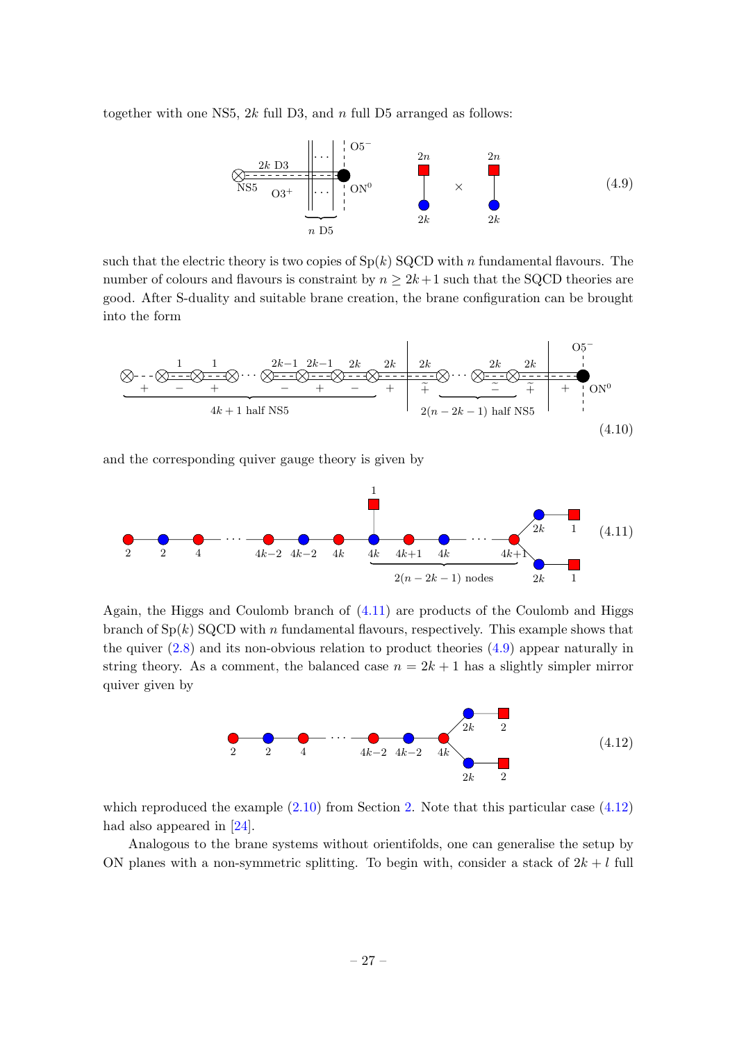together with one NS5, $2k$ full D3, and $n$ full D5 arranged as follows:

$$(4.9)$$

such that the electric theory is two copies of $\mathrm{Sp}(k)$ SQCD with $n$ fundamental flavours. The number of colours and flavours is constraint by $n \geq 2k+1$ such that the SQCD theories are good. After S-duality and suitable brane creation, the brane configuration can be brought into the form

$$(4.10)$$

and the corresponding quiver gauge theory is given by

$$(4.11)$$

Again, the Higgs and Coulomb branch of (4.11) are products of the Coulomb and Higgs branch of $\mathrm{Sp}(k)$ SQCD with $n$ fundamental flavours, respectively. This example shows that the quiver (2.8) and its non-obvious relation to product theories (4.9) appear naturally in string theory. As a comment, the balanced case $n = 2k+1$ has a slightly simpler mirror quiver given by

$$(4.12)$$

which reproduced the example (2.10) from Section 2. Note that this particular case (4.12) had also appeared in [24].

Analogous to the brane systems without orientifolds, one can generalise the setup by ON planes with a non-symmetric splitting. To begin with, consider a stack of $2k+l$ full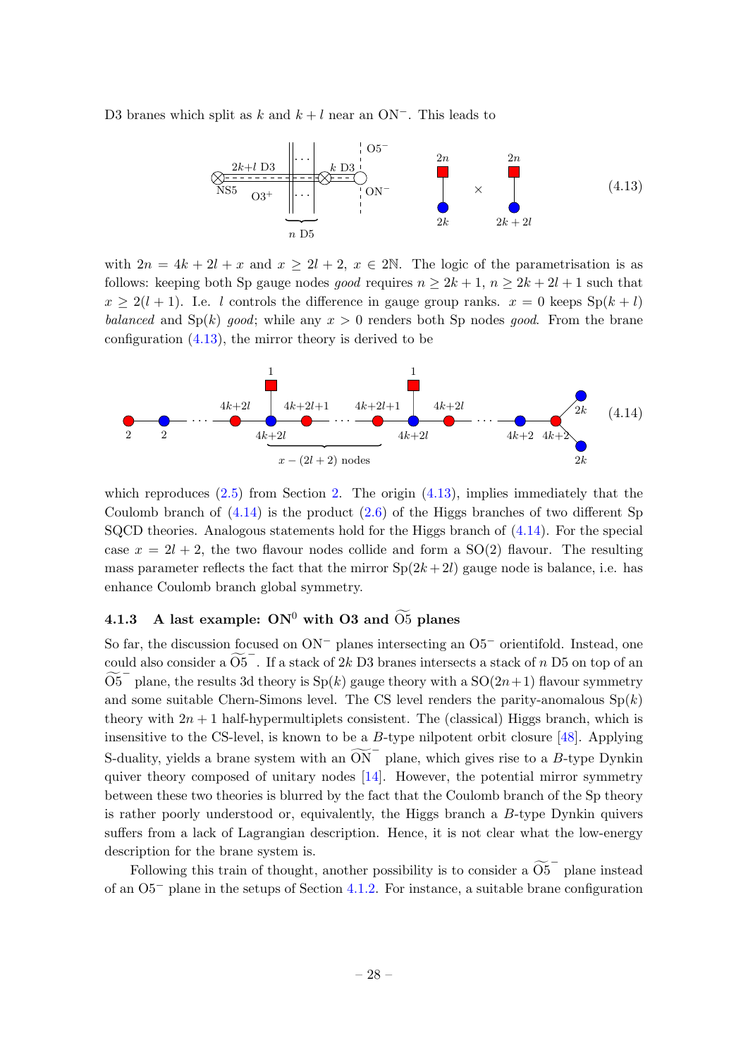D3 branes which split as $k$ and $k+l$ near an ON$^-$. This leads to

$$\text{(4.13)}$$

with $2n = 4k+2l+x$ and $x \geq 2l+2$, $x \in 2\mathbb{N}$. The logic of the parametrisation is as follows: keeping both Sp gauge nodes *good* requires $n \geq 2k+1$, $n \geq 2k+2l+1$ such that $x \geq 2(l+1)$. I.e. $l$ controls the difference in gauge group ranks. $x = 0$ keeps $\mathrm{Sp}(k+l)$ *balanced* and $\mathrm{Sp}(k)$ *good*; while any $x > 0$ renders both Sp nodes *good*. From the brane configuration (4.13), the mirror theory is derived to be

$$\text{(4.14)}$$

which reproduces (2.5) from Section 2. The origin (4.13), implies immediately that the Coulomb branch of (4.14) is the product (2.6) of the Higgs branches of two different Sp SQCD theories. Analogous statements hold for the Higgs branch of (4.14). For the special case $x = 2l+2$, the two flavour nodes collide and form a $\mathrm{SO}(2)$ flavour. The resulting mass parameter reflects the fact that the mirror $\mathrm{Sp}(2k+2l)$ gauge node is balance, i.e. has enhance Coulomb branch global symmetry.

### 4.1.3 A last example: ON$^0$ with O3 and $\widetilde{\mathrm{O5}}$ planes

So far, the discussion focused on ON$^-$ planes intersecting an O5$^-$ orientifold. Instead, one could also consider a $\widetilde{\mathrm{O5}}^-$. If a stack of $2k$ D3 branes intersects a stack of $n$ D5 on top of an $\widetilde{\mathrm{O5}}^-$ plane, the results 3d theory is $\mathrm{Sp}(k)$ gauge theory with a $\mathrm{SO}(2n+1)$ flavour symmetry and some suitable Chern-Simons level. The CS level renders the parity-anomalous $\mathrm{Sp}(k)$ theory with $2n+1$ half-hypermultiplets consistent. The (classical) Higgs branch, which is insensitive to the CS-level, is known to be a $B$-type nilpotent orbit closure [48]. Applying S-duality, yields a brane system with an $\widetilde{\mathrm{ON}}^-$ plane, which gives rise to a $B$-type Dynkin quiver theory composed of unitary nodes [14]. However, the potential mirror symmetry between these two theories is blurred by the fact that the Coulomb branch of the Sp theory is rather poorly understood or, equivalently, the Higgs branch a $B$-type Dynkin quivers suffers from a lack of Lagrangian description. Hence, it is not clear what the low-energy description for the brane system is.

Following this train of thought, another possibility is to consider a $\widetilde{\mathrm{O5}}^-$ plane instead of an O5$^-$ plane in the setups of Section 4.1.2. For instance, a suitable brane configuration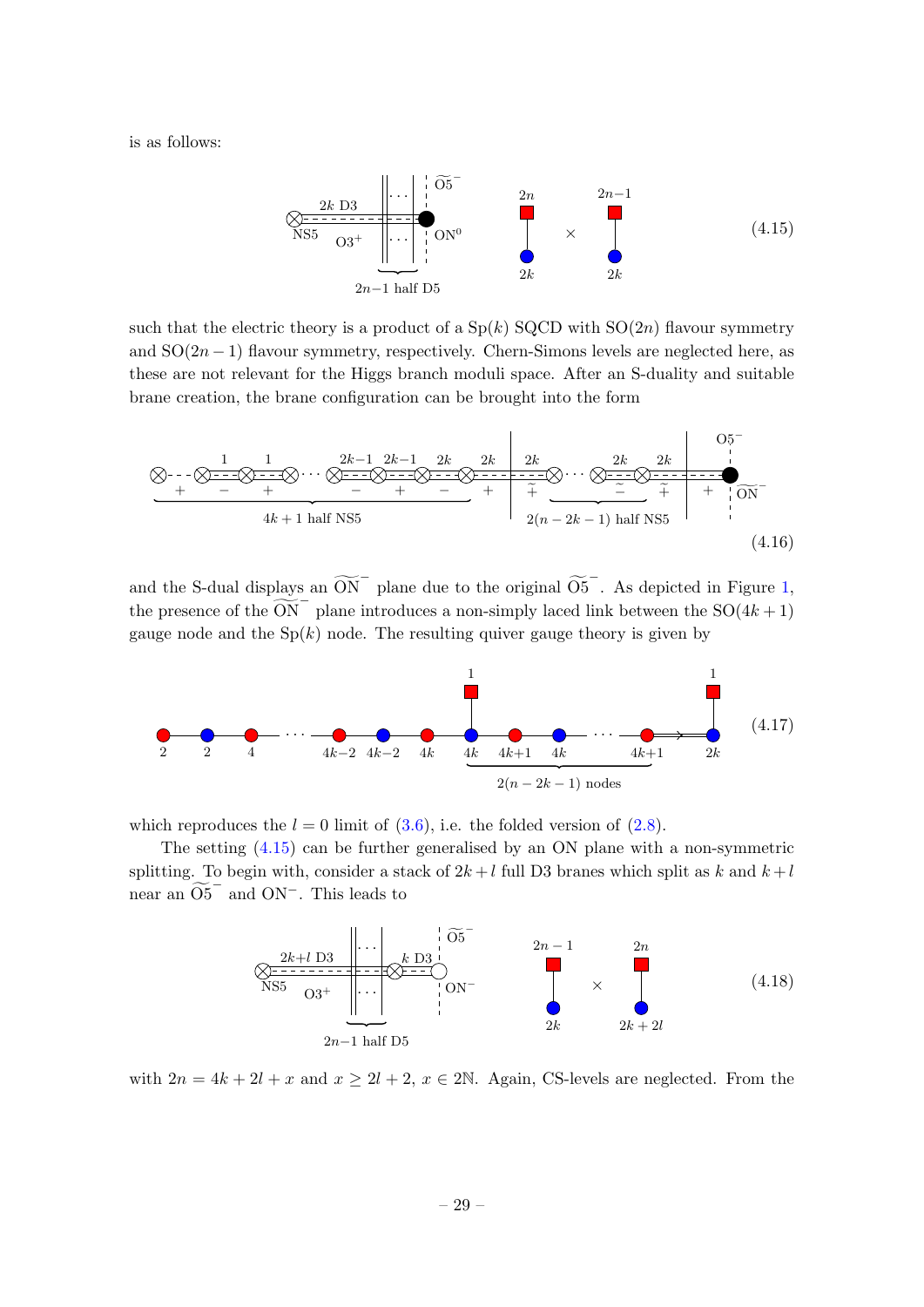is as follows:

$$
\text{(brane diagram: NS5, } 2k \text{ D3, O3}^+, \ 2n{-}1 \text{ half D5, } \widetilde{\text{O5}}^-, \ \text{ON}^0) \qquad \begin{array}{c} 2n \\ | \\ 2k \end{array} \quad \times \quad \begin{array}{c} 2n{-}1 \\ | \\ 2k \end{array} \tag{4.15}
$$

such that the electric theory is a product of a $\mathrm{Sp}(k)$ SQCD with $\mathrm{SO}(2n)$ flavour symmetry and $\mathrm{SO}(2n-1)$ flavour symmetry, respectively. Chern-Simons levels are neglected here, as these are not relevant for the Higgs branch moduli space. After an S-duality and suitable brane creation, the brane configuration can be brought into the form

$$
\text{(brane diagram: } 4k+1 \text{ half NS5 with D3 numbers } 1,1,\ldots,2k{-}1,2k{-}1,2k,2k \text{ and signs } +,-,+,\ldots,-,+,-,+ ; \ 2(n-2k-1) \text{ half NS5 with } 2k,\ldots,2k \text{ and signs } \widetilde{+},\ldots,\widetilde{-},\widetilde{+},+ ; \ \text{O5}^-, \ \widetilde{\text{ON}}^-) \tag{4.16}
$$

and the S-dual displays an $\widetilde{\mathrm{ON}}^-$ plane due to the original $\widetilde{\mathrm{O5}}^-$. As depicted in Figure 1, the presence of the $\widetilde{\mathrm{ON}}^-$ plane introduces a non-simply laced link between the $\mathrm{SO}(4k+1)$ gauge node and the $\mathrm{Sp}(k)$ node. The resulting quiver gauge theory is given by

$$
2 - 2 - 4 - \cdots - (4k{-}2) - (4k{-}2) - 4k - \underset{\overset{|}{1}}{4k} - (4k{+}1) - 4k - \cdots - (4k{+}1) \Rightarrow \underset{\overset{|}{1}}{2k} \qquad (\underbrace{\phantom{x}}_{2(n-2k-1)\text{ nodes}}) \tag{4.17}
$$

which reproduces the $l=0$ limit of (3.6), i.e. the folded version of (2.8).

The setting (4.15) can be further generalised by an ON plane with a non-symmetric splitting. To begin with, consider a stack of $2k+l$ full D3 branes which split as $k$ and $k+l$ near an $\widetilde{\mathrm{O5}}^-$ and $\mathrm{ON}^-$. This leads to

$$
\text{(brane diagram: NS5, } 2k{+}l \text{ D3, O3}^+, \ 2n{-}1 \text{ half D5, } k \text{ D3}, \ \widetilde{\text{O5}}^-, \ \text{ON}^-) \qquad \begin{array}{c} 2n-1 \\ | \\ 2k \end{array} \quad \times \quad \begin{array}{c} 2n \\ | \\ 2k+2l \end{array} \tag{4.18}
$$

with $2n = 4k+2l+x$ and $x \geq 2l+2$, $x \in 2\mathbb{N}$. Again, CS-levels are neglected. From the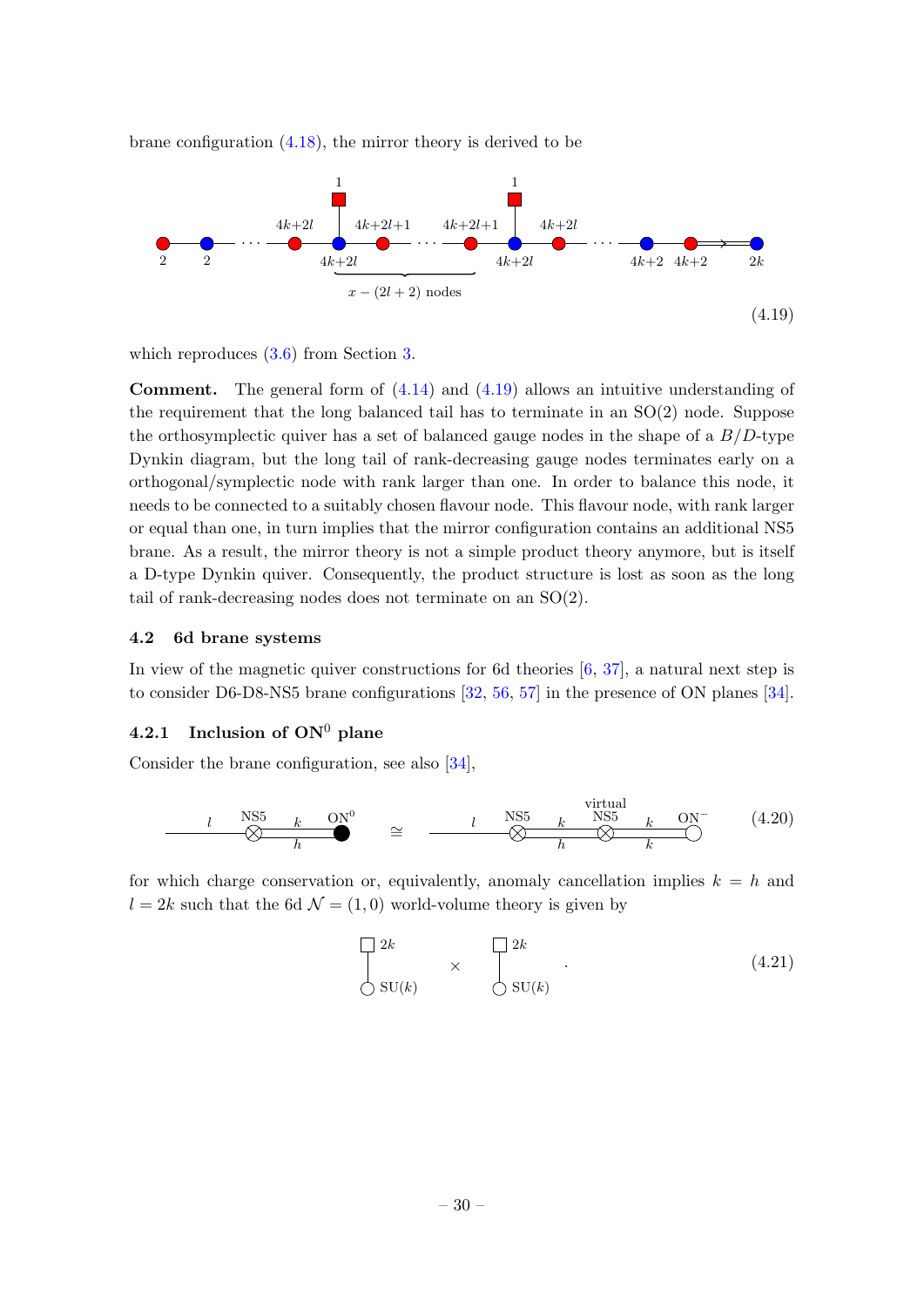brane configuration (4.18), the mirror theory is derived to be

$$
\begin{array}{c}
\text{quiver: } 2 - 2 - \cdots - (4k{+}2l) - (4k{+}2l)[1] - (4k{+}2l{+}1) - \cdots - (4k{+}2l{+}1) - (4k{+}2l)[1] - (4k{+}2l) - \cdots - (4k{+}2) - (4k{+}2) \Rightarrow 2k \\
\underbrace{\qquad\qquad\qquad}_{x-(2l+2)\text{ nodes}}
\end{array}
\tag{4.19}
$$

which reproduces (3.6) from Section 3.

**Comment.** The general form of (4.14) and (4.19) allows an intuitive understanding of the requirement that the long balanced tail has to terminate in an SO(2) node. Suppose the orthosymplectic quiver has a set of balanced gauge nodes in the shape of a $B/D$-type Dynkin diagram, but the long tail of rank-decreasing gauge nodes terminates early on a orthogonal/symplectic node with rank larger than one. In order to balance this node, it needs to be connected to a suitably chosen flavour node. This flavour node, with rank larger or equal than one, in turn implies that the mirror configuration contains an additional NS5 brane. As a result, the mirror theory is not a simple product theory anymore, but is itself a D-type Dynkin quiver. Consequently, the product structure is lost as soon as the long tail of rank-decreasing nodes does not terminate on an SO(2).

### 4.2 6d brane systems

In view of the magnetic quiver constructions for 6d theories [6, 37], a natural next step is to consider D6-D8-NS5 brane configurations [32, 56, 57] in the presence of ON planes [34].

#### 4.2.1 Inclusion of $\mathrm{ON}^0$ plane

Consider the brane configuration, see also [34],

$$
\overset{l}{\text{———}}\ \underset{}{\overset{\text{NS5}}{\otimes}}\ \overset{k}{\underset{h}{=\!=\!=}}\ \overset{\mathrm{ON}^0}{\bullet} \quad \cong \quad \overset{l}{\text{———}}\ \overset{\text{NS5}}{\otimes}\ \overset{k}{\underset{h}{=\!=\!=}}\ \overset{\text{virtual NS5}}{\otimes}\ \overset{k}{\underset{k}{=\!=\!=}}\ \overset{\mathrm{ON}^-}{\circ}
\tag{4.20}
$$

for which charge conservation or, equivalently, anomaly cancellation implies $k = h$ and $l = 2k$ such that the 6d $\mathcal{N} = (1,0)$ world-volume theory is given by

$$
\begin{array}{c} \square\, 2k \\ | \\ \bigcirc\, \mathrm{SU}(k) \end{array} \quad \times \quad \begin{array}{c} \square\, 2k \\ | \\ \bigcirc\, \mathrm{SU}(k) \end{array} \; .
\tag{4.21}
$$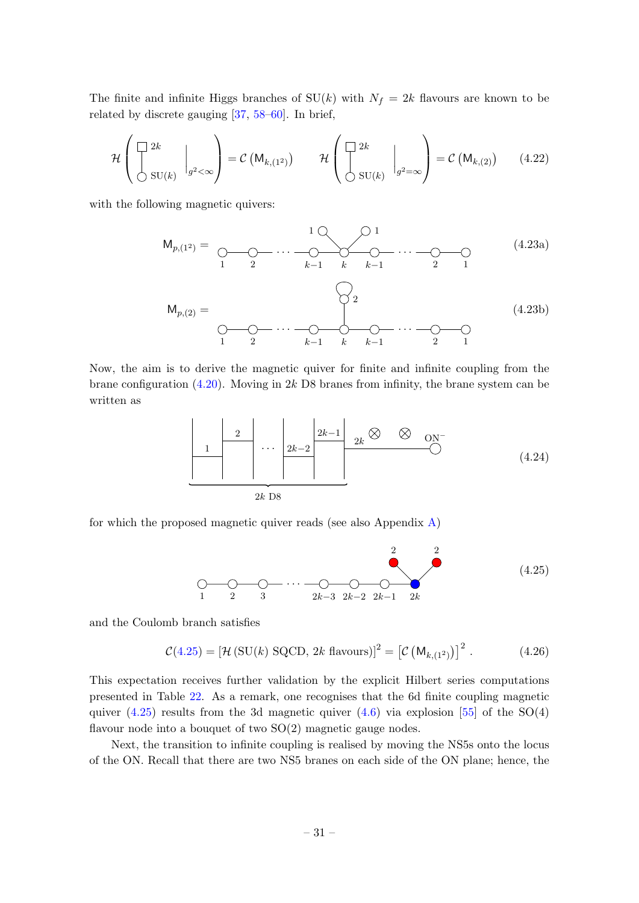The finite and infinite Higgs branches of $\mathrm{SU}(k)$ with $N_f = 2k$ flavours are known to be related by discrete gauging [37, 58–60]. In brief,

$$\mathcal{H}\left( \begin{array}{c} \square\ 2k \\ | \\ \bigcirc\ \mathrm{SU}(k) \end{array} \Bigg|_{g^2<\infty} \right) = \mathcal{C}\left(\mathsf{M}_{k,(1^2)}\right) \qquad \mathcal{H}\left( \begin{array}{c} \square\ 2k \\ | \\ \bigcirc\ \mathrm{SU}(k) \end{array} \Bigg|_{g^2=\infty} \right) = \mathcal{C}\left(\mathsf{M}_{k,(2)}\right) \tag{4.22}$$

with the following magnetic quivers:

$$\mathsf{M}_{p,(1^2)} = \quad 1 - 2 - \cdots - (k{-}1) - k - (k{-}1) - \cdots - 2 - 1, \text{ with two nodes } 1 \text{ and } 1 \text{ attached to } k \tag{4.23a}$$

$$\mathsf{M}_{p,(2)} = \quad 1 - 2 - \cdots - (k{-}1) - k - (k{-}1) - \cdots - 2 - 1, \text{ with a node } 2 \text{ (with adjoint loop) attached to } k \tag{4.23b}$$

Now, the aim is to derive the magnetic quiver for finite and infinite coupling from the brane configuration (4.20). Moving in $2k$ D8 branes from infinity, the brane system can be written as

$$\underbrace{\;|\ 1\ |\ 2\ |\ \cdots\ |\ 2k{-}2\ |\ 2k{-}1\ |\;}_{2k \text{ D8}}\ 2k\ \otimes\ \otimes\ \mathrm{ON}^- \tag{4.24}$$

for which the proposed magnetic quiver reads (see also Appendix A)

$$1 - 2 - 3 - \cdots - (2k{-}3) - (2k{-}2) - (2k{-}1) - \color{blue}{2k}, \text{ with two nodes } \color{red}{2} \text{ and } \color{red}{2} \text{ attached to } \color{blue}{2k} \tag{4.25}$$

and the Coulomb branch satisfies

$$\mathcal{C}(4.25) = \left[\mathcal{H}\left(\mathrm{SU}(k) \text{ SQCD, } 2k \text{ flavours}\right)\right]^2 = \left[\mathcal{C}\left(\mathsf{M}_{k,(1^2)}\right)\right]^2 . \tag{4.26}$$

This expectation receives further validation by the explicit Hilbert series computations presented in Table 22. As a remark, one recognises that the 6d finite coupling magnetic quiver (4.25) results from the 3d magnetic quiver (4.6) via explosion [55] of the $\mathrm{SO}(4)$ flavour node into a bouquet of two $\mathrm{SO}(2)$ magnetic gauge nodes.

Next, the transition to infinite coupling is realised by moving the NS5s onto the locus of the ON. Recall that there are two NS5 branes on each side of the ON plane; hence, the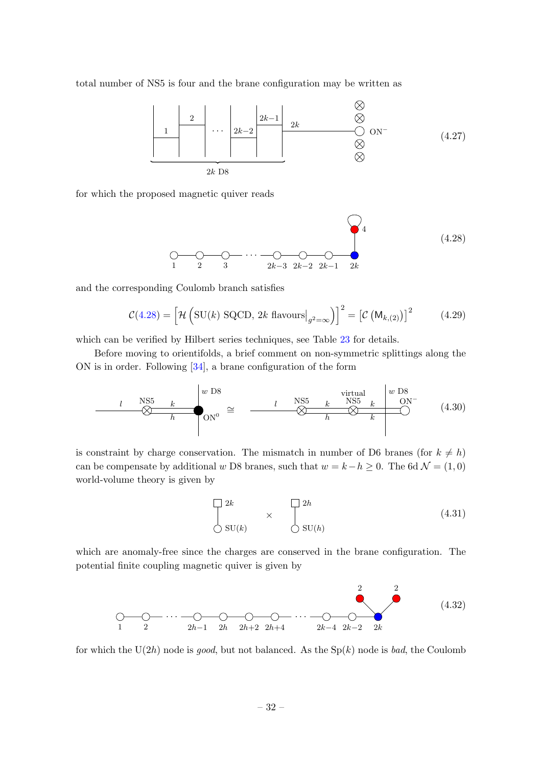total number of NS5 is four and the brane configuration may be written as

(4.27)

for which the proposed magnetic quiver reads

(4.28)

and the corresponding Coulomb branch satisfies

$$\mathcal{C}(4.28) = \left[\mathcal{H}\left(\mathrm{SU}(k)\ \mathrm{SQCD},\ 2k\ \mathrm{flavours}\big|_{g^2=\infty}\right)\right]^2 = \left[\mathcal{C}\left(\mathsf{M}_{k,(2)}\right)\right]^2 \tag{4.29}$$

which can be verified by Hilbert series techniques, see Table 23 for details.

Before moving to orientifolds, a brief comment on non-symmetric splittings along the ON is in order. Following [34], a brane configuration of the form

(4.30)

is constraint by charge conservation. The mismatch in number of D6 branes (for $k \neq h$) can be compensate by additional $w$ D8 branes, such that $w = k - h \geq 0$. The 6d $\mathcal{N} = (1,0)$ world-volume theory is given by

(4.31)

which are anomaly-free since the charges are conserved in the brane configuration. The potential finite coupling magnetic quiver is given by

(4.32)

for which the $\mathrm{U}(2h)$ node is *good*, but not balanced. As the $\mathrm{Sp}(k)$ node is *bad*, the Coulomb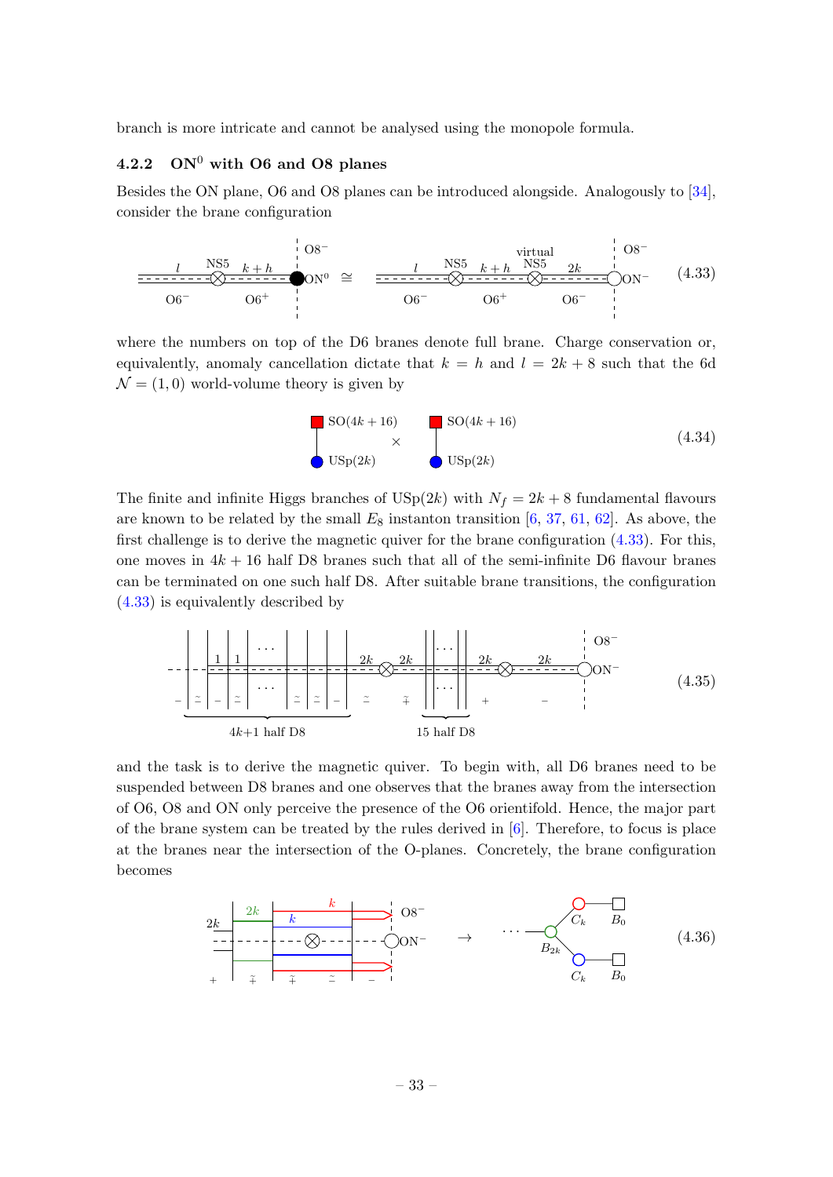branch is more intricate and cannot be analysed using the monopole formula.

### 4.2.2 ON$^0$ with O6 and O8 planes

Besides the ON plane, O6 and O8 planes can be introduced alongside. Analogously to [34], consider the brane configuration

$$(4.33)$$

where the numbers on top of the D6 branes denote full brane. Charge conservation or, equivalently, anomaly cancellation dictate that $k = h$ and $l = 2k + 8$ such that the 6d $\mathcal{N} = (1, 0)$ world-volume theory is given by

$$\mathrm{SO}(4k+16) - \mathrm{USp}(2k) \quad \times \quad \mathrm{SO}(4k+16) - \mathrm{USp}(2k) \tag{4.34}$$

The finite and infinite Higgs branches of $\mathrm{USp}(2k)$ with $N_f = 2k + 8$ fundamental flavours are known to be related by the small $E_8$ instanton transition [6, 37, 61, 62]. As above, the first challenge is to derive the magnetic quiver for the brane configuration (4.33). For this, one moves in $4k + 16$ half D8 branes such that all of the semi-infinite D6 flavour branes can be terminated on one such half D8. After suitable brane transitions, the configuration (4.33) is equivalently described by

$$(4.35)$$

and the task is to derive the magnetic quiver. To begin with, all D6 branes need to be suspended between D8 branes and one observes that the branes away from the intersection of O6, O8 and ON only perceive the presence of the O6 orientifold. Hence, the major part of the brane system can be treated by the rules derived in [6]. Therefore, to focus is place at the branes near the intersection of the O-planes. Concretely, the brane configuration becomes

$$(4.36)$$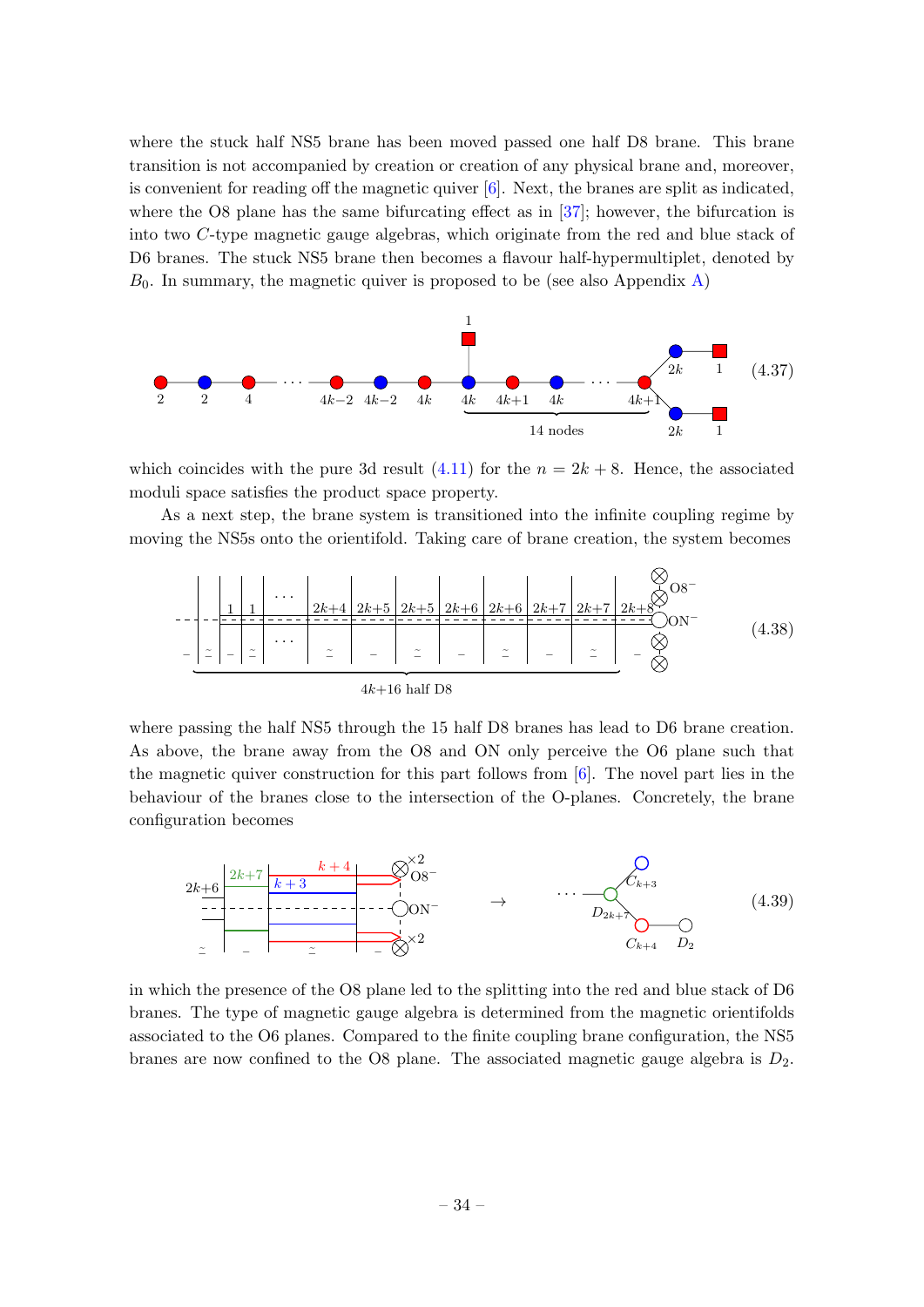where the stuck half NS5 brane has been moved passed one half D8 brane. This brane transition is not accompanied by creation or creation of any physical brane and, moreover, is convenient for reading off the magnetic quiver [6]. Next, the branes are split as indicated, where the O8 plane has the same bifurcating effect as in [37]; however, the bifurcation is into two $C$-type magnetic gauge algebras, which originate from the red and blue stack of D6 branes. The stuck NS5 brane then becomes a flavour half-hypermultiplet, denoted by $B_0$. In summary, the magnetic quiver is proposed to be (see also Appendix A)

$$(4.37)$$

which coincides with the pure 3d result (4.11) for the $n = 2k + 8$. Hence, the associated moduli space satisfies the product space property.

As a next step, the brane system is transitioned into the infinite coupling regime by moving the NS5s onto the orientifold. Taking care of brane creation, the system becomes

$$(4.38)$$

where passing the half NS5 through the 15 half D8 branes has lead to D6 brane creation. As above, the brane away from the O8 and ON only perceive the O6 plane such that the magnetic quiver construction for this part follows from [6]. The novel part lies in the behaviour of the branes close to the intersection of the O-planes. Concretely, the brane configuration becomes

$$(4.39)$$

in which the presence of the O8 plane led to the splitting into the red and blue stack of D6 branes. The type of magnetic gauge algebra is determined from the magnetic orientifolds associated to the O6 planes. Compared to the finite coupling brane configuration, the NS5 branes are now confined to the O8 plane. The associated magnetic gauge algebra is $D_2$.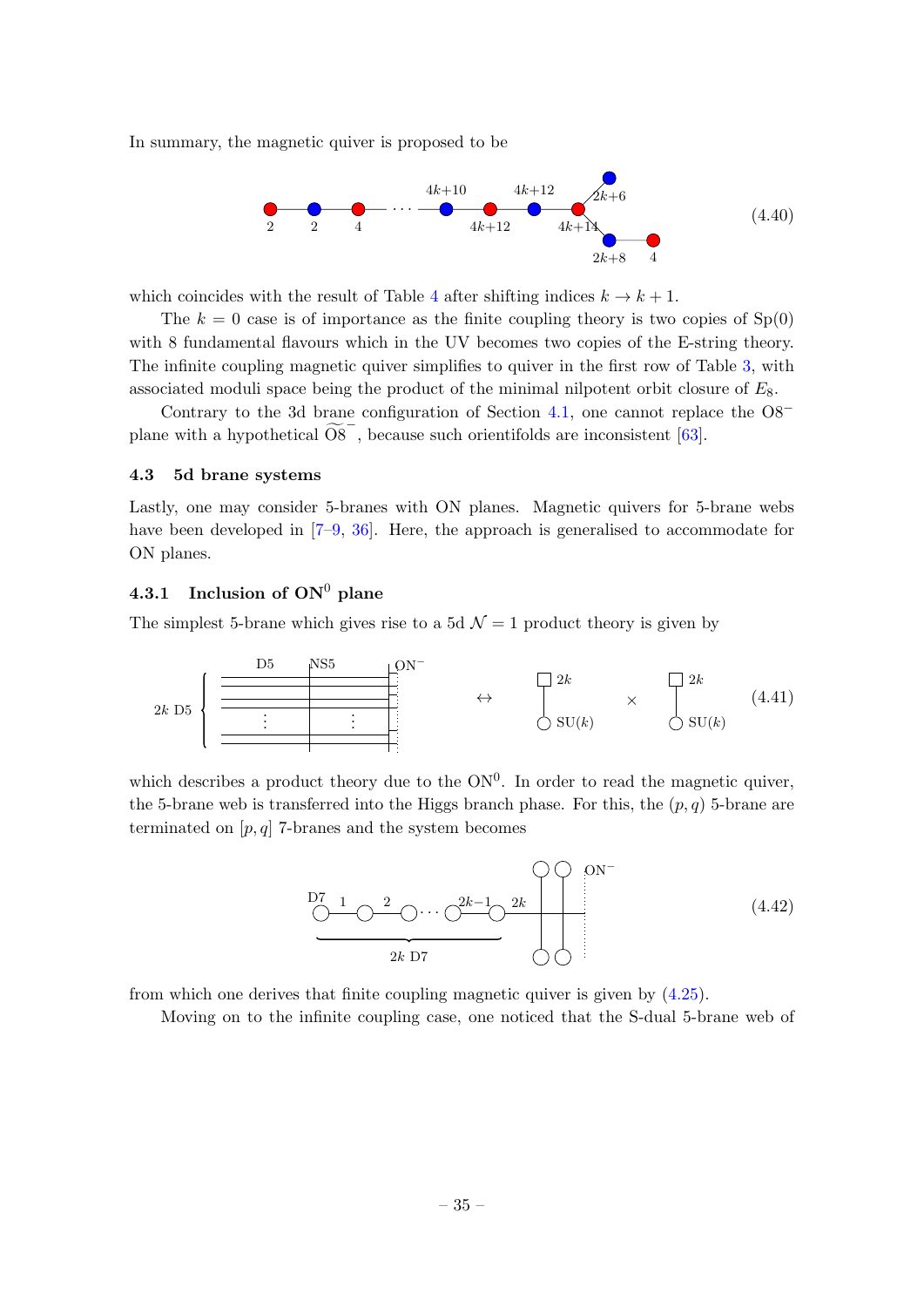In summary, the magnetic quiver is proposed to be

$$
\text{(quiver diagram: } 2 - 2 - 4 - \cdots - (4k{+}10) - (4k{+}12) - (4k{+}12) - (4k{+}14) \text{, with } 4k{+}14 \text{ connected to } 2k{+}6 \text{ and to } 2k{+}8 - 4\text{)} \tag{4.40}
$$

which coincides with the result of Table 4 after shifting indices $k \to k+1$.

The $k = 0$ case is of importance as the finite coupling theory is two copies of $\mathrm{Sp}(0)$ with 8 fundamental flavours which in the UV becomes two copies of the E-string theory. The infinite coupling magnetic quiver simplifies to quiver in the first row of Table 3, with associated moduli space being the product of the minimal nilpotent orbit closure of $E_8$.

Contrary to the 3d brane configuration of Section 4.1, one cannot replace the $\mathrm{O8}^-$ plane with a hypothetical $\widetilde{\mathrm{O8}}^-$, because such orientifolds are inconsistent [63].

### 4.3 5d brane systems

Lastly, one may consider 5-branes with ON planes. Magnetic quivers for 5-brane webs have been developed in [7–9, 36]. Here, the approach is generalised to accommodate for ON planes.

#### 4.3.1 Inclusion of $\mathrm{ON}^0$ plane

The simplest 5-brane which gives rise to a 5d $\mathcal{N} = 1$ product theory is given by

$$
\text{(brane diagram: } 2k \text{ D5, NS5, } \mathrm{ON}^-\text{)} \quad \leftrightarrow \quad \boxed{2k} - \mathrm{SU}(k) \quad \times \quad \boxed{2k} - \mathrm{SU}(k) \tag{4.41}
$$

which describes a product theory due to the $\mathrm{ON}^0$. In order to read the magnetic quiver, the 5-brane web is transferred into the Higgs branch phase. For this, the $(p,q)$ 5-brane are terminated on $[p,q]$ 7-branes and the system becomes

$$
\text{(brane diagram: D7 } - 1 - 2 - \cdots - (2k{-}1) - 2k \text{, } 2k \text{ D7, } \mathrm{ON}^-\text{)} \tag{4.42}
$$

from which one derives that finite coupling magnetic quiver is given by (4.25).

Moving on to the infinite coupling case, one noticed that the S-dual 5-brane web of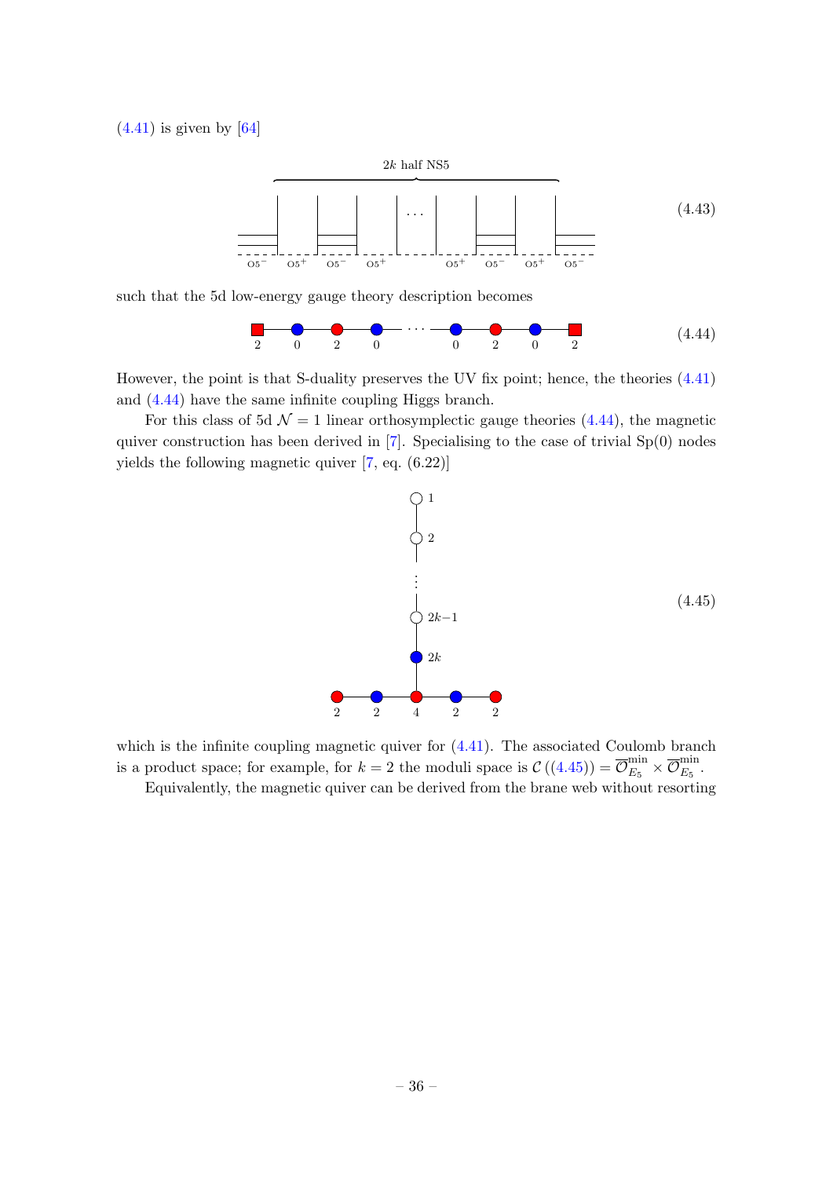(4.41) is given by [64]

$$\text{(brane configuration: } 2k \text{ half NS5 with O5}^-\text{, O5}^+\text{, O5}^-\text{, O5}^+\text{, } \ldots\text{, O5}^+\text{, O5}^-\text{, O5}^+\text{, O5}^-\text{)} \tag{4.43}$$

such that the 5d low-energy gauge theory description becomes

$$\boxed{2} - 0 - 2 - 0 - \cdots - 0 - 2 - 0 - \boxed{2} \tag{4.44}$$

However, the point is that S-duality preserves the UV fix point; hence, the theories (4.41) and (4.44) have the same infinite coupling Higgs branch.

For this class of 5d $\mathcal{N}=1$ linear orthosymplectic gauge theories (4.44), the magnetic quiver construction has been derived in [7]. Specialising to the case of trivial Sp(0) nodes yields the following magnetic quiver [7, eq. (6.22)]

$$\text{(quiver: } 1 - 2 - \cdots - (2k-1) - 2k \text{ attached to central node } 4 \text{ of the chain } 2 - 2 - 4 - 2 - 2\text{)} \tag{4.45}$$

which is the infinite coupling magnetic quiver for (4.41). The associated Coulomb branch is a product space; for example, for $k=2$ the moduli space is $\mathcal{C}\left((4.45)\right) = \overline{\mathcal{O}}^{\text{min}}_{E_5} \times \overline{\mathcal{O}}^{\text{min}}_{E_5}$.

Equivalently, the magnetic quiver can be derived from the brane web without resorting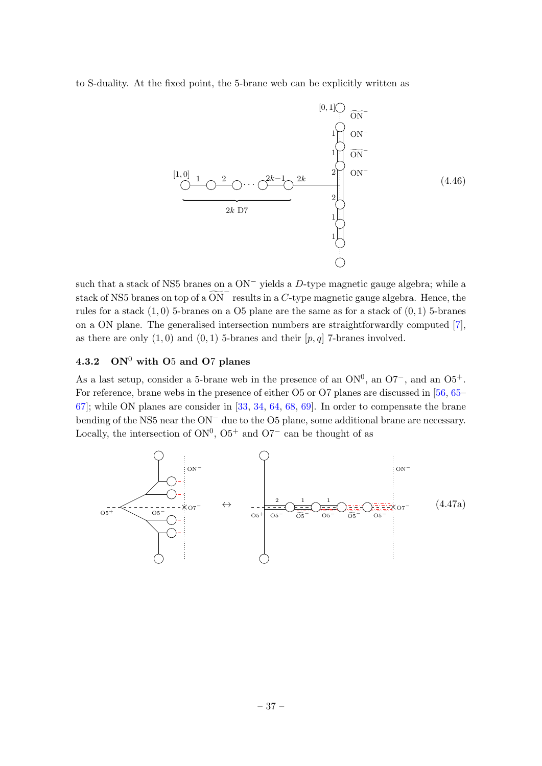to S-duality. At the fixed point, the 5-brane web can be explicitly written as

(4.46)

such that a stack of NS5 branes on a $\mathrm{ON}^-$ yields a $D$-type magnetic gauge algebra; while a stack of NS5 branes on top of a $\widetilde{\mathrm{ON}}^-$ results in a $C$-type magnetic gauge algebra. Hence, the rules for a stack $(1,0)$ 5-branes on a O5 plane are the same as for a stack of $(0,1)$ 5-branes on a ON plane. The generalised intersection numbers are straightforwardly computed [7], as there are only $(1,0)$ and $(0,1)$ 5-branes and their $[p,q]$ 7-branes involved.

### 4.3.2 $\mathrm{ON}^0$ with O5 and O7 planes

As a last setup, consider a 5-brane web in the presence of an $\mathrm{ON}^0$, an $\mathrm{O7}^-$, and an $\mathrm{O5}^+$. For reference, brane webs in the presence of either O5 or O7 planes are discussed in [56, 65–67]; while ON planes are consider in [33, 34, 64, 68, 69]. In order to compensate the brane bending of the NS5 near the $\mathrm{ON}^-$ due to the O5 plane, some additional brane are necessary. Locally, the intersection of $\mathrm{ON}^0$, $\mathrm{O5}^+$ and $\mathrm{O7}^-$ can be thought of as

(4.47a)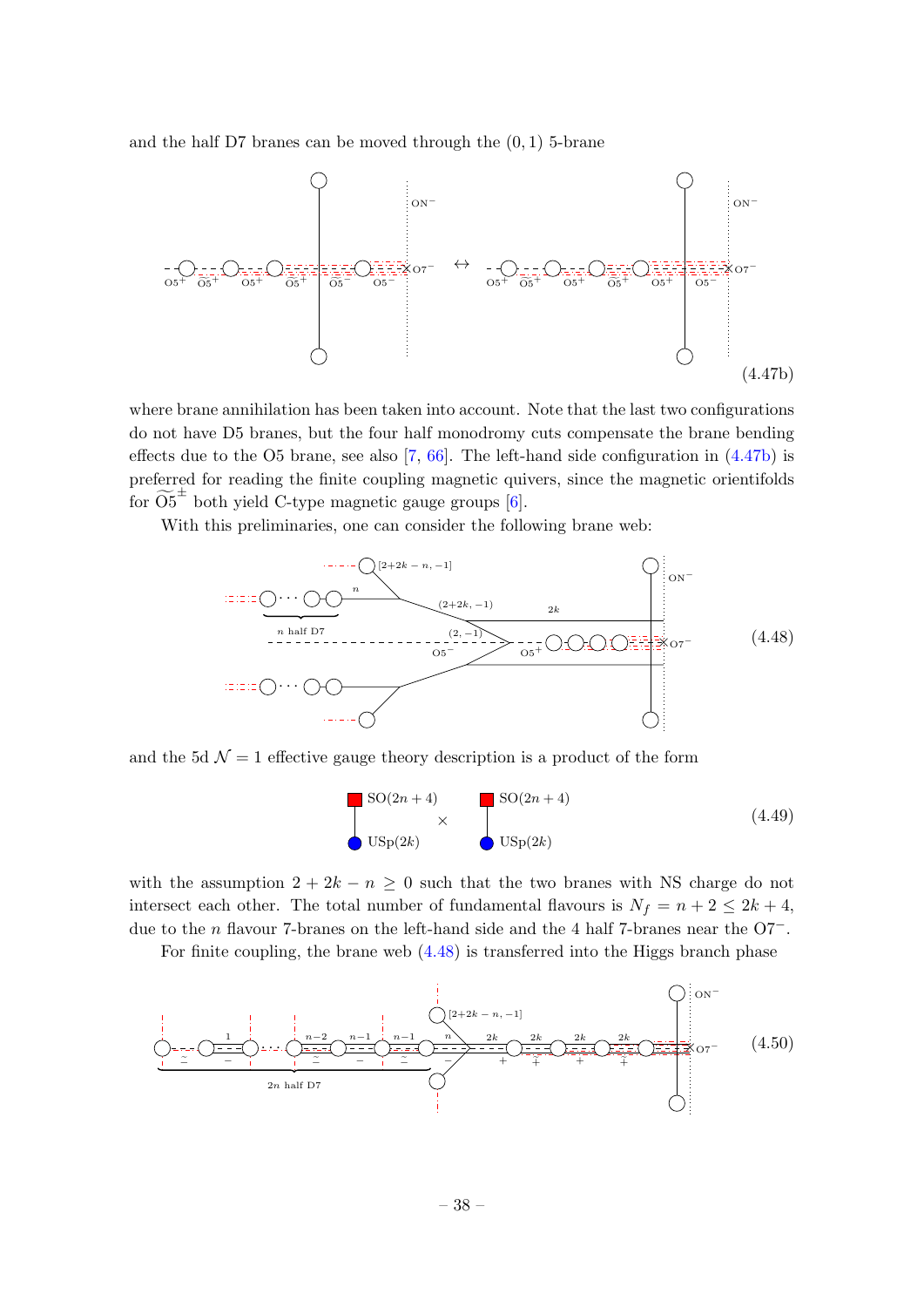and the half D7 branes can be moved through the $(0,1)$ 5-brane

(4.47b)

where brane annihilation has been taken into account. Note that the last two configurations do not have D5 branes, but the four half monodromy cuts compensate the brane bending effects due to the O5 brane, see also [7, 66]. The left-hand side configuration in (4.47b) is preferred for reading the finite coupling magnetic quivers, since the magnetic orientifolds for $\widetilde{\text{O5}}^{\pm}$ both yield C-type magnetic gauge groups [6].

With this preliminaries, one can consider the following brane web:

(4.48)

and the 5d $\mathcal{N}=1$ effective gauge theory description is a product of the form

$$\text{SO}(2n+4) - \text{USp}(2k) \times \text{SO}(2n+4) - \text{USp}(2k) \tag{4.49}$$

with the assumption $2+2k-n \geq 0$ such that the two branes with NS charge do not intersect each other. The total number of fundamental flavours is $N_f = n+2 \leq 2k+4$, due to the $n$ flavour 7-branes on the left-hand side and the 4 half 7-branes near the O7$^-$.

For finite coupling, the brane web (4.48) is transferred into the Higgs branch phase

(4.50)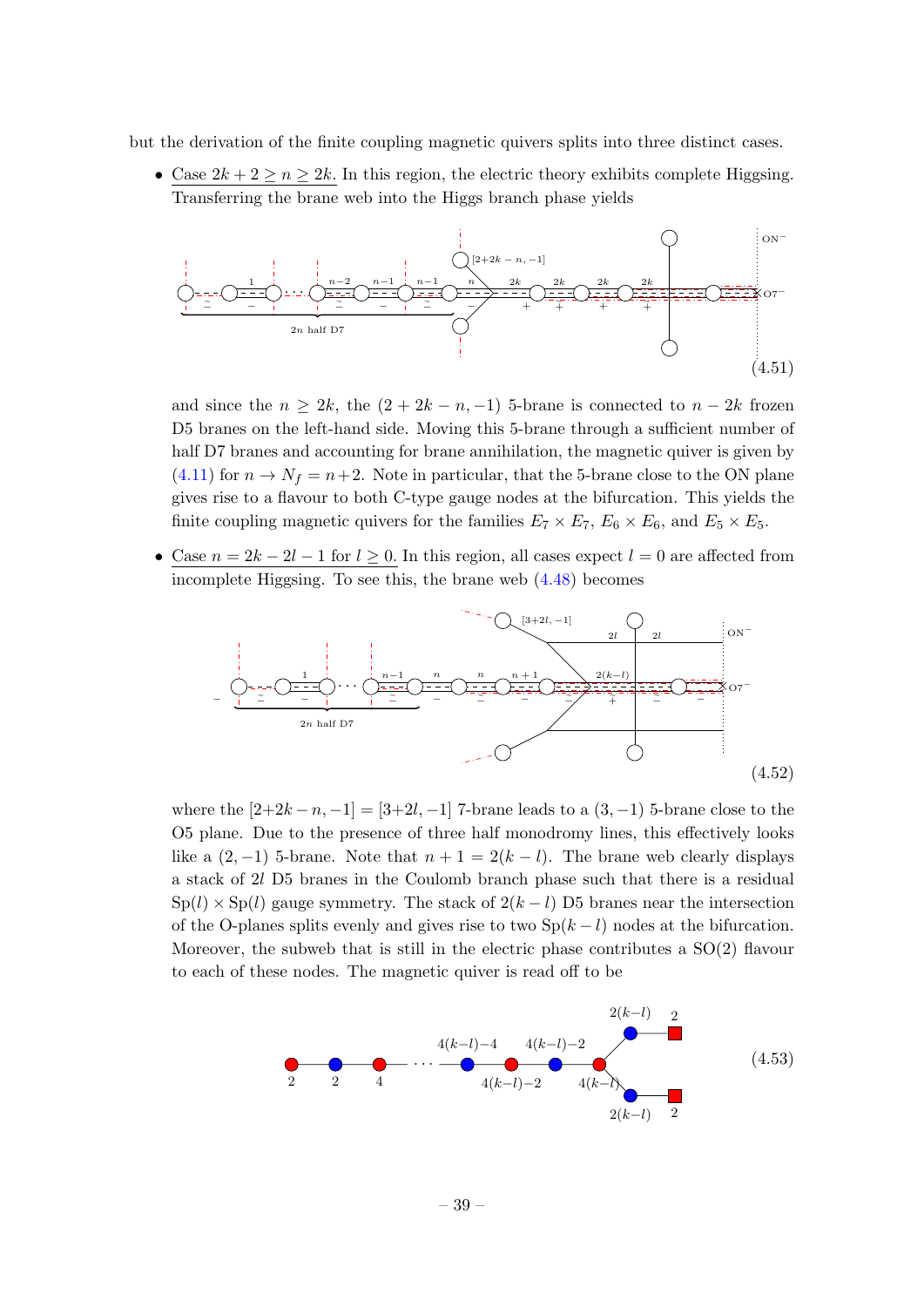but the derivation of the finite coupling magnetic quivers splits into three distinct cases.

- Case $2k+2 \geq n \geq 2k$. In this region, the electric theory exhibits complete Higgsing. Transferring the brane web into the Higgs branch phase yields

$$(4.51)$$

and since the $n \geq 2k$, the $(2+2k-n,-1)$ 5-brane is connected to $n-2k$ frozen D5 branes on the left-hand side. Moving this 5-brane through a sufficient number of half D7 branes and accounting for brane annihilation, the magnetic quiver is given by (4.11) for $n \to N_f = n+2$. Note in particular, that the 5-brane close to the ON plane gives rise to a flavour to both C-type gauge nodes at the bifurcation. This yields the finite coupling magnetic quivers for the families $E_7 \times E_7$, $E_6 \times E_6$, and $E_5 \times E_5$.

- Case $n = 2k-2l-1$ for $l \geq 0$. In this region, all cases expect $l=0$ are affected from incomplete Higgsing. To see this, the brane web (4.48) becomes

$$(4.52)$$

where the $[2+2k-n,-1] = [3+2l,-1]$ 7-brane leads to a $(3,-1)$ 5-brane close to the O5 plane. Due to the presence of three half monodromy lines, this effectively looks like a $(2,-1)$ 5-brane. Note that $n+1 = 2(k-l)$. The brane web clearly displays a stack of $2l$ D5 branes in the Coulomb branch phase such that there is a residual $\mathrm{Sp}(l) \times \mathrm{Sp}(l)$ gauge symmetry. The stack of $2(k-l)$ D5 branes near the intersection of the O-planes splits evenly and gives rise to two $\mathrm{Sp}(k-l)$ nodes at the bifurcation. Moreover, the subweb that is still in the electric phase contributes a SO(2) flavour to each of these nodes. The magnetic quiver is read off to be

$$(4.53)$$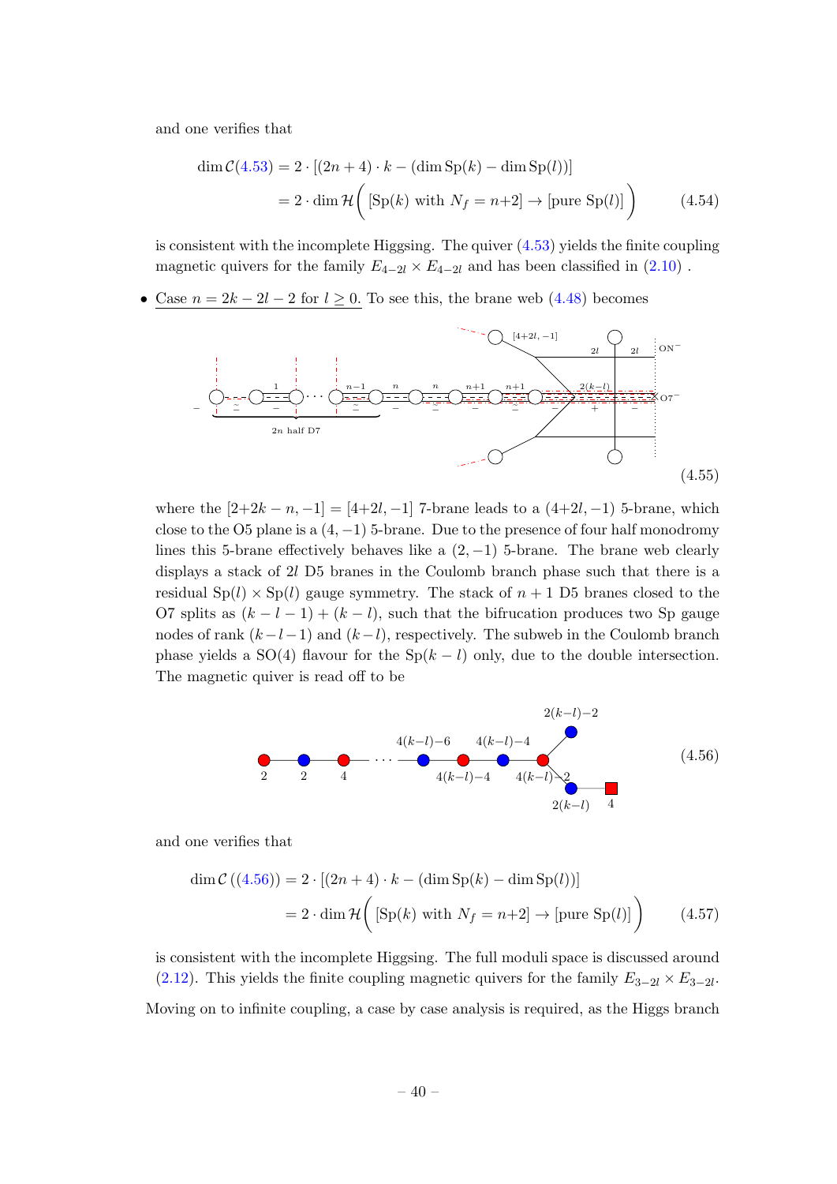and one verifies that

$$\begin{aligned}\dim \mathcal{C}(4.53) &= 2 \cdot [(2n+4) \cdot k - (\dim \mathrm{Sp}(k) - \dim \mathrm{Sp}(l))] \\ &= 2 \cdot \dim \mathcal{H}\Big( [\mathrm{Sp}(k) \text{ with } N_f = n{+}2] \to [\text{pure } \mathrm{Sp}(l)] \Big)\end{aligned} \tag{4.54}$$

is consistent with the incomplete Higgsing. The quiver (4.53) yields the finite coupling magnetic quivers for the family $E_{4-2l} \times E_{4-2l}$ and has been classified in (2.10) .

- Case $n = 2k - 2l - 2$ for $l \geq 0$. To see this, the brane web (4.48) becomes

(4.55)

where the $[2{+}2k - n, -1] = [4{+}2l, -1]$ 7-brane leads to a $(4{+}2l, -1)$ 5-brane, which close to the O5 plane is a $(4, -1)$ 5-brane. Due to the presence of four half monodromy lines this 5-brane effectively behaves like a $(2, -1)$ 5-brane. The brane web clearly displays a stack of $2l$ D5 branes in the Coulomb branch phase such that there is a residual $\mathrm{Sp}(l) \times \mathrm{Sp}(l)$ gauge symmetry. The stack of $n + 1$ D5 branes closed to the O7 splits as $(k - l - 1) + (k - l)$, such that the bifrucation produces two Sp gauge nodes of rank $(k - l - 1)$ and $(k - l)$, respectively. The subweb in the Coulomb branch phase yields a SO(4) flavour for the $\mathrm{Sp}(k - l)$ only, due to the double intersection. The magnetic quiver is read off to be

(4.56)

and one verifies that

$$\begin{aligned}\dim \mathcal{C}\,((4.56)) &= 2 \cdot [(2n+4) \cdot k - (\dim \mathrm{Sp}(k) - \dim \mathrm{Sp}(l))] \\ &= 2 \cdot \dim \mathcal{H}\Big( [\mathrm{Sp}(k) \text{ with } N_f = n{+}2] \to [\text{pure } \mathrm{Sp}(l)] \Big)\end{aligned} \tag{4.57}$$

is consistent with the incomplete Higgsing. The full moduli space is discussed around (2.12). This yields the finite coupling magnetic quivers for the family $E_{3-2l} \times E_{3-2l}$.

Moving on to infinite coupling, a case by case analysis is required, as the Higgs branch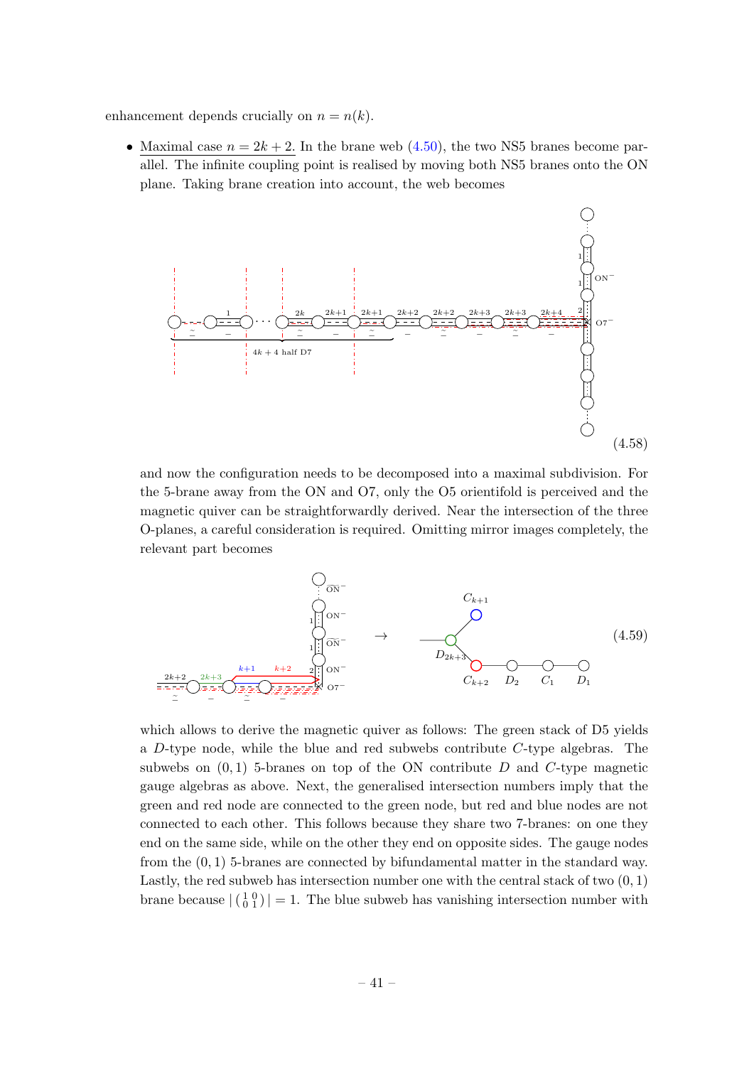enhancement depends crucially on $n = n(k)$.

- Maximal case $n = 2k + 2$. In the brane web (4.50), the two NS5 branes become parallel. The infinite coupling point is realised by moving both NS5 branes onto the ON plane. Taking brane creation into account, the web becomes

$$(4.58)$$

and now the configuration needs to be decomposed into a maximal subdivision. For the 5-brane away from the ON and O7, only the O5 orientifold is perceived and the magnetic quiver can be straightforwardly derived. Near the intersection of the three O-planes, a careful consideration is required. Omitting mirror images completely, the relevant part becomes

$$(4.59)$$

which allows to derive the magnetic quiver as follows: The green stack of D5 yields a $D$-type node, while the blue and red subwebs contribute $C$-type algebras. The subwebs on $(0, 1)$ 5-branes on top of the ON contribute $D$ and $C$-type magnetic gauge algebras as above. Next, the generalised intersection numbers imply that the green and red node are connected to the green node, but red and blue nodes are not connected to each other. This follows because they share two 7-branes: on one they end on the same side, while on the other they end on opposite sides. The gauge nodes from the $(0, 1)$ 5-branes are connected by bifundamental matter in the standard way. Lastly, the red subweb has intersection number one with the central stack of two $(0, 1)$ brane because $|\left(\begin{smallmatrix} 1 & 0 \\ 0 & 1 \end{smallmatrix}\right)| = 1$. The blue subweb has vanishing intersection number with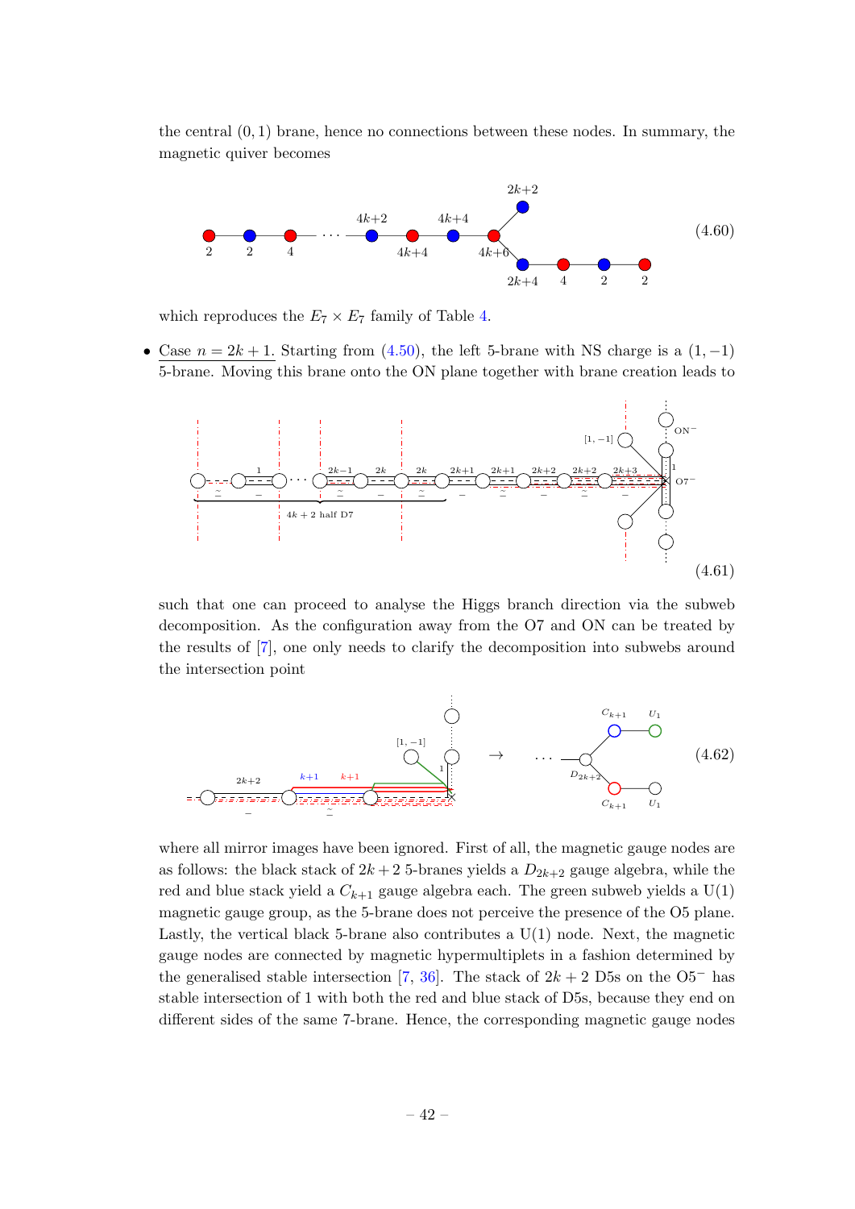the central $(0,1)$ brane, hence no connections between these nodes. In summary, the magnetic quiver becomes

$$(4.60)$$

which reproduces the $E_7 \times E_7$ family of Table 4.

- Case $n = 2k+1$. Starting from (4.50), the left 5-brane with NS charge is a $(1,-1)$ 5-brane. Moving this brane onto the ON plane together with brane creation leads to

$$(4.61)$$

such that one can proceed to analyse the Higgs branch direction via the subweb decomposition. As the configuration away from the O7 and ON can be treated by the results of [7], one only needs to clarify the decomposition into subwebs around the intersection point

$$(4.62)$$

where all mirror images have been ignored. First of all, the magnetic gauge nodes are as follows: the black stack of $2k+2$ 5-branes yields a $D_{2k+2}$ gauge algebra, while the red and blue stack yield a $C_{k+1}$ gauge algebra each. The green subweb yields a U(1) magnetic gauge group, as the 5-brane does not perceive the presence of the O5 plane. Lastly, the vertical black 5-brane also contributes a U(1) node. Next, the magnetic gauge nodes are connected by magnetic hypermultiplets in a fashion determined by the generalised stable intersection [7, 36]. The stack of $2k+2$ D5s on the $\mathrm{O5}^-$ has stable intersection of 1 with both the red and blue stack of D5s, because they end on different sides of the same 7-brane. Hence, the corresponding magnetic gauge nodes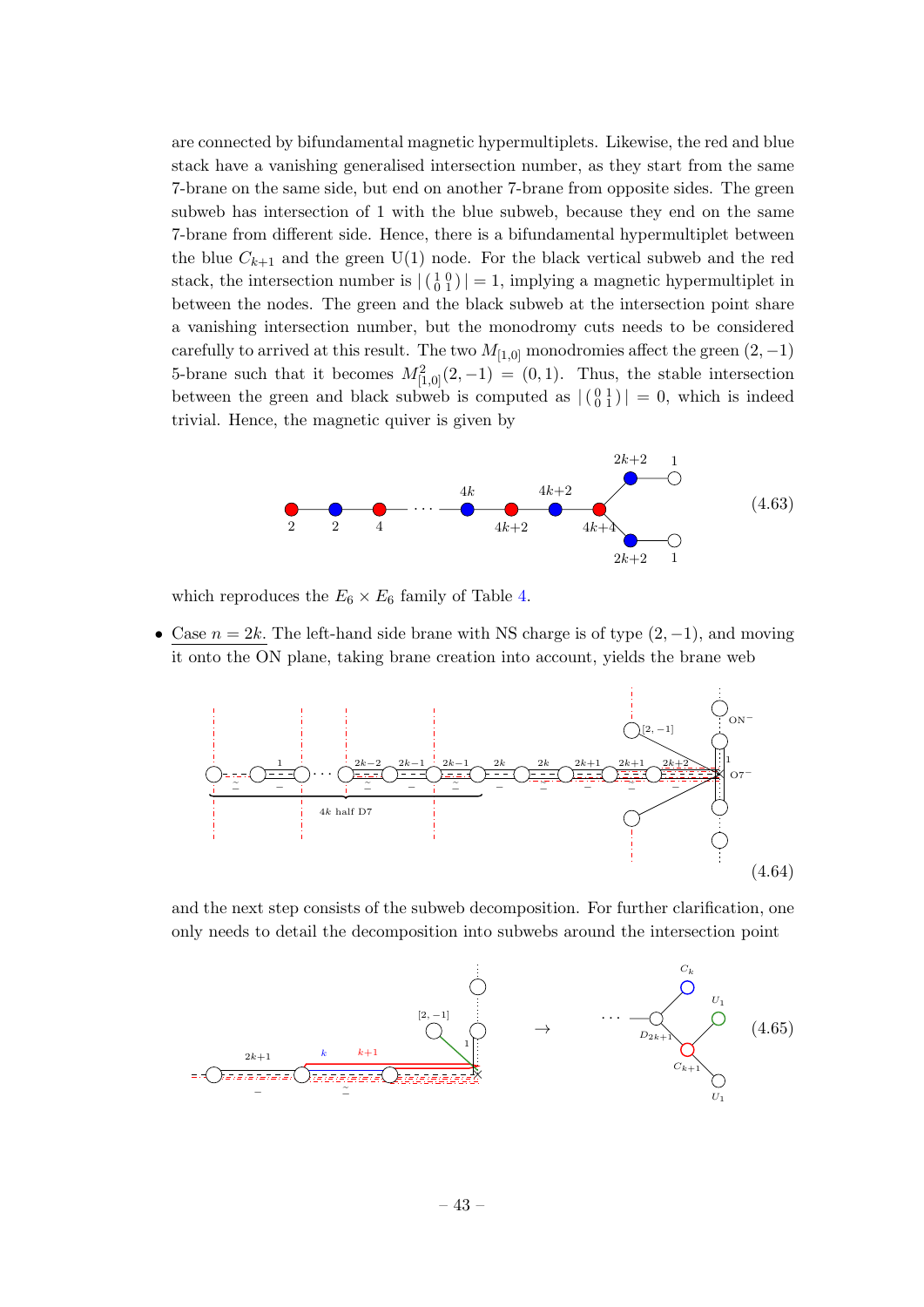are connected by bifundamental magnetic hypermultiplets. Likewise, the red and blue stack have a vanishing generalised intersection number, as they start from the same 7-brane on the same side, but end on another 7-brane from opposite sides. The green subweb has intersection of 1 with the blue subweb, because they end on the same 7-brane from different side. Hence, there is a bifundamental hypermultiplet between the blue $C_{k+1}$ and the green U(1) node. For the black vertical subweb and the red stack, the intersection number is $|\left(\begin{smallmatrix}1&0\\0&1\end{smallmatrix}\right)|=1$, implying a magnetic hypermultiplet in between the nodes. The green and the black subweb at the intersection point share a vanishing intersection number, but the monodromy cuts needs to be considered carefully to arrived at this result. The two $M_{[1,0]}$ monodromies affect the green $(2,-1)$ 5-brane such that it becomes $M_{[1,0]}^2(2,-1)=(0,1)$. Thus, the stable intersection between the green and black subweb is computed as $|\left(\begin{smallmatrix}0&1\\0&1\end{smallmatrix}\right)|=0$, which is indeed trivial. Hence, the magnetic quiver is given by

$$(4.63)$$

which reproduces the $E_6 \times E_6$ family of Table 4.

- Case $n = 2k$. The left-hand side brane with NS charge is of type $(2,-1)$, and moving it onto the ON plane, taking brane creation into account, yields the brane web

$$(4.64)$$

and the next step consists of the subweb decomposition. For further clarification, one only needs to detail the decomposition into subwebs around the intersection point

$$(4.65)$$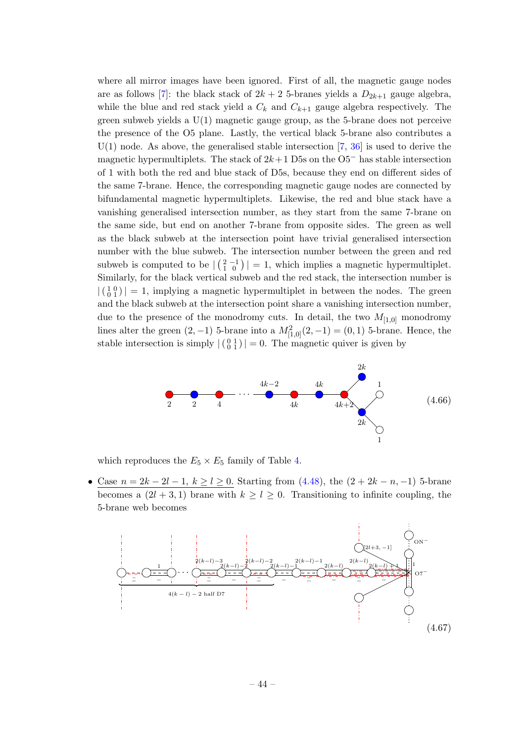where all mirror images have been ignored. First of all, the magnetic gauge nodes are as follows [7]: the black stack of $2k+2$ 5-branes yields a $D_{2k+1}$ gauge algebra, while the blue and red stack yield a $C_k$ and $C_{k+1}$ gauge algebra respectively. The green subweb yields a U(1) magnetic gauge group, as the 5-brane does not perceive the presence of the O5 plane. Lastly, the vertical black 5-brane also contributes a U(1) node. As above, the generalised stable intersection [7, 36] is used to derive the magnetic hypermultiplets. The stack of $2k+1$ D5s on the O5$^-$ has stable intersection of 1 with both the red and blue stack of D5s, because they end on different sides of the same 7-brane. Hence, the corresponding magnetic gauge nodes are connected by bifundamental magnetic hypermultiplets. Likewise, the red and blue stack have a vanishing generalised intersection number, as they start from the same 7-brane on the same side, but end on another 7-brane from opposite sides. The green as well as the black subweb at the intersection point have trivial generalised intersection number with the blue subweb. The intersection number between the green and red subweb is computed to be $|\left(\begin{smallmatrix} 2 & -1 \\ 1 & 0 \end{smallmatrix}\right)| = 1$, which implies a magnetic hypermultiplet. Similarly, for the black vertical subweb and the red stack, the intersection number is $|\left(\begin{smallmatrix} 1 & 0 \\ 0 & 1 \end{smallmatrix}\right)| = 1$, implying a magnetic hypermultiplet in between the nodes. The green and the black subweb at the intersection point share a vanishing intersection number, due to the presence of the monodromy cuts. In detail, the two $M_{[1,0]}$ monodromy lines alter the green $(2,-1)$ 5-brane into a $M_{[1,0]}^2(2,-1) = (0,1)$ 5-brane. Hence, the stable intersection is simply $|\left(\begin{smallmatrix} 0 & 1 \\ 0 & 1 \end{smallmatrix}\right)| = 0$. The magnetic quiver is given by

$$\text{[quiver: } 2 - 2 - 4 - \cdots - (4k{-}2) - 4k - 4k - (4k{+}2) \text{, with } (4k{+}2) \text{ connected to } 2k \text{ and } 2k\text{; } 2k - 1 \text{ and } 2k - 1 \text{]} \tag{4.66}$$

which reproduces the $E_5 \times E_5$ family of Table 4.

- Case $n = 2k - 2l - 1$, $k \geq l \geq 0$. Starting from (4.48), the $(2 + 2k - n, -1)$ 5-brane becomes a $(2l + 3, 1)$ brane with $k \geq l \geq 0$. Transitioning to infinite coupling, the 5-brane web becomes

$$\text{[5-brane web diagram]} \tag{4.67}$$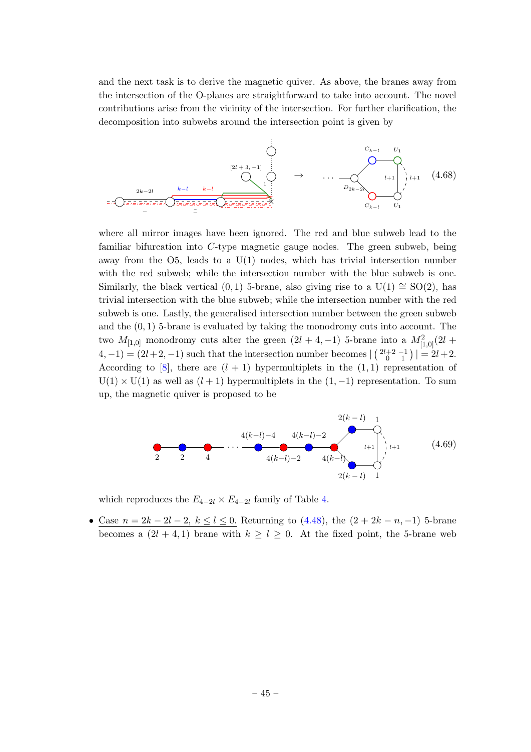and the next task is to derive the magnetic quiver. As above, the branes away from the intersection of the O-planes are straightforward to take into account. The novel contributions arise from the vicinity of the intersection. For further clarification, the decomposition into subwebs around the intersection point is given by

(4.68)

where all mirror images have been ignored. The red and blue subweb lead to the familiar bifurcation into $C$-type magnetic gauge nodes. The green subweb, being away from the O5, leads to a U(1) nodes, which has trivial intersection number with the red subweb; while the intersection number with the blue subweb is one. Similarly, the black vertical $(0,1)$ 5-brane, also giving rise to a $\mathrm{U}(1) \cong \mathrm{SO}(2)$, has trivial intersection with the blue subweb; while the intersection number with the red subweb is one. Lastly, the generalised intersection number between the green subweb and the $(0,1)$ 5-brane is evaluated by taking the monodromy cuts into account. The two $M_{[1,0]}$ monodromy cuts alter the green $(2l+4,-1)$ 5-brane into a $M_{[1,0]}^2(2l+4,-1) = (2l+2,-1)$ such that the intersection number becomes $|\begin{pmatrix} 2l+2 & -1 \\ 0 & 1 \end{pmatrix}| = 2l+2$. According to [8], there are $(l+1)$ hypermultiplets in the $(1,1)$ representation of $\mathrm{U}(1) \times \mathrm{U}(1)$ as well as $(l+1)$ hypermultiplets in the $(1,-1)$ representation. To sum up, the magnetic quiver is proposed to be

(4.69)

which reproduces the $E_{4-2l} \times E_{4-2l}$ family of Table 4.

- Case $n = 2k-2l-2$, $k \leq l \leq 0$. Returning to (4.48), the $(2+2k-n,-1)$ 5-brane becomes a $(2l+4,1)$ brane with $k \geq l \geq 0$. At the fixed point, the 5-brane web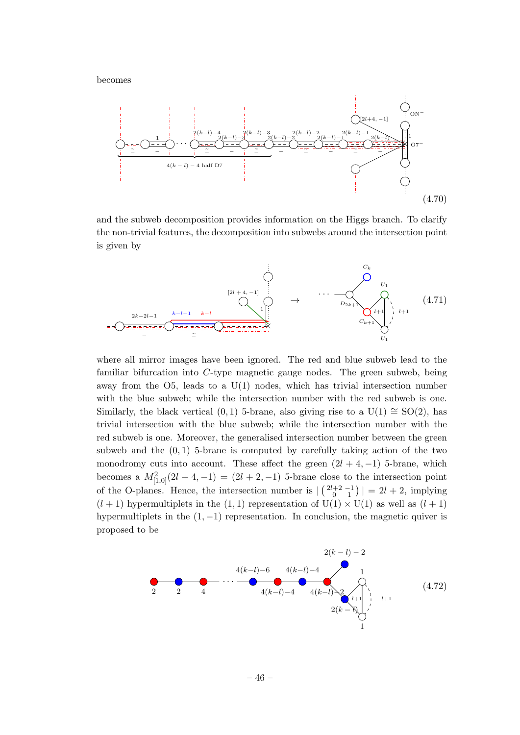becomes

(4.70)

and the subweb decomposition provides information on the Higgs branch. To clarify the non-trivial features, the decomposition into subwebs around the intersection point is given by

(4.71)

where all mirror images have been ignored. The red and blue subweb lead to the familiar bifurcation into $C$-type magnetic gauge nodes. The green subweb, being away from the O5, leads to a U(1) nodes, which has trivial intersection number with the blue subweb; while the intersection number with the red subweb is one. Similarly, the black vertical $(0,1)$ 5-brane, also giving rise to a $\mathrm{U}(1) \cong \mathrm{SO}(2)$, has trivial intersection with the blue subweb; while the intersection number with the red subweb is one. Moreover, the generalised intersection number between the green subweb and the $(0,1)$ 5-brane is computed by carefully taking action of the two monodromy cuts into account. These affect the green $(2l+4,-1)$ 5-brane, which becomes a $M^2_{[1,0]}(2l+4,-1) = (2l+2,-1)$ 5-brane close to the intersection point of the O-planes. Hence, the intersection number is $|\begin{pmatrix} 2l+2 & -1 \\ 0 & 1 \end{pmatrix}| = 2l+2$, implying $(l+1)$ hypermultiplets in the $(1,1)$ representation of $\mathrm{U}(1) \times \mathrm{U}(1)$ as well as $(l+1)$ hypermultiplets in the $(1,-1)$ representation. In conclusion, the magnetic quiver is proposed to be

(4.72)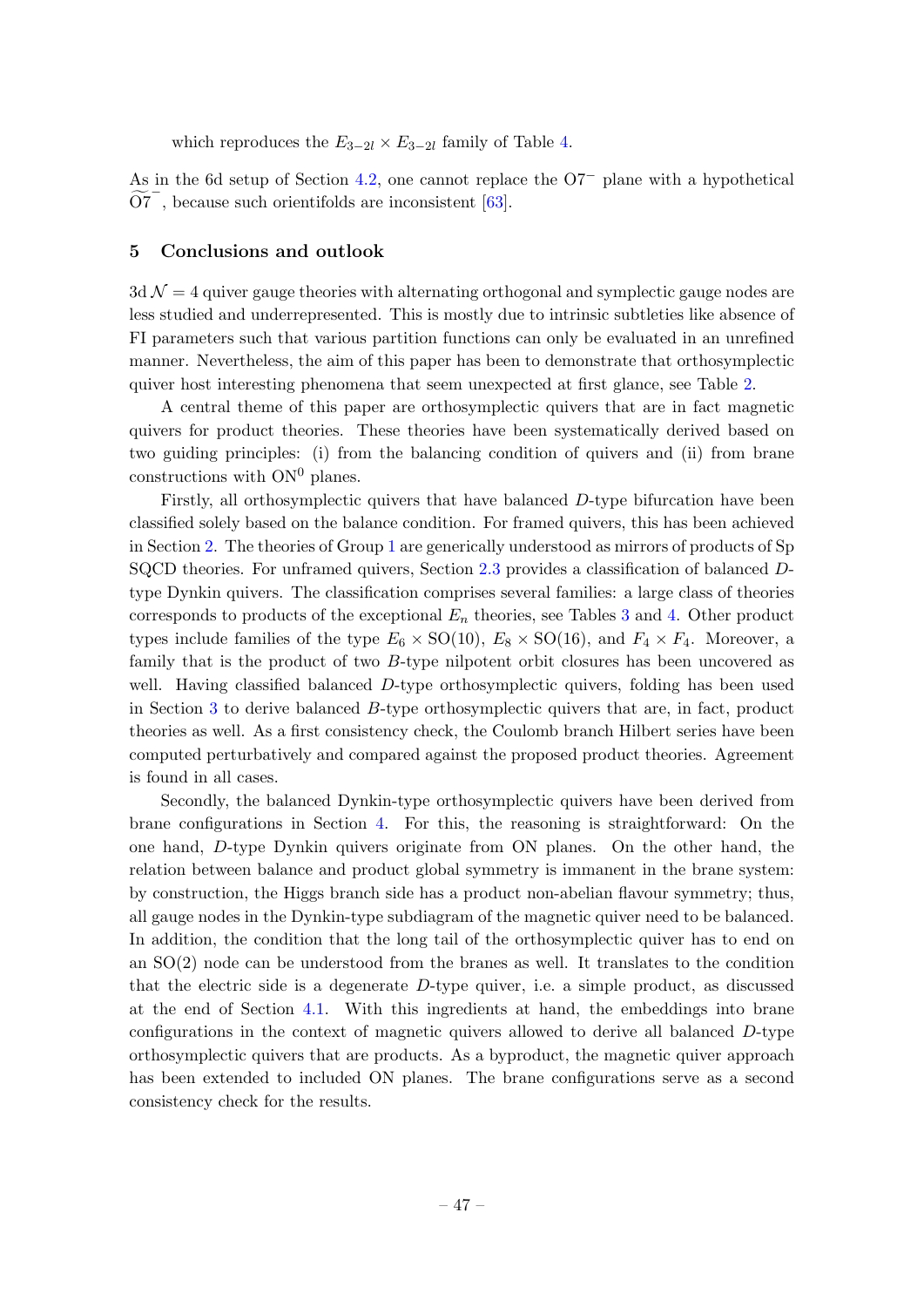which reproduces the $E_{3-2l} \times E_{3-2l}$ family of Table 4.

As in the 6d setup of Section 4.2, one cannot replace the $\mathrm{O7}^-$ plane with a hypothetical $\widetilde{\mathrm{O7}}^-$, because such orientifolds are inconsistent [63].

## 5 Conclusions and outlook

3d $\mathcal{N}=4$ quiver gauge theories with alternating orthogonal and symplectic gauge nodes are less studied and underrepresented. This is mostly due to intrinsic subtleties like absence of FI parameters such that various partition functions can only be evaluated in an unrefined manner. Nevertheless, the aim of this paper has been to demonstrate that orthosymplectic quiver host interesting phenomena that seem unexpected at first glance, see Table 2.

A central theme of this paper are orthosymplectic quivers that are in fact magnetic quivers for product theories. These theories have been systematically derived based on two guiding principles: (i) from the balancing condition of quivers and (ii) from brane constructions with $\mathrm{ON}^0$ planes.

Firstly, all orthosymplectic quivers that have balanced $D$-type bifurcation have been classified solely based on the balance condition. For framed quivers, this has been achieved in Section 2. The theories of Group 1 are generically understood as mirrors of products of Sp SQCD theories. For unframed quivers, Section 2.3 provides a classification of balanced $D$-type Dynkin quivers. The classification comprises several families: a large class of theories corresponds to products of the exceptional $E_n$ theories, see Tables 3 and 4. Other product types include families of the type $E_6 \times \mathrm{SO}(10)$, $E_8 \times \mathrm{SO}(16)$, and $F_4 \times F_4$. Moreover, a family that is the product of two $B$-type nilpotent orbit closures has been uncovered as well. Having classified balanced $D$-type orthosymplectic quivers, folding has been used in Section 3 to derive balanced $B$-type orthosymplectic quivers that are, in fact, product theories as well. As a first consistency check, the Coulomb branch Hilbert series have been computed perturbatively and compared against the proposed product theories. Agreement is found in all cases.

Secondly, the balanced Dynkin-type orthosymplectic quivers have been derived from brane configurations in Section 4. For this, the reasoning is straightforward: On the one hand, $D$-type Dynkin quivers originate from ON planes. On the other hand, the relation between balance and product global symmetry is immanent in the brane system: by construction, the Higgs branch side has a product non-abelian flavour symmetry; thus, all gauge nodes in the Dynkin-type subdiagram of the magnetic quiver need to be balanced. In addition, the condition that the long tail of the orthosymplectic quiver has to end on an $\mathrm{SO}(2)$ node can be understood from the branes as well. It translates to the condition that the electric side is a degenerate $D$-type quiver, i.e. a simple product, as discussed at the end of Section 4.1. With this ingredients at hand, the embeddings into brane configurations in the context of magnetic quivers allowed to derive all balanced $D$-type orthosymplectic quivers that are products. As a byproduct, the magnetic quiver approach has been extended to included ON planes. The brane configurations serve as a second consistency check for the results.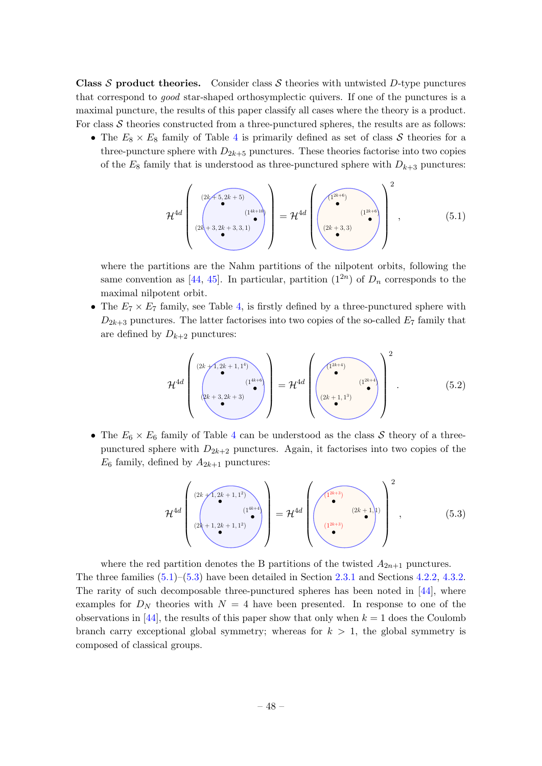**Class $\mathcal{S}$ product theories.** Consider class $\mathcal{S}$ theories with untwisted $D$-type punctures that correspond to *good* star-shaped orthosymplectic quivers. If one of the punctures is a maximal puncture, the results of this paper classify all cases where the theory is a product. For class $\mathcal{S}$ theories constructed from a three-punctured spheres, the results are as follows:

- The $E_8 \times E_8$ family of Table 4 is primarily defined as set of class $\mathcal{S}$ theories for a three-puncture sphere with $D_{2k+5}$ punctures. These theories factorise into two copies of the $E_8$ family that is understood as three-punctured sphere with $D_{k+3}$ punctures:

$$\mathcal{H}^{4d}\left( \begin{matrix} (2k+5,2k+5) \\ (1^{4k+10}) \\ (2k+3,2k+3,3,1) \end{matrix} \right) = \mathcal{H}^{4d}\left( \begin{matrix} (1^{2k+6}) \\ (1^{2k+6}) \\ (2k+3,3) \end{matrix} \right)^2 , \tag{5.1}$$

where the partitions are the Nahm partitions of the nilpotent orbits, following the same convention as [44, 45]. In particular, partition $(1^{2n})$ of $D_n$ corresponds to the maximal nilpotent orbit.

- The $E_7 \times E_7$ family, see Table 4, is firstly defined by a three-punctured sphere with $D_{2k+3}$ punctures. The latter factorises into two copies of the so-called $E_7$ family that are defined by $D_{k+2}$ punctures:

$$\mathcal{H}^{4d}\left( \begin{matrix} (2k+1,2k+1,1^4) \\ (1^{4k+6}) \\ (2k+3,2k+3) \end{matrix} \right) = \mathcal{H}^{4d}\left( \begin{matrix} (1^{2k+4}) \\ (1^{2k+4}) \\ (2k+1,1^3) \end{matrix} \right)^2 . \tag{5.2}$$

- The $E_6 \times E_6$ family of Table 4 can be understood as the class $\mathcal{S}$ theory of a three-punctured sphere with $D_{2k+2}$ punctures. Again, it factorises into two copies of the $E_6$ family, defined by $A_{2k+1}$ punctures:

$$\mathcal{H}^{4d}\left( \begin{matrix} (2k+1,2k+1,1^2) \\ (1^{4k+4}) \\ (2k+1,2k+1,1^2) \end{matrix} \right) = \mathcal{H}^{4d}\left( \begin{matrix} (1^{2k+3}) \\ (2k+1,1) \\ (1^{2k+3}) \end{matrix} \right)^2 , \tag{5.3}$$

where the red partition denotes the B partitions of the twisted $A_{2n+1}$ punctures.

The three families (5.1)–(5.3) have been detailed in Section 2.3.1 and Sections 4.2.2, 4.3.2. The rarity of such decomposable three-punctured spheres has been noted in [44], where examples for $D_N$ theories with $N = 4$ have been presented. In response to one of the observations in [44], the results of this paper show that only when $k = 1$ does the Coulomb branch carry exceptional global symmetry; whereas for $k > 1$, the global symmetry is composed of classical groups.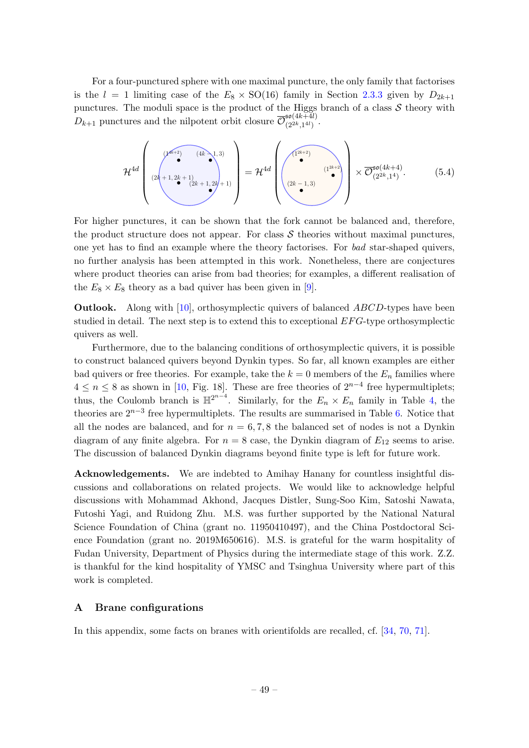For a four-punctured sphere with one maximal puncture, the only family that factorises is the $l = 1$ limiting case of the $E_8 \times \mathrm{SO}(16)$ family in Section 2.3.3 given by $D_{2k+1}$ punctures. The moduli space is the product of the Higgs branch of a class $\mathcal{S}$ theory with $D_{k+1}$ punctures and the nilpotent orbit closure $\overline{\mathcal{O}}^{\mathfrak{so}(4k+4l)}_{(2^{2k},1^{4l})}$.

$$\mathcal{H}^{4d}\left( \begin{array}{c} (1^{4k+2}) \quad (4k-1,3) \\ (2k+1,2k+1) \quad (2k+1,2k+1) \end{array} \right) = \mathcal{H}^{4d}\left( \begin{array}{c} (1^{2k+2}) \quad (1^{2k+2}) \\ (2k-1,3) \end{array} \right) \times \overline{\mathcal{O}}^{\mathfrak{so}(4k+4)}_{(2^{2k},1^4)} . \tag{5.4}$$

For higher punctures, it can be shown that the fork cannot be balanced and, therefore, the product structure does not appear. For class $\mathcal{S}$ theories without maximal punctures, one yet has to find an example where the theory factorises. For *bad* star-shaped quivers, no further analysis has been attempted in this work. Nonetheless, there are conjectures where product theories can arise from bad theories; for examples, a different realisation of the $E_8 \times E_8$ theory as a bad quiver has been given in [9].

**Outlook.** Along with [10], orthosymplectic quivers of balanced $ABCD$-types have been studied in detail. The next step is to extend this to exceptional $EFG$-type orthosymplectic quivers as well.

Furthermore, due to the balancing conditions of orthosymplectic quivers, it is possible to construct balanced quivers beyond Dynkin types. So far, all known examples are either bad quivers or free theories. For example, take the $k = 0$ members of the $E_n$ families where $4 \le n \le 8$ as shown in [10, Fig. 18]. These are free theories of $2^{n-4}$ free hypermultiplets; thus, the Coulomb branch is $\mathbb{H}^{2^{n-4}}$. Similarly, for the $E_n \times E_n$ family in Table 4, the theories are $2^{n-3}$ free hypermultiplets. The results are summarised in Table 6. Notice that all the nodes are balanced, and for $n = 6, 7, 8$ the balanced set of nodes is not a Dynkin diagram of any finite algebra. For $n = 8$ case, the Dynkin diagram of $E_{12}$ seems to arise. The discussion of balanced Dynkin diagrams beyond finite type is left for future work.

**Acknowledgements.** We are indebted to Amihay Hanany for countless insightful discussions and collaborations on related projects. We would like to acknowledge helpful discussions with Mohammad Akhond, Jacques Distler, Sung-Soo Kim, Satoshi Nawata, Futoshi Yagi, and Ruidong Zhu. M.S. was further supported by the National Natural Science Foundation of China (grant no. 11950410497), and the China Postdoctoral Science Foundation (grant no. 2019M650616). M.S. is grateful for the warm hospitality of Fudan University, Department of Physics during the intermediate stage of this work. Z.Z. is thankful for the kind hospitality of YMSC and Tsinghua University where part of this work is completed.

## A Brane configurations

In this appendix, some facts on branes with orientifolds are recalled, cf. [34, 70, 71].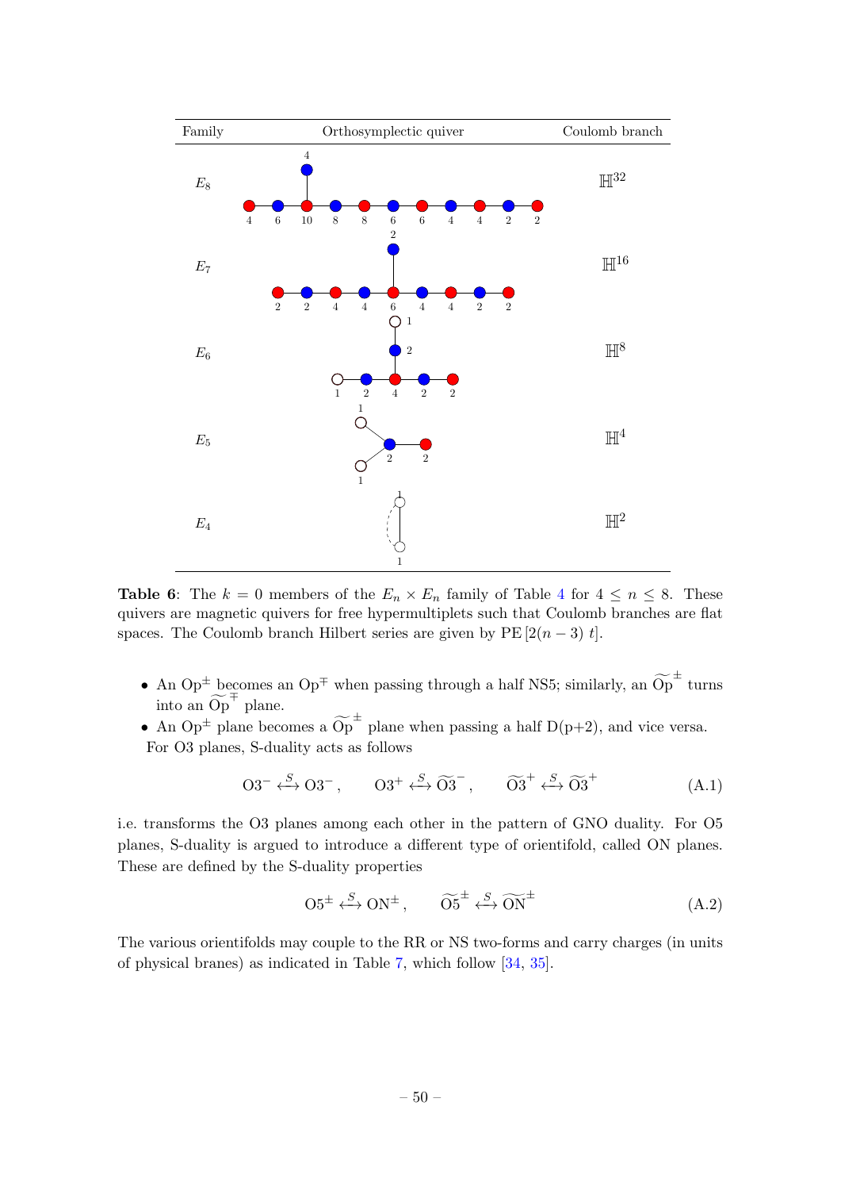| Family | Orthosymplectic quiver | Coulomb branch |
|---|---|---|
| $E_8$ | | $\mathbb{H}^{32}$ |
| $E_7$ | | $\mathbb{H}^{16}$ |
| $E_6$ | | $\mathbb{H}^{8}$ |
| $E_5$ | | $\mathbb{H}^{4}$ |
| $E_4$ | | $\mathbb{H}^{2}$ |

**Table 6**: The $k=0$ members of the $E_n \times E_n$ family of Table 4 for $4 \leq n \leq 8$. These quivers are magnetic quivers for free hypermultiplets such that Coulomb branches are flat spaces. The Coulomb branch Hilbert series are given by $\mathrm{PE}\left[2(n-3)\, t\right]$.

- An $\mathrm{Op}^{\pm}$ becomes an $\mathrm{Op}^{\mp}$ when passing through a half NS5; similarly, an $\widetilde{\mathrm{Op}}^{\pm}$ turns into an $\widetilde{\mathrm{Op}}^{\mp}$ plane.
- An $\mathrm{Op}^{\pm}$ plane becomes a $\widetilde{\mathrm{Op}}^{\pm}$ plane when passing a half D(p+2), and vice versa.

For O3 planes, S-duality acts as follows

$$
\mathrm{O3}^{-} \overset{S}{\longleftrightarrow} \mathrm{O3}^{-}\,, \qquad \mathrm{O3}^{+} \overset{S}{\longleftrightarrow} \widetilde{\mathrm{O3}}^{-}\,, \qquad \widetilde{\mathrm{O3}}^{+} \overset{S}{\longleftrightarrow} \widetilde{\mathrm{O3}}^{+} \tag{A.1}
$$

i.e. transforms the O3 planes among each other in the pattern of GNO duality. For O5 planes, S-duality is argued to introduce a different type of orientifold, called ON planes. These are defined by the S-duality properties

$$
\mathrm{O5}^{\pm} \overset{S}{\longleftrightarrow} \mathrm{ON}^{\pm}\,, \qquad \widetilde{\mathrm{O5}}^{\pm} \overset{S}{\longleftrightarrow} \widetilde{\mathrm{ON}}^{\pm} \tag{A.2}
$$

The various orientifolds may couple to the RR or NS two-forms and carry charges (in units of physical branes) as indicated in Table 7, which follow [34, 35].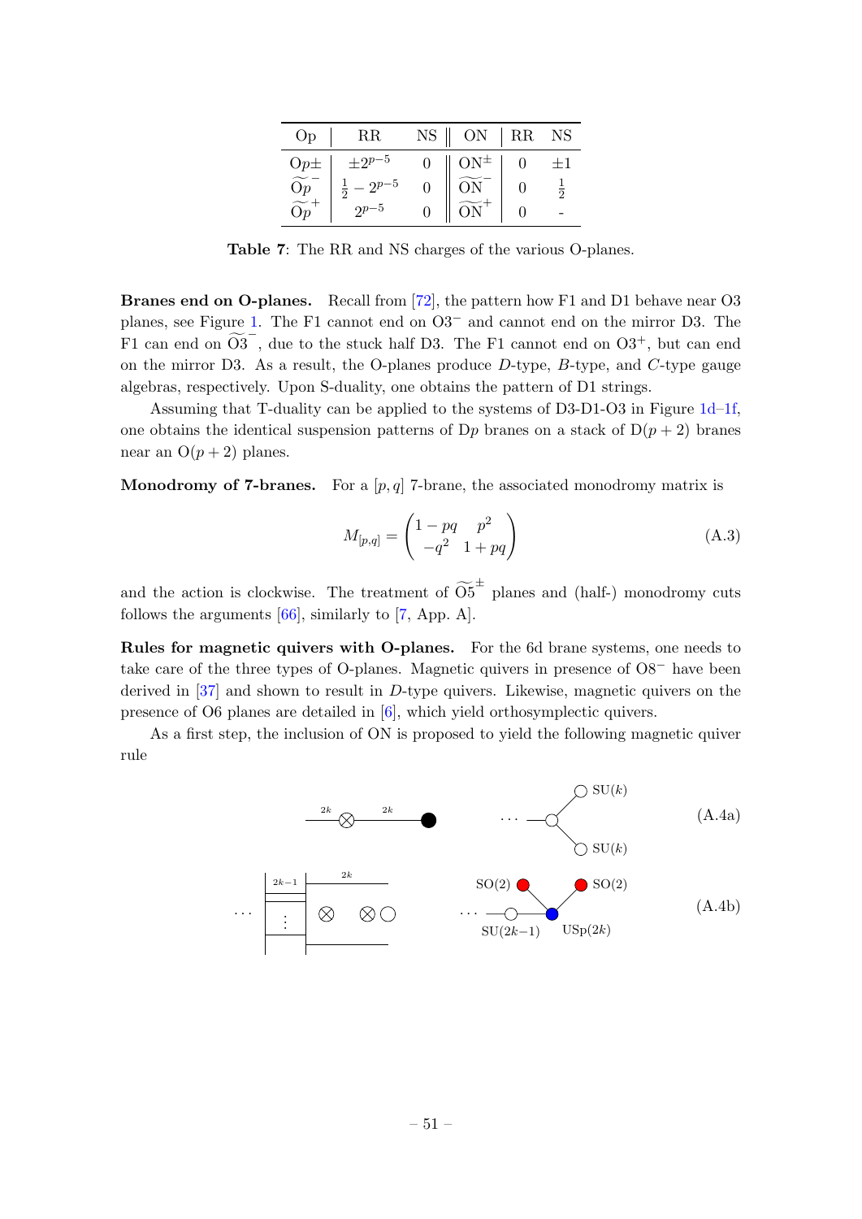| Op | RR | NS | ON | RR | NS |
|---|---|---|---|---|---|
| O$p\pm$ | $\pm 2^{p-5}$ | 0 | ON$^{\pm}$ | 0 | $\pm 1$ |
| $\widetilde{\text{O}p}^{-}$ | $\frac{1}{2} - 2^{p-5}$ | 0 | $\widetilde{\text{ON}}^{-}$ | 0 | $\frac{1}{2}$ |
| $\widetilde{\text{O}p}^{+}$ | $2^{p-5}$ | 0 | $\widetilde{\text{ON}}^{+}$ | 0 | - |

**Table 7**: The RR and NS charges of the various O-planes.

**Branes end on O-planes.** Recall from [72], the pattern how F1 and D1 behave near O3 planes, see Figure 1. The F1 cannot end on O3$^{-}$ and cannot end on the mirror D3. The F1 can end on $\widetilde{\text{O3}}^{-}$, due to the stuck half D3. The F1 cannot end on O3$^{+}$, but can end on the mirror D3. As a result, the O-planes produce $D$-type, $B$-type, and $C$-type gauge algebras, respectively. Upon S-duality, one obtains the pattern of D1 strings.

Assuming that T-duality can be applied to the systems of D3-D1-O3 in Figure 1d–1f, one obtains the identical suspension patterns of D$p$ branes on a stack of D$(p+2)$ branes near an O$(p+2)$ planes.

**Monodromy of 7-branes.** For a $[p,q]$ 7-brane, the associated monodromy matrix is

$$M_{[p,q]} = \begin{pmatrix} 1-pq & p^2 \\ -q^2 & 1+pq \end{pmatrix} \tag{A.3}$$

and the action is clockwise. The treatment of $\widetilde{\text{O5}}^{\pm}$ planes and (half-) monodromy cuts follows the arguments [66], similarly to [7, App. A].

**Rules for magnetic quivers with O-planes.** For the 6d brane systems, one needs to take care of the three types of O-planes. Magnetic quivers in presence of O8$^{-}$ have been derived in [37] and shown to result in $D$-type quivers. Likewise, magnetic quivers on the presence of O6 planes are detailed in [6], which yield orthosymplectic quivers.

As a first step, the inclusion of ON is proposed to yield the following magnetic quiver rule

(A.4a): brane diagram with segments labelled $2k$, $2k$ ending on ON; magnetic quiver $\cdots$ — node bifurcating into SU($k$) and SU($k$).

(A.4b): brane diagram with $2k-1$, $2k$ labels; magnetic quiver $\cdots$ — SU($2k-1$) — USp($2k$) with two SO(2) nodes attached.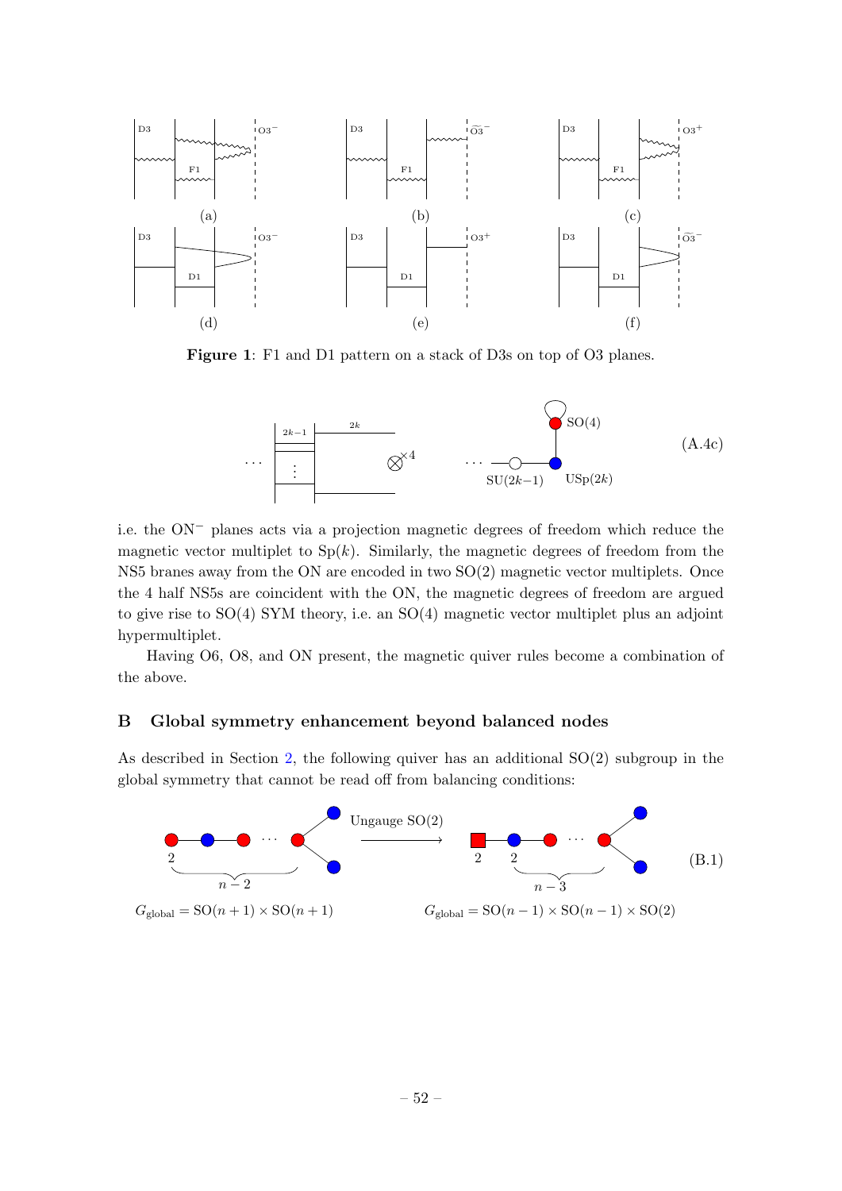**Figure 1**: F1 and D1 pattern on a stack of D3s on top of O3 planes.

(A.4c)

i.e. the $\mathrm{ON}^-$ planes acts via a projection magnetic degrees of freedom which reduce the magnetic vector multiplet to $\mathrm{Sp}(k)$. Similarly, the magnetic degrees of freedom from the NS5 branes away from the ON are encoded in two $\mathrm{SO}(2)$ magnetic vector multiplets. Once the 4 half NS5s are coincident with the ON, the magnetic degrees of freedom are argued to give rise to $\mathrm{SO}(4)$ SYM theory, i.e. an $\mathrm{SO}(4)$ magnetic vector multiplet plus an adjoint hypermultiplet.

Having O6, O8, and ON present, the magnetic quiver rules become a combination of the above.

## B Global symmetry enhancement beyond balanced nodes

As described in Section 2, the following quiver has an additional $\mathrm{SO}(2)$ subgroup in the global symmetry that cannot be read off from balancing conditions:

(B.1)

$G_{\text{global}} = \mathrm{SO}(n+1) \times \mathrm{SO}(n+1)$ $\quad\xrightarrow{\text{Ungauge SO(2)}}\quad$ $G_{\text{global}} = \mathrm{SO}(n-1) \times \mathrm{SO}(n-1) \times \mathrm{SO}(2)$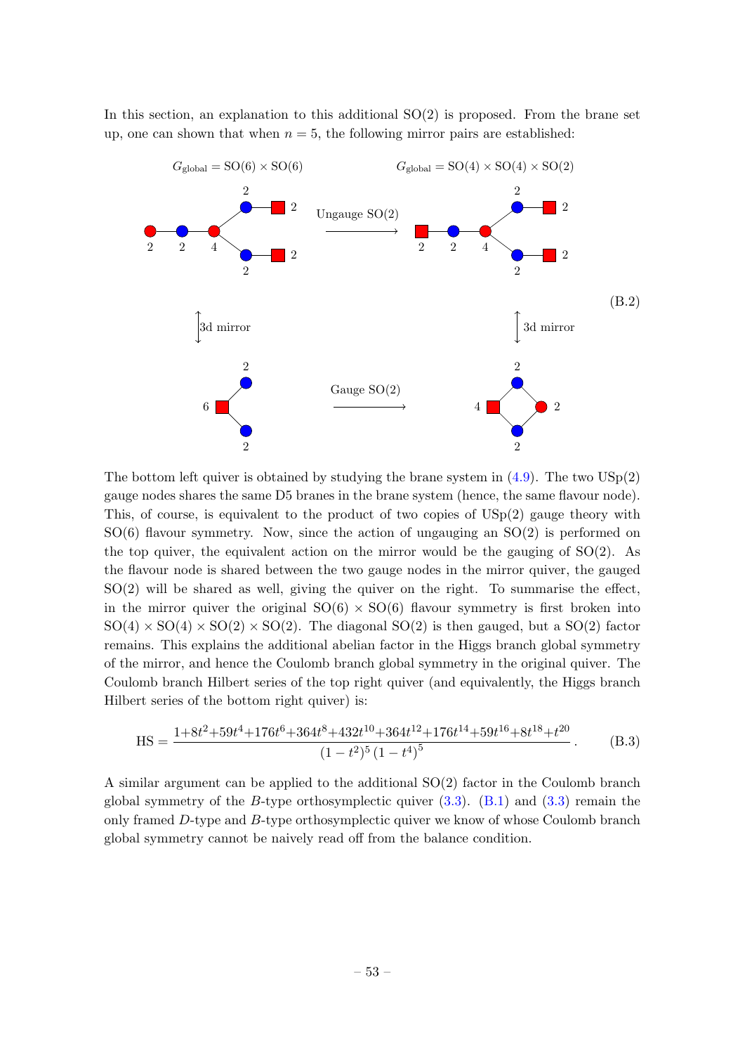In this section, an explanation to this additional SO(2) is proposed. From the brane set up, one can shown that when $n = 5$, the following mirror pairs are established:

$G_{\text{global}} = \text{SO}(6) \times \text{SO}(6)$ $\qquad\qquad$ $G_{\text{global}} = \text{SO}(4) \times \text{SO}(4) \times \text{SO}(2)$

Ungauge SO(2) $\longrightarrow$

$\updownarrow$ 3d mirror $\qquad\qquad$ $\updownarrow$ 3d mirror $\qquad\qquad$ (B.2)

Gauge SO(2) $\longrightarrow$

The bottom left quiver is obtained by studying the brane system in (4.9). The two USp(2) gauge nodes shares the same D5 branes in the brane system (hence, the same flavour node). This, of course, is equivalent to the product of two copies of USp(2) gauge theory with SO(6) flavour symmetry. Now, since the action of ungauging an SO(2) is performed on the top quiver, the equivalent action on the mirror would be the gauging of SO(2). As the flavour node is shared between the two gauge nodes in the mirror quiver, the gauged SO(2) will be shared as well, giving the quiver on the right. To summarise the effect, in the mirror quiver the original $\text{SO}(6) \times \text{SO}(6)$ flavour symmetry is first broken into $\text{SO}(4) \times \text{SO}(4) \times \text{SO}(2) \times \text{SO}(2)$. The diagonal SO(2) is then gauged, but a SO(2) factor remains. This explains the additional abelian factor in the Higgs branch global symmetry of the mirror, and hence the Coulomb branch global symmetry in the original quiver. The Coulomb branch Hilbert series of the top right quiver (and equivalently, the Higgs branch Hilbert series of the bottom right quiver) is:

$$\text{HS} = \frac{1+8t^2+59t^4+176t^6+364t^8+432t^{10}+364t^{12}+176t^{14}+59t^{16}+8t^{18}+t^{20}}{(1-t^2)^5\,(1-t^4)^5}\,. \tag{B.3}$$

A similar argument can be applied to the additional SO(2) factor in the Coulomb branch global symmetry of the $B$-type orthosymplectic quiver (3.3). (B.1) and (3.3) remain the only framed $D$-type and $B$-type orthosymplectic quiver we know of whose Coulomb branch global symmetry cannot be naively read off from the balance condition.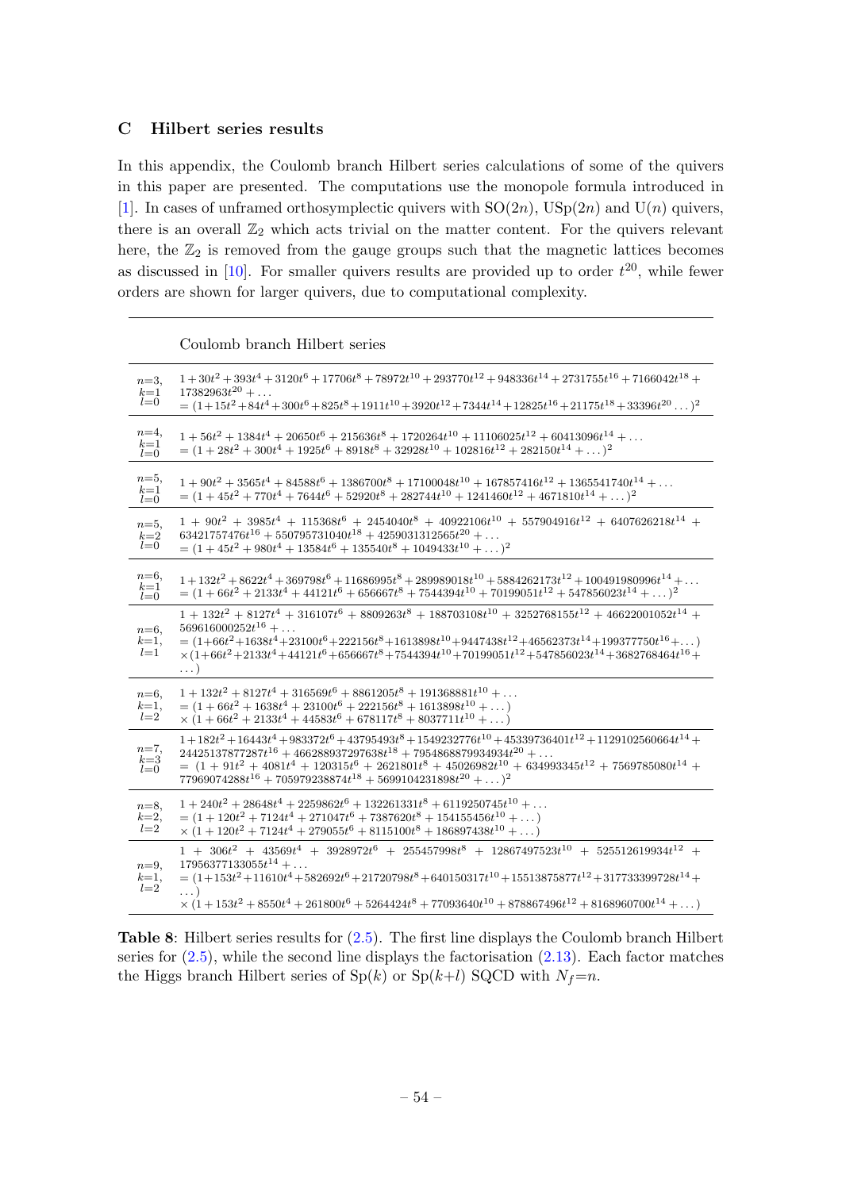## C Hilbert series results

In this appendix, the Coulomb branch Hilbert series calculations of some of the quivers in this paper are presented. The computations use the monopole formula introduced in [1]. In cases of unframed orthosymplectic quivers with $\mathrm{SO}(2n)$, $\mathrm{USp}(2n)$ and $\mathrm{U}(n)$ quivers, there is an overall $\mathbb{Z}_2$ which acts trivial on the matter content. For the quivers relevant here, the $\mathbb{Z}_2$ is removed from the gauge groups such that the magnetic lattices becomes as discussed in [10]. For smaller quivers results are provided up to order $t^{20}$, while fewer orders are shown for larger quivers, due to computational complexity.

| | Coulomb branch Hilbert series |
|---|---|
| $n{=}3$, $k{=}1$, $l{=}0$ | $1+30t^2+393t^4+3120t^6+17706t^8+78972t^{10}+293770t^{12}+948336t^{14}+2731755t^{16}+7166042t^{18}+17382963t^{20}+\dots$ <br> $=(1+15t^2+84t^4+300t^6+825t^8+1911t^{10}+3920t^{12}+7344t^{14}+12825t^{16}+21175t^{18}+33396t^{20}\dots)^2$ |
| $n{=}4$, $k{=}1$, $l{=}0$ | $1+56t^2+1384t^4+20650t^6+215636t^8+1720264t^{10}+11106025t^{12}+60413096t^{14}+\dots$ <br> $=(1+28t^2+300t^4+1925t^6+8918t^8+32928t^{10}+102816t^{12}+282150t^{14}+\dots)^2$ |
| $n{=}5$, $k{=}1$, $l{=}0$ | $1+90t^2+3565t^4+84588t^6+1386700t^8+17100048t^{10}+167857416t^{12}+1365541740t^{14}+\dots$ <br> $=(1+45t^2+770t^4+7644t^6+52920t^8+282744t^{10}+1241460t^{12}+4671810t^{14}+\dots)^2$ |
| $n{=}5$, $k{=}2$, $l{=}0$ | $1+90t^2+3985t^4+115368t^6+2454040t^8+40922106t^{10}+557904916t^{12}+6407626218t^{14}+63421757476t^{16}+550795731040t^{18}+4259031312565t^{20}+\dots$ <br> $=(1+45t^2+980t^4+13584t^6+135540t^8+1049433t^{10}+\dots)^2$ |
| $n{=}6$, $k{=}1$, $l{=}0$ | $1+132t^2+8622t^4+369798t^6+11686995t^8+289989018t^{10}+5884262173t^{12}+100491980996t^{14}+\dots$ <br> $=(1+66t^2+2133t^4+44121t^6+656667t^8+7544394t^{10}+70199051t^{12}+547856023t^{14}+\dots)^2$ |
| $n{=}6$, $k{=}1$, $l{=}1$ | $1+132t^2+8127t^4+316107t^6+8809263t^8+188703108t^{10}+3252768155t^{12}+46622001052t^{14}+569616000252t^{16}+\dots$ <br> $=(1+66t^2+1638t^4+23100t^6+222156t^8+1613898t^{10}+9447438t^{12}+46562373t^{14}+199377750t^{16}+\dots)$ <br> $\times(1+66t^2+2133t^4+44121t^6+656667t^8+7544394t^{10}+70199051t^{12}+547856023t^{14}+3682768464t^{16}+\dots)$ |
| $n{=}6$, $k{=}1$, $l{=}2$ | $1+132t^2+8127t^4+316569t^6+8861205t^8+191368881t^{10}+\dots$ <br> $=(1+66t^2+1638t^4+23100t^6+222156t^8+1613898t^{10}+\dots)$ <br> $\times(1+66t^2+2133t^4+44583t^6+678117t^8+8037711t^{10}+\dots)$ |
| $n{=}7$, $k{=}3$, $l{=}0$ | $1+182t^2+16443t^4+983372t^6+43795493t^8+1549232776t^{10}+45339736401t^{12}+1129102560664t^{14}+24425137877287t^{16}+466288937297638t^{18}+7954868879934934t^{20}+\dots$ <br> $=(1+91t^2+4081t^4+120315t^6+2621801t^8+45026982t^{10}+634993345t^{12}+7569785080t^{14}+77969074288t^{16}+705979238874t^{18}+5699104231898t^{20}+\dots)^2$ |
| $n{=}8$, $k{=}2$, $l{=}2$ | $1+240t^2+28648t^4+2259862t^6+132261331t^8+6119250745t^{10}+\dots$ <br> $=(1+120t^2+7124t^4+271047t^6+7387620t^8+154155456t^{10}+\dots)$ <br> $\times(1+120t^2+7124t^4+279055t^6+8115100t^8+186897438t^{10}+\dots)$ |
| $n{=}9$, $k{=}1$, $l{=}2$ | $1+306t^2+43569t^4+3928972t^6+255457998t^8+12867497523t^{10}+525512619934t^{12}+17956377133055t^{14}+\dots$ <br> $=(1+153t^2+11610t^4+582692t^6+21720798t^8+640150317t^{10}+15513875877t^{12}+317733399728t^{14}+\dots)$ <br> $\times(1+153t^2+8550t^4+261800t^6+5264424t^8+77093640t^{10}+878867496t^{12}+8168960700t^{14}+\dots)$ |

**Table 8**: Hilbert series results for (2.5). The first line displays the Coulomb branch Hilbert series for (2.5), while the second line displays the factorisation (2.13). Each factor matches the Higgs branch Hilbert series of $\mathrm{Sp}(k)$ or $\mathrm{Sp}(k{+}l)$ SQCD with $N_f{=}n$.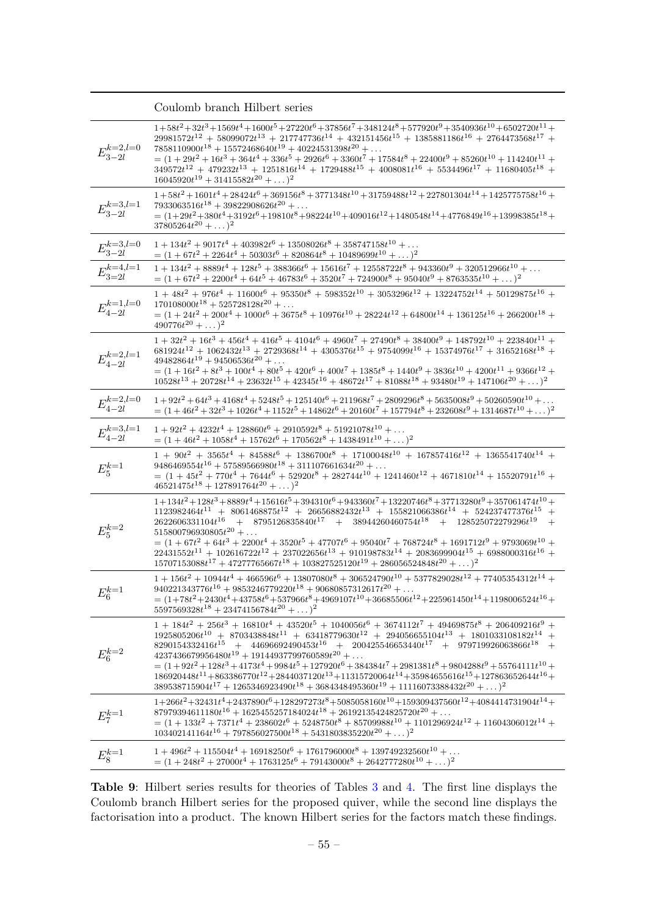| | Coulomb branch Hilbert series |
|---|---|
| $E_{3-2l}^{k=2,l=0}$ | $1+58t^2+32t^3+1569t^4+1600t^5+27220t^6+37856t^7+348124t^8+577920t^9+3540936t^{10}+6502720t^{11}+29981572t^{12}+58099072t^{13}+217747736t^{14}+432151456t^{15}+1385881186t^{16}+2764473568t^{17}+7858110900t^{18}+15572468640t^{19}+40224531398t^{20}+\dots$ <br> $=(1+29t^2+16t^3+364t^4+336t^5+2926t^6+3360t^7+17584t^8+22400t^9+85260t^{10}+114240t^{11}+349572t^{12}+479232t^{13}+1251816t^{14}+1729488t^{15}+4008081t^{16}+5534496t^{17}+11680405t^{18}+16045920t^{19}+31415582t^{20}+\dots)^2$ |
| $E_{3-2l}^{k=3,l=1}$ | $1+58t^2+1601t^4+28424t^6+369156t^8+3771348t^{10}+31759488t^{12}+227801304t^{14}+1425775758t^{16}+7933063516t^{18}+39822908626t^{20}+\dots$ <br> $=(1+29t^2+380t^4+3192t^6+19810t^8+98224t^{10}+409016t^{12}+1480548t^{14}+4776849t^{16}+13998385t^{18}+37805264t^{20}+\dots)^2$ |
| $E_{3-2l}^{k=3,l=0}$ | $1+134t^2+9017t^4+403982t^6+13508026t^8+358747158t^{10}+\dots$ <br> $=(1+67t^2+2264t^4+50303t^6+820864t^8+10489699t^{10}+\dots)^2$ |
| $E_{3=2l}^{k=4,l=1}$ | $1+134t^2+8889t^4+128t^5+388366t^6+15616t^7+12558722t^8+943360t^9+320512966t^{10}+\dots$ <br> $=(1+67t^2+2200t^4+64t^5+46783t^6+3520t^7+724900t^8+95040t^9+8763535t^{10}+\dots)^2$ |
| $E_{4-2l}^{k=1,l=0}$ | $1+48t^2+976t^4+11600t^6+95350t^8+598352t^{10}+3053296t^{12}+13224752t^{14}+50129875t^{16}+170108000t^{18}+525728128t^{20}+\dots$ <br> $=(1+24t^2+200t^4+1000t^6+3675t^8+10976t^{10}+28224t^{12}+64800t^{14}+136125t^{16}+266200t^{18}+490776t^{20}+\dots)^2$ |
| $E_{4-2l}^{k=2,l=1}$ | $1+32t^2+16t^3+456t^4+416t^5+4104t^6+4960t^7+27490t^8+38400t^9+148792t^{10}+223840t^{11}+681924t^{12}+1062432t^{13}+2729368t^{14}+4305376t^{15}+9754099t^{16}+15374976t^{17}+31652168t^{18}+49482864t^{19}+94506536t^{20}+\dots$ <br> $=(1+16t^2+8t^3+100t^4+80t^5+420t^6+400t^7+1385t^8+1440t^9+3836t^{10}+4200t^{11}+9366t^{12}+10528t^{13}+20728t^{14}+23632t^{15}+42345t^{16}+48672t^{17}+81088t^{18}+93480t^{19}+147106t^{20}+\dots)^2$ |
| $E_{4-2l}^{k=2,l=0}$ | $1+92t^2+64t^3+4168t^4+5248t^5+125140t^6+211968t^7+2809296t^8+5635008t^9+50260590t^{10}+\dots$ <br> $=(1+46t^2+32t^3+1026t^4+1152t^5+14862t^6+20160t^7+157794t^8+232608t^9+1314687t^{10}+\dots)^2$ |
| $E_{4-2l}^{k=3,l=1}$ | $1+92t^2+4232t^4+128860t^6+2910592t^8+51921078t^{10}+\dots$ <br> $=(1+46t^2+1058t^4+15762t^6+170562t^8+1438491t^{10}+\dots)^2$ |
| $E_5^{k=1}$ | $1+90t^2+3565t^4+84588t^6+1386700t^8+17100048t^{10}+167857416t^{12}+1365541740t^{14}+9486469554t^{16}+57589566980t^{18}+311107661634t^{20}+\dots$ <br> $=(1+45t^2+770t^4+7644t^6+52920t^8+282744t^{10}+1241460t^{12}+4671810t^{14}+15520791t^{16}+46521475t^{18}+127891764t^{20}+\dots)^2$ |
| $E_5^{k=2}$ | $1+134t^2+128t^3+8889t^4+15616t^5+394310t^6+943360t^7+13220746t^8+37713280t^9+357061474t^{10}+1123982464t^{11}+8061468875t^{12}+26656882432t^{13}+155821066386t^{14}+524237477376t^{15}+2622606331104t^{16}+8795126835840t^{17}+38944260460754t^{18}+128525072279296t^{19}+515800796930805t^{20}+\dots$ <br> $=(1+67t^2+64t^3+2200t^4+3520t^5+47707t^6+95040t^7+768724t^8+1691712t^9+9793069t^{10}+22431552t^{11}+102616722t^{12}+237022656t^{13}+910198783t^{14}+2083699904t^{15}+6988000316t^{16}+15707153088t^{17}+47277765667t^{18}+103827525120t^{19}+286056524848t^{20}+\dots)^2$ |
| $E_6^{k=1}$ | $1+156t^2+10944t^4+466596t^6+13807080t^8+306524790t^{10}+5377829028t^{12}+77405354312t^{14}+940221343776t^{16}+9853246779220t^{18}+90680857312617t^{20}+\dots$ <br> $=(1+78t^2+2430t^4+43758t^6+537966t^8+4969107t^{10}+36685506t^{12}+225961450t^{14}+1198006524t^{16}+5597569328t^{18}+23474156784t^{20}+\dots)^2$ |
| $E_6^{k=2}$ | $1+184t^2+256t^3+16810t^4+43520t^5+1040056t^6+3674112t^7+49469875t^8+206409216t^9+1925805206t^{10}+8703438848t^{11}+63418779630t^{12}+294056655104t^{13}+1801033108182t^{14}+8290154332416t^{15}+44696692490453t^{16}+200425546653440t^{17}+979719926063866t^{18}+4237436679956480t^{19}+19144937799760589t^{20}+\dots$ <br> $=(1+92t^2+128t^3+4173t^4+9984t^5+127920t^6+384384t^7+2981381t^8+9804288t^9+55764111t^{10}+186920448t^{11}+863386770t^{12}+2844037120t^{13}+11315720064t^{14}+35984655616t^{15}+127863652644t^{16}+389538715904t^{17}+1265346923490t^{18}+3684348495360t^{19}+11116073388432t^{20}+\dots)^2$ |
| $E_7^{k=1}$ | $1+266t^2+32431t^4+2437890t^6+128297273t^8+5085058160t^{10}+159309437560t^{12}+4084414731904t^{14}+87979394611180t^{16}+1625455257184024t^{18}+26192135424825720t^{20}+\dots$ <br> $=(1+133t^2+7371t^4+238602t^6+5248750t^8+85709988t^{10}+1101296924t^{12}+11604306012t^{14}+103402141164t^{16}+797856027500t^{18}+5431803835220t^{20}+\dots)^2$ |
| $E_8^{k=1}$ | $1+496t^2+115504t^4+16918250t^6+1761796000t^8+139749232560t^{10}+\dots$ <br> $=(1+248t^2+27000t^4+1763125t^6+79143000t^8+2642777280t^{10}+\dots)^2$ |

**Table 9**: Hilbert series results for theories of Tables 3 and 4. The first line displays the Coulomb branch Hilbert series for the proposed quiver, while the second line displays the factorisation into a product. The known Hilbert series for the factors match these findings.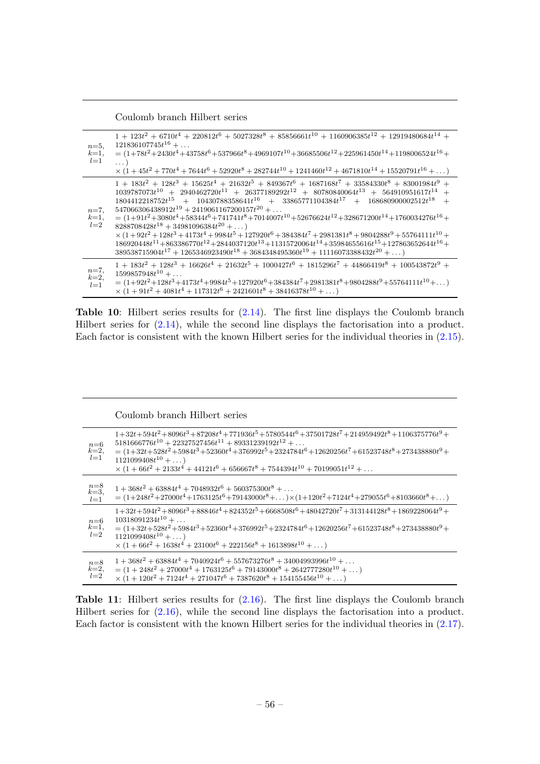| | Coulomb branch Hilbert series |
|---|---|
| $n$=5, $k$=1, $l$=1 | $1 + 123t^2 + 6710t^4 + 220812t^6 + 5027328t^8 + 85856661t^{10} + 1160906385t^{12} + 12919480684t^{14} + 121836107745t^{16} + \dots$ <br> $= (1{+}78t^2{+}2430t^4{+}43758t^6{+}537966t^8{+}4969107t^{10}{+}36685506t^{12}{+}225961450t^{14}{+}1198006524t^{16}{+}\dots)$ <br> $\times (1 + 45t^2 + 770t^4 + 7644t^6 + 52920t^8 + 282744t^{10} + 1241460t^{12} + 4671810t^{14} + 15520791t^{16} + \dots)$ |
| $n$=7, $k$=1, $l$=2 | $1 + 183t^2 + 128t^3 + 15625t^4 + 21632t^5 + 849367t^6 + 1687168t^7 + 33584330t^8 + 83001984t^9 + 1039787073t^{10} + 2940462720t^{11} + 26377189292t^{12} + 80780840064t^{13} + 564910951617t^{14} + 1804412218752t^{15} + 10430788358641t^{16} + 33865771104384t^{17} + 168680900002512t^{18} + 547066306438912t^{19} + 2419061167200157t^{20} + \dots$ <br> $= (1{+}91t^2{+}3080t^4{+}58344t^6{+}741741t^8{+}7014007t^{10}{+}52676624t^{12}{+}328671200t^{14}{+}1760034276t^{16}{+}8288708428t^{18} + 34981096384t^{20} + \dots)$ <br> $\times (1{+}92t^2{+}128t^3{+}4173t^4{+}9984t^5{+}127920t^6{+}384384t^7{+}2981381t^8{+}9804288t^9{+}55764111t^{10}{+}186920448t^{11}{+}863386770t^{12}{+}2844037120t^{13}{+}11315720064t^{14}{+}35984655616t^{15}{+}127863652644t^{16}{+}389538715904t^{17} + 1265346923490t^{18} + 3684348495360t^{19} + 11116073388432t^{20} + \dots)$ |
| $n$=7, $k$=2, $l$=1 | $1 + 183t^2 + 128t^3 + 16626t^4 + 21632t^5 + 1000427t^6 + 1815296t^7 + 44866419t^8 + 100543872t^9 + 1599857948t^{10} + \dots$ <br> $= (1{+}92t^2{+}128t^3{+}4173t^4{+}9984t^5{+}127920t^6{+}384384t^7{+}2981381t^8{+}9804288t^9{+}55764111t^{10}{+}\dots)$ <br> $\times (1 + 91t^2 + 4081t^4 + 117312t^6 + 2421601t^8 + 38416378t^{10} + \dots)$ |

**Table 10**: Hilbert series results for (2.14). The first line displays the Coulomb branch Hilbert series for (2.14), while the second line displays the factorisation into a product. Each factor is consistent with the known Hilbert series for the individual theories in (2.15).

| | Coulomb branch Hilbert series |
|---|---|
| $n$=6, $k$=2, $l$=1 | $1{+}32t{+}594t^2{+}8096t^3{+}87208t^4{+}771936t^5{+}5780544t^6{+}37501728t^7{+}214959492t^8{+}1106375776t^9{+}5181666776t^{10} + 22327527456t^{11} + 89331239192t^{12} + \dots$ <br> $= (1{+}32t{+}528t^2{+}5984t^3{+}52360t^4{+}376992t^5{+}2324784t^6{+}12620256t^7{+}61523748t^8{+}273438880t^9{+}1121099408t^{10} + \dots)$ <br> $\times (1 + 66t^2 + 2133t^4 + 44121t^6 + 656667t^8 + 7544394t^{10} + 70199051t^{12} + \dots$ |
| $n$=8, $k$=3, $l$=1 | $1 + 368t^2 + 63884t^4 + 7048932t^6 + 560375300t^8 + \dots$ <br> $= (1{+}248t^2{+}27000t^4{+}1763125t^6{+}79143000t^8{+}\dots){\times}(1{+}120t^2{+}7124t^4{+}279055t^6{+}8103660t^8{+}\dots)$ |
| $n$=6, $k$=1, $l$=2 | $1{+}32t{+}594t^2{+}8096t^3{+}88846t^4{+}824352t^5{+}6685508t^6{+}48042720t^7{+}313144128t^8{+}1869228064t^9{+}10318091234t^{10} + \dots$ <br> $= (1{+}32t{+}528t^2{+}5984t^3{+}52360t^4{+}376992t^5{+}2324784t^6{+}12620256t^7{+}61523748t^8{+}273438880t^9{+}1121099408t^{10} + \dots)$ <br> $\times (1 + 66t^2 + 1638t^4 + 23100t^6 + 222156t^8 + 1613898t^{10} + \dots)$ |
| $n$=8, $k$=2, $l$=2 | $1 + 368t^2 + 63884t^4 + 7040924t^6 + 557673276t^8 + 34004993996t^{10} + \dots$ <br> $= (1 + 248t^2 + 27000t^4 + 1763125t^6 + 79143000t^8 + 2642777280t^{10} + \dots)$ <br> $\times (1 + 120t^2 + 7124t^4 + 271047t^6 + 7387620t^8 + 154155456t^{10} + \dots)$ |

**Table 11**: Hilbert series results for (2.16). The first line displays the Coulomb branch Hilbert series for (2.16), while the second line displays the factorisation into a product. Each factor is consistent with the known Hilbert series for the individual theories in (2.17).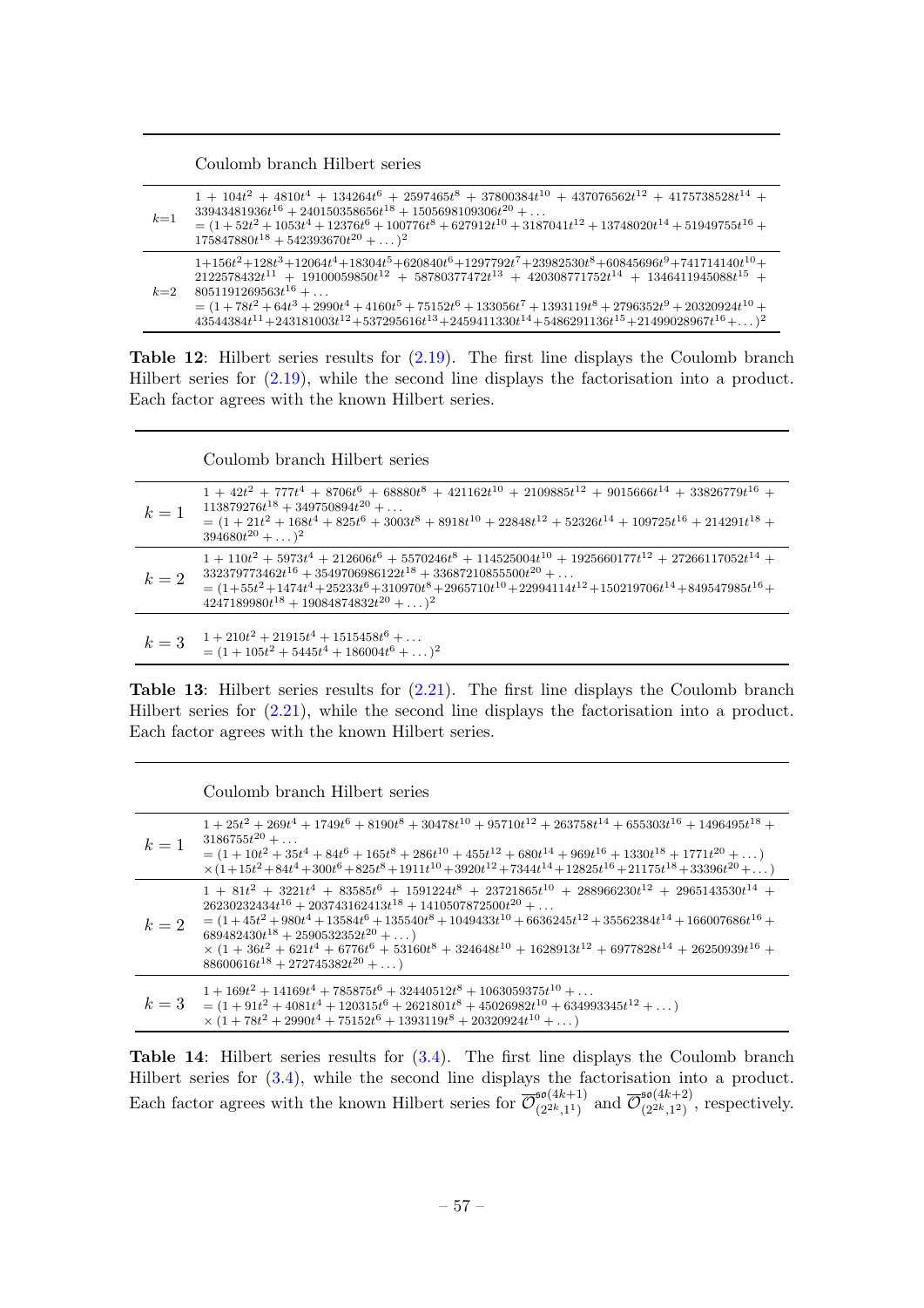| | Coulomb branch Hilbert series |
|---|---|
| $k$=1 | $1 + 104t^2 + 4810t^4 + 134264t^6 + 2597465t^8 + 37800384t^{10} + 437076562t^{12} + 4175738528t^{14} + 33943481936t^{16} + 240150358656t^{18} + 1505698109306t^{20} + \ldots$ <br> $= (1 + 52t^2 + 1053t^4 + 12376t^6 + 100776t^8 + 627912t^{10} + 3187041t^{12} + 13748020t^{14} + 51949755t^{16} + 175847880t^{18} + 542393670t^{20} + \ldots)^2$ |
| $k$=2 | $1{+}156t^2{+}128t^3{+}12064t^4{+}18304t^5{+}620840t^6{+}1297792t^7{+}23982530t^8{+}60845696t^9{+}741714140t^{10}{+}2122578432t^{11} + 19100059850t^{12} + 58780377472t^{13} + 420308771752t^{14} + 1346411945088t^{15} + 8051191269563t^{16} + \ldots$ <br> $= (1 + 78t^2 + 64t^3 + 2990t^4 + 4160t^5 + 75152t^6 + 133056t^7 + 1393119t^8 + 2796352t^9 + 20320924t^{10} + 43544384t^{11}{+}243181003t^{12}{+}537295616t^{13}{+}2459411330t^{14}{+}5486291136t^{15}{+}21499028967t^{16}{+}\ldots)^2$ |

**Table 12**: Hilbert series results for (2.19). The first line displays the Coulomb branch Hilbert series for (2.19), while the second line displays the factorisation into a product. Each factor agrees with the known Hilbert series.

| | Coulomb branch Hilbert series |
|---|---|
| $k = 1$ | $1 + 42t^2 + 777t^4 + 8706t^6 + 68880t^8 + 421162t^{10} + 2109885t^{12} + 9015666t^{14} + 33826779t^{16} + 113879276t^{18} + 349750894t^{20} + \ldots$ <br> $= (1 + 21t^2 + 168t^4 + 825t^6 + 3003t^8 + 8918t^{10} + 22848t^{12} + 52326t^{14} + 109725t^{16} + 214291t^{18} + 394680t^{20} + \ldots)^2$ |
| $k = 2$ | $1 + 110t^2 + 5973t^4 + 212606t^6 + 5570246t^8 + 114525004t^{10} + 1925660177t^{12} + 27266117052t^{14} + 332379773462t^{16} + 3549706986122t^{18} + 33687210855500t^{20} + \ldots$ <br> $= (1{+}55t^2{+}1474t^4{+}25233t^6{+}310970t^8{+}2965710t^{10}{+}22994114t^{12}{+}150219706t^{14}{+}849547985t^{16}{+}4247189980t^{18} + 19084874832t^{20} + \ldots)^2$ |
| $k = 3$ | $1 + 210t^2 + 21915t^4 + 1515458t^6 + \ldots$ <br> $= (1 + 105t^2 + 5445t^4 + 186004t^6 + \ldots)^2$ |

**Table 13**: Hilbert series results for (2.21). The first line displays the Coulomb branch Hilbert series for (2.21), while the second line displays the factorisation into a product. Each factor agrees with the known Hilbert series.

| | Coulomb branch Hilbert series |
|---|---|
| $k = 1$ | $1 + 25t^2 + 269t^4 + 1749t^6 + 8190t^8 + 30478t^{10} + 95710t^{12} + 263758t^{14} + 655303t^{16} + 1496495t^{18} + 3186755t^{20} + \ldots$ <br> $= (1 + 10t^2 + 35t^4 + 84t^6 + 165t^8 + 286t^{10} + 455t^{12} + 680t^{14} + 969t^{16} + 1330t^{18} + 1771t^{20} + \ldots)$ <br> $\times (1{+}15t^2{+}84t^4{+}300t^6{+}825t^8{+}1911t^{10}{+}3920t^{12}{+}7344t^{14}{+}12825t^{16}{+}21175t^{18}{+}33396t^{20}{+}\ldots)$ |
| $k = 2$ | $1 + 81t^2 + 3221t^4 + 83585t^6 + 1591224t^8 + 23721865t^{10} + 288966230t^{12} + 2965143530t^{14} + 26230232434t^{16} + 203743162413t^{18} + 1410507872500t^{20} + \ldots$ <br> $= (1 + 45t^2 + 980t^4 + 13584t^6 + 135540t^8 + 1049433t^{10} + 6636245t^{12} + 35562384t^{14} + 166007686t^{16} + 689482430t^{18} + 2590532352t^{20} + \ldots)$ <br> $\times (1 + 36t^2 + 621t^4 + 6776t^6 + 53160t^8 + 324648t^{10} + 1628913t^{12} + 6977828t^{14} + 26250939t^{16} + 88600616t^{18} + 272745382t^{20} + \ldots)$ |
| $k = 3$ | $1 + 169t^2 + 14169t^4 + 785875t^6 + 32440512t^8 + 1063059375t^{10} + \ldots$ <br> $= (1 + 91t^2 + 4081t^4 + 120315t^6 + 2621801t^8 + 45026982t^{10} + 634993345t^{12} + \ldots)$ <br> $\times (1 + 78t^2 + 2990t^4 + 75152t^6 + 1393119t^8 + 20320924t^{10} + \ldots)$ |

**Table 14**: Hilbert series results for (3.4). The first line displays the Coulomb branch Hilbert series for (3.4), while the second line displays the factorisation into a product. Each factor agrees with the known Hilbert series for $\overline{\mathcal{O}}^{\mathfrak{so}(4k+1)}_{(2^{2k},1^1)}$ and $\overline{\mathcal{O}}^{\mathfrak{so}(4k+2)}_{(2^{2k},1^2)}$, respectively.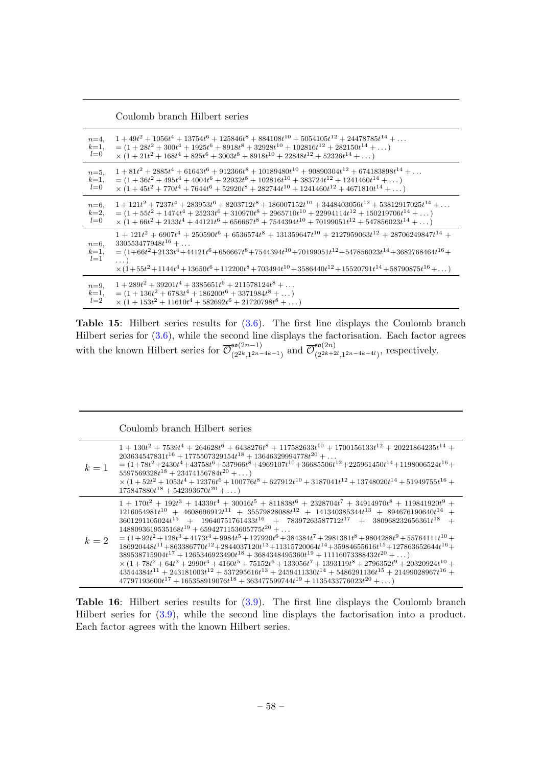| | Coulomb branch Hilbert series |
|---|---|
| $n$=4, $k$=1, $l$=0 | $1+49t^2+1056t^4+13754t^6+125846t^8+884108t^{10}+5054105t^{12}+24478785t^{14}+\dots$ $=(1+28t^2+300t^4+1925t^6+8918t^8+32928t^{10}+102816t^{12}+282150t^{14}+\dots)$ $\times(1+21t^2+168t^4+825t^6+3003t^8+8918t^{10}+22848t^{12}+52326t^{14}+\dots)$ |
| $n$=5, $k$=1, $l$=0 | $1+81t^2+2885t^4+61643t^6+912366t^8+10189480t^{10}+90890304t^{12}+674183898t^{14}+\dots$ $=(1+36t^2+495t^4+4004t^6+22932t^8+102816t^{10}+383724t^{12}+1241460t^{14}+\dots)$ $\times(1+45t^2+770t^4+7644t^6+52920t^8+282744t^{10}+1241460t^{12}+4671810t^{14}+\dots)$ |
| $n$=6, $k$=2, $l$=0 | $1+121t^2+7237t^4+283953t^6+8203712t^8+186007152t^{10}+3448403056t^{12}+53812917025t^{14}+\dots$ $=(1+55t^2+1474t^4+25233t^6+310970t^8+2965710t^{10}+22994114t^{12}+150219706t^{14}+\dots)$ $\times(1+66t^2+2133t^4+44121t^6+656667t^8+7544394t^{10}+70199051t^{12}+547856023t^{14}+\dots)$ |
| $n$=6, $k$=1, $l$=1 | $1+121t^2+6907t^4+250590t^6+6536574t^8+131359647t^{10}+2127959063t^{12}+28706249847t^{14}+330553477948t^{16}+\dots$ $=(1+66t^2+2133t^4+44121t^6+656667t^8+7544394t^{10}+70199051t^{12}+547856023t^{14}+3682768464t^{16}+\dots)$ $\times(1+55t^2+1144t^4+13650t^6+112200t^8+703494t^{10}+3586440t^{12}+15520791t^{14}+58790875t^{16}+\dots)$ |
| $n$=9, $k$=1, $l$=2 | $1+289t^2+39201t^4+3385651t^6+211578124t^8+\dots$ $=(1+136t^2+6783t^4+186200t^6+3371984t^8+\dots)$ $\times(1+153t^2+11610t^4+582692t^6+21720798t^8+\dots)$ |

**Table 15**: Hilbert series results for (3.6). The first line displays the Coulomb branch Hilbert series for (3.6), while the second line displays the factorisation. Each factor agrees with the known Hilbert series for $\overline{\mathcal{O}}^{\mathfrak{so}(2n-1)}_{(2^{2k},1^{2n-4k-1})}$ and $\overline{\mathcal{O}}^{\mathfrak{so}(2n)}_{(2^{2k+2l},1^{2n-4k-4l})}$, respectively.

| | Coulomb branch Hilbert series |
|---|---|
| $k=1$ | $1+130t^2+7539t^4+264628t^6+6438276t^8+117582633t^{10}+1700156133t^{12}+20221864235t^{14}+203634547831t^{16}+1775507329154t^{18}+13646329994778t^{20}+\dots$ $=(1+78t^2+2430t^4+43758t^6+537966t^8+4969107t^{10}+36685506t^{12}+225961450t^{14}+1198006524t^{16}+5597569328t^{18}+23474156784t^{20}+\dots)$ $\times(1+52t^2+1053t^4+12376t^6+100776t^8+627912t^{10}+3187041t^{12}+13748020t^{14}+51949755t^{16}+175847880t^{18}+542393670t^{20}+\dots)$ |
| $k=2$ | $1+170t^2+192t^3+14339t^4+30016t^5+811838t^6+2328704t^7+34914970t^8+119841920t^9+1216054981t^{10}+4608606912t^{11}+35579828088t^{12}+141340385344t^{13}+894676190640t^{14}+3601291105024t^{15}+19640751761433t^{16}+78397263587712t^{17}+380968232656361t^{18}+1488093619535168t^{19}+6594271153605775t^{20}+\dots$ $=(1+92t^2+128t^3+4173t^4+9984t^5+127920t^6+384384t^7+2981381t^8+9804288t^9+55764111t^{10}+186920448t^{11}+863386770t^{12}+2844037120t^{13}+11315720064t^{14}+35984655616t^{15}+127863652644t^{16}+389538715904t^{17}+1265346923490t^{18}+3684348495360t^{19}+11116073388432t^{20}+\dots)$ $\times(1+78t^2+64t^3+2990t^4+4160t^5+75152t^6+133056t^7+1393119t^8+2796352t^9+20320924t^{10}+43544384t^{11}+243181003t^{12}+537295616t^{13}+2459411330t^{14}+5486291136t^{15}+21499028967t^{16}+47797193600t^{17}+165358919076t^{18}+363477599744t^{19}+1135433776023t^{20}+\dots)$ |

**Table 16**: Hilbert series results for (3.9). The first line displays the Coulomb branch Hilbert series for (3.9), while the second line displays the factorisation into a product. Each factor agrees with the known Hilbert series.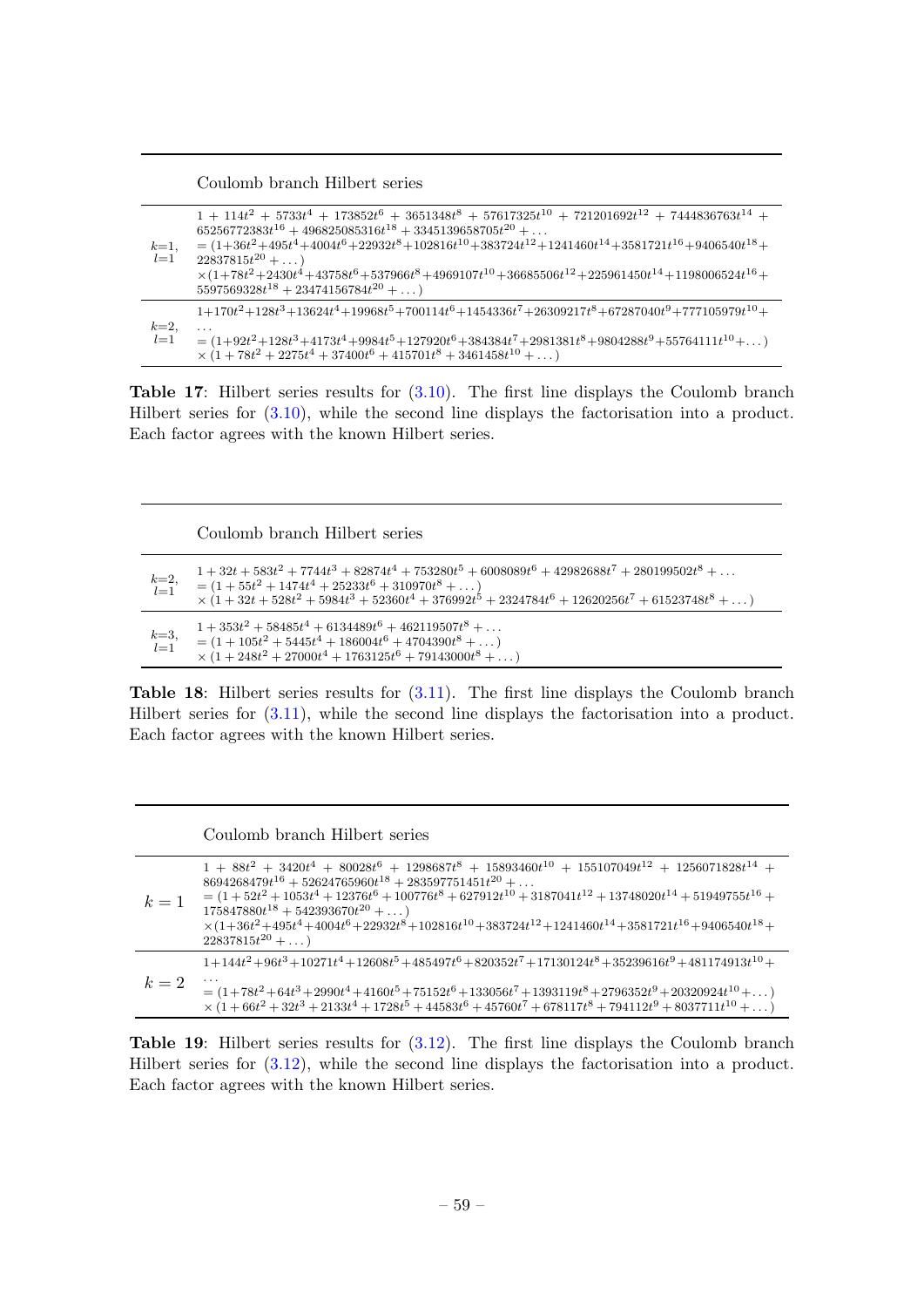| | Coulomb branch Hilbert series |
|---|---|
| $k{=}1,$ $l{=}1$ | $1+114t^2+5733t^4+173852t^6+3651348t^8+57617325t^{10}+721201692t^{12}+7444836763t^{14}+65256772383t^{16}+496825085316t^{18}+3345139658705t^{20}+\ldots$ <br> $=(1{+}36t^2{+}495t^4{+}4004t^6{+}22932t^8{+}102816t^{10}{+}383724t^{12}{+}1241460t^{14}{+}3581721t^{16}{+}9406540t^{18}{+}22837815t^{20}+\ldots)$ <br> $\times(1{+}78t^2{+}2430t^4{+}43758t^6{+}537966t^8{+}4969107t^{10}{+}36685506t^{12}{+}225961450t^{14}{+}1198006524t^{16}{+}5597569328t^{18}+23474156784t^{20}+\ldots)$ |
| $k{=}2,$ $l{=}1$ | $1{+}170t^2{+}128t^3{+}13624t^4{+}19968t^5{+}700114t^6{+}1454336t^7{+}26309217t^8{+}67287040t^9{+}777105979t^{10}{+}\ldots$ <br> $=(1{+}92t^2{+}128t^3{+}4173t^4{+}9984t^5{+}127920t^6{+}384384t^7{+}2981381t^8{+}9804288t^9{+}55764111t^{10}{+}\ldots)$ <br> $\times(1+78t^2+2275t^4+37400t^6+415701t^8+3461458t^{10}+\ldots)$ |

**Table 17**: Hilbert series results for (3.10). The first line displays the Coulomb branch Hilbert series for (3.10), while the second line displays the factorisation into a product. Each factor agrees with the known Hilbert series.

| | Coulomb branch Hilbert series |
|---|---|
| $k{=}2,$ $l{=}1$ | $1+32t+583t^2+7744t^3+82874t^4+753280t^5+6008089t^6+42982688t^7+280199502t^8+\ldots$ <br> $=(1+55t^2+1474t^4+25233t^6+310970t^8+\ldots)$ <br> $\times(1+32t+528t^2+5984t^3+52360t^4+376992t^5+2324784t^6+12620256t^7+61523748t^8+\ldots)$ |
| $k{=}3,$ $l{=}1$ | $1+353t^2+58485t^4+6134489t^6+462119507t^8+\ldots$ <br> $=(1+105t^2+5445t^4+186004t^6+4704390t^8+\ldots)$ <br> $\times(1+248t^2+27000t^4+1763125t^6+79143000t^8+\ldots)$ |

**Table 18**: Hilbert series results for (3.11). The first line displays the Coulomb branch Hilbert series for (3.11), while the second line displays the factorisation into a product. Each factor agrees with the known Hilbert series.

| | Coulomb branch Hilbert series |
|---|---|
| $k=1$ | $1+88t^2+3420t^4+80028t^6+1298687t^8+15893460t^{10}+155107049t^{12}+1256071828t^{14}+8694268479t^{16}+52624765960t^{18}+283597751451t^{20}+\ldots$ <br> $=(1+52t^2+1053t^4+12376t^6+100776t^8+627912t^{10}+3187041t^{12}+13748020t^{14}+51949755t^{16}+175847880t^{18}+542393670t^{20}+\ldots)$ <br> $\times(1{+}36t^2{+}495t^4{+}4004t^6{+}22932t^8{+}102816t^{10}{+}383724t^{12}{+}1241460t^{14}{+}3581721t^{16}{+}9406540t^{18}{+}22837815t^{20}+\ldots)$ |
| $k=2$ | $1{+}144t^2{+}96t^3{+}10271t^4{+}12608t^5{+}485497t^6{+}820352t^7{+}17130124t^8{+}35239616t^9{+}481174913t^{10}{+}\ldots$ <br> $=(1{+}78t^2{+}64t^3{+}2990t^4{+}4160t^5{+}75152t^6{+}133056t^7{+}1393119t^8{+}2796352t^9{+}20320924t^{10}{+}\ldots)$ <br> $\times(1+66t^2+32t^3+2133t^4+1728t^5+44583t^6+45760t^7+678117t^8+794112t^9+8037711t^{10}+\ldots)$ |

**Table 19**: Hilbert series results for (3.12). The first line displays the Coulomb branch Hilbert series for (3.12), while the second line displays the factorisation into a product. Each factor agrees with the known Hilbert series.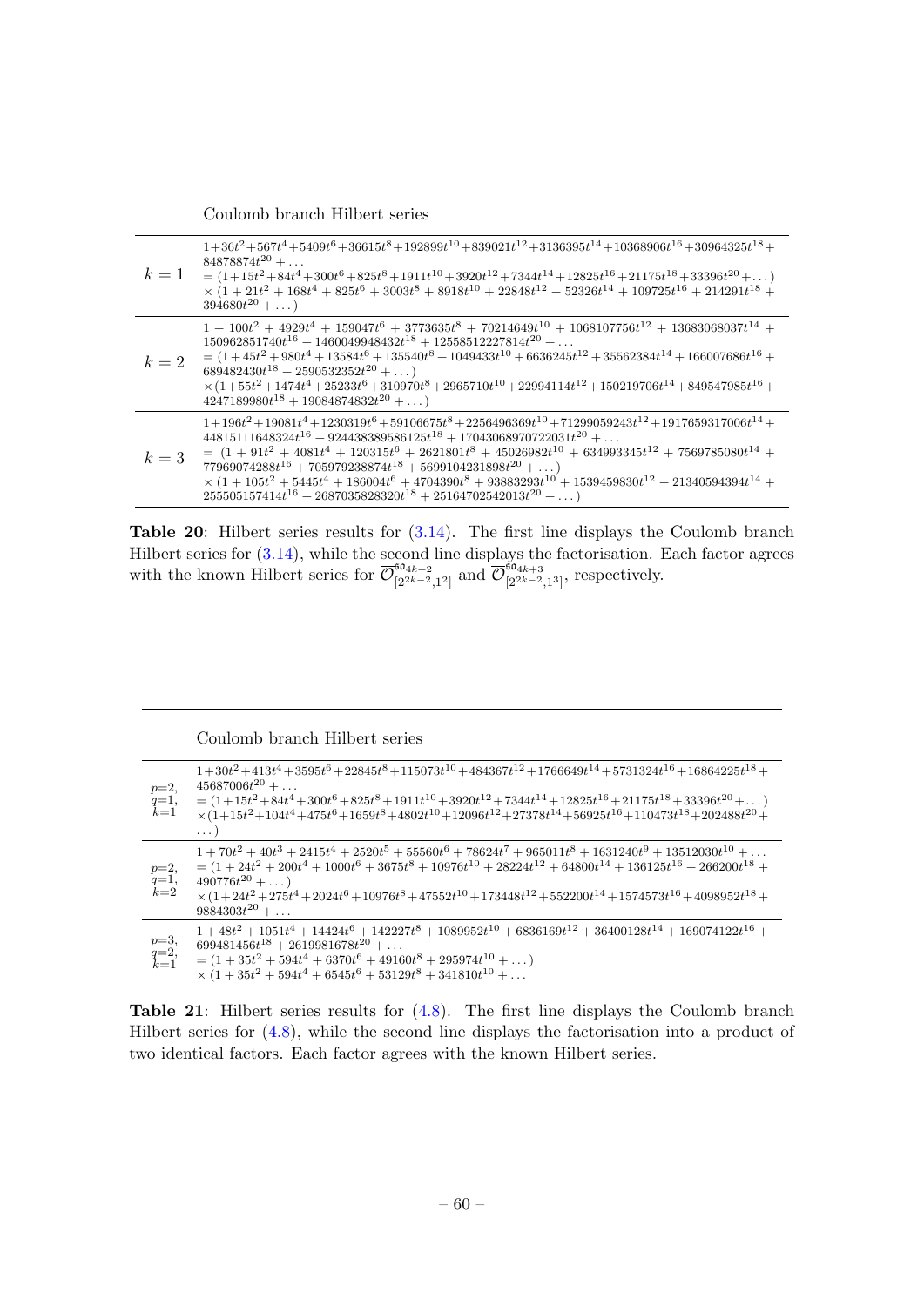| | Coulomb branch Hilbert series |
|---|---|
| $k=1$ | $1+36t^2+567t^4+5409t^6+36615t^8+192899t^{10}+839021t^{12}+3136395t^{14}+10368906t^{16}+30964325t^{18}+84878874t^{20}+\dots$ $=(1+15t^2+84t^4+300t^6+825t^8+1911t^{10}+3920t^{12}+7344t^{14}+12825t^{16}+21175t^{18}+33396t^{20}+\dots)$ $\times(1+21t^2+168t^4+825t^6+3003t^8+8918t^{10}+22848t^{12}+52326t^{14}+109725t^{16}+214291t^{18}+394680t^{20}+\dots)$ |
| $k=2$ | $1+100t^2+4929t^4+159047t^6+3773635t^8+70214649t^{10}+1068107756t^{12}+13683068037t^{14}+150962851740t^{16}+1460049948432t^{18}+12558512227814t^{20}+\dots$ $=(1+45t^2+980t^4+13584t^6+135540t^8+1049433t^{10}+6636245t^{12}+35562384t^{14}+166007686t^{16}+689482430t^{18}+2590532352t^{20}+\dots)$ $\times(1+55t^2+1474t^4+25233t^6+310970t^8+2965710t^{10}+22994114t^{12}+150219706t^{14}+849547985t^{16}+4247189980t^{18}+19084874832t^{20}+\dots)$ |
| $k=3$ | $1+196t^2+19081t^4+1230319t^6+59106675t^8+2256496369t^{10}+71299059243t^{12}+1917659317006t^{14}+44815111648324t^{16}+924438389586125t^{18}+17043068970722031t^{20}+\dots$ $=(1+91t^2+4081t^4+120315t^6+2621801t^8+45026982t^{10}+634993345t^{12}+7569785080t^{14}+77969074288t^{16}+705979238874t^{18}+5699104231898t^{20}+\dots)$ $\times(1+105t^2+5445t^4+186004t^6+4704390t^8+93883293t^{10}+1539459830t^{12}+21340594394t^{14}+255505157414t^{16}+2687035828320t^{18}+25164702542013t^{20}+\dots)$ |

**Table 20**: Hilbert series results for (3.14). The first line displays the Coulomb branch Hilbert series for (3.14), while the second line displays the factorisation. Each factor agrees with the known Hilbert series for $\overline{\mathcal{O}}^{\mathfrak{so}_{4k+2}}_{[2^{2k-2},1^2]}$ and $\overline{\mathcal{O}}^{\mathfrak{so}_{4k+3}}_{[2^{2k-2},1^3]}$, respectively.

| | Coulomb branch Hilbert series |
|---|---|
| $p{=}2,$ $q{=}1,$ $k{=}1$ | $1+30t^2+413t^4+3595t^6+22845t^8+115073t^{10}+484367t^{12}+1766649t^{14}+5731324t^{16}+16864225t^{18}+45687006t^{20}+\dots$ $=(1+15t^2+84t^4+300t^6+825t^8+1911t^{10}+3920t^{12}+7344t^{14}+12825t^{16}+21175t^{18}+33396t^{20}+\dots)$ $\times(1+15t^2+104t^4+475t^6+1659t^8+4802t^{10}+12096t^{12}+27378t^{14}+56925t^{16}+110473t^{18}+202488t^{20}+\dots)$ |
| $p{=}2,$ $q{=}1,$ $k{=}2$ | $1+70t^2+40t^3+2415t^4+2520t^5+55560t^6+78624t^7+965011t^8+1631240t^9+13512030t^{10}+\dots$ $=(1+24t^2+200t^4+1000t^6+3675t^8+10976t^{10}+28224t^{12}+64800t^{14}+136125t^{16}+266200t^{18}+490776t^{20}+\dots)$ $\times(1+24t^2+275t^4+2024t^6+10976t^8+47552t^{10}+173448t^{12}+552200t^{14}+1574573t^{16}+4098952t^{18}+9884303t^{20}+\dots$ |
| $p{=}3,$ $q{=}2,$ $k{=}1$ | $1+48t^2+1051t^4+14424t^6+142227t^8+1089952t^{10}+6836169t^{12}+36400128t^{14}+169074122t^{16}+699481456t^{18}+2619981678t^{20}+\dots$ $=(1+35t^2+594t^4+6370t^6+49160t^8+295974t^{10}+\dots)$ $\times(1+35t^2+594t^4+6545t^6+53129t^8+341810t^{10}+\dots$ |

**Table 21**: Hilbert series results for (4.8). The first line displays the Coulomb branch Hilbert series for (4.8), while the second line displays the factorisation into a product of two identical factors. Each factor agrees with the known Hilbert series.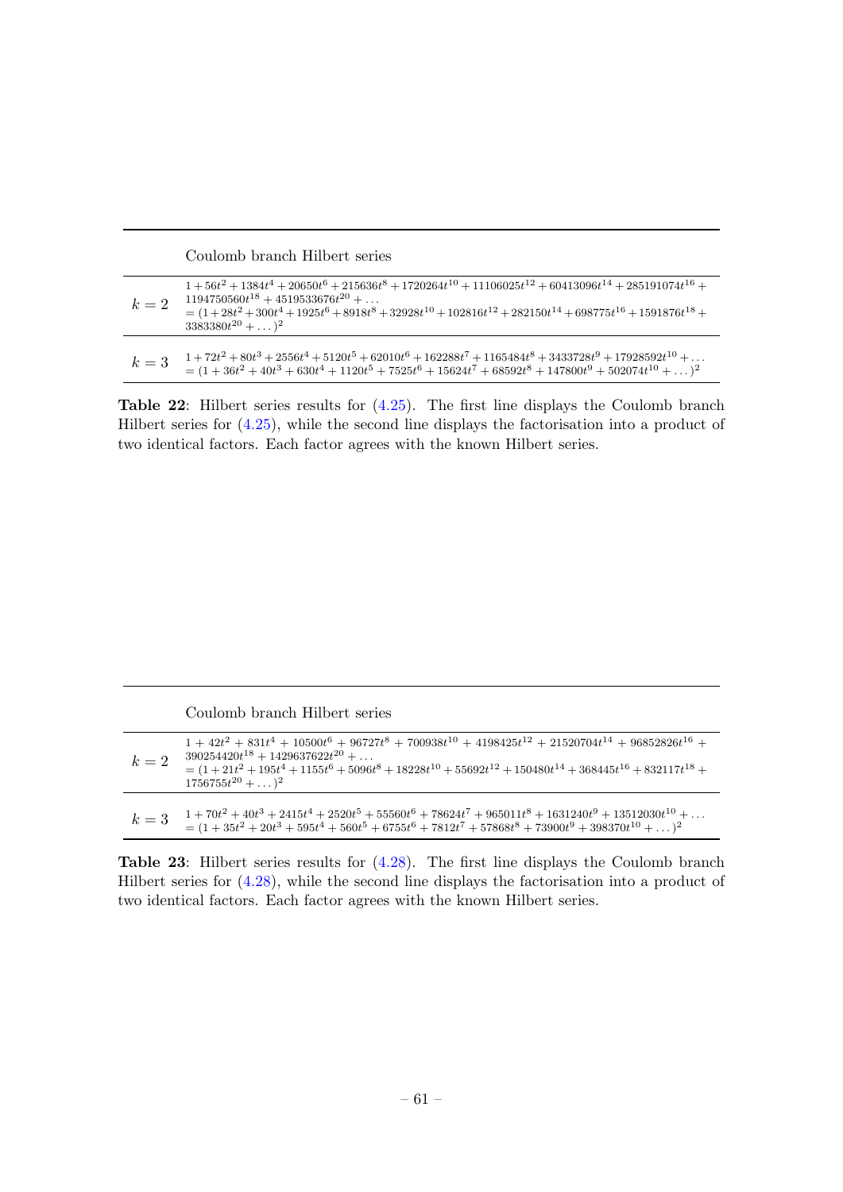| | Coulomb branch Hilbert series |
|---|---|
| $k=2$ | $1+56t^2+1384t^4+20650t^6+215636t^8+1720264t^{10}+11106025t^{12}+60413096t^{14}+285191074t^{16}+1194750560t^{18}+4519533676t^{20}+\dots$ $=(1+28t^2+300t^4+1925t^6+8918t^8+32928t^{10}+102816t^{12}+282150t^{14}+698775t^{16}+1591876t^{18}+3383380t^{20}+\dots)^2$ |
| $k=3$ | $1+72t^2+80t^3+2556t^4+5120t^5+62010t^6+162288t^7+1165484t^8+3433728t^9+17928592t^{10}+\dots$ $=(1+36t^2+40t^3+630t^4+1120t^5+7525t^6+15624t^7+68592t^8+147800t^9+502074t^{10}+\dots)^2$ |

**Table 22**: Hilbert series results for (4.25). The first line displays the Coulomb branch Hilbert series for (4.25), while the second line displays the factorisation into a product of two identical factors. Each factor agrees with the known Hilbert series.

| | Coulomb branch Hilbert series |
|---|---|
| $k=2$ | $1+42t^2+831t^4+10500t^6+96727t^8+700938t^{10}+4198425t^{12}+21520704t^{14}+96852826t^{16}+390254420t^{18}+1429637622t^{20}+\dots$ $=(1+21t^2+195t^4+1155t^6+5096t^8+18228t^{10}+55692t^{12}+150480t^{14}+368445t^{16}+832117t^{18}+1756755t^{20}+\dots)^2$ |
| $k=3$ | $1+70t^2+40t^3+2415t^4+2520t^5+55560t^6+78624t^7+965011t^8+1631240t^9+13512030t^{10}+\dots$ $=(1+35t^2+20t^3+595t^4+560t^5+6755t^6+7812t^7+57868t^8+73900t^9+398370t^{10}+\dots)^2$ |

**Table 23**: Hilbert series results for (4.28). The first line displays the Coulomb branch Hilbert series for (4.28), while the second line displays the factorisation into a product of two identical factors. Each factor agrees with the known Hilbert series.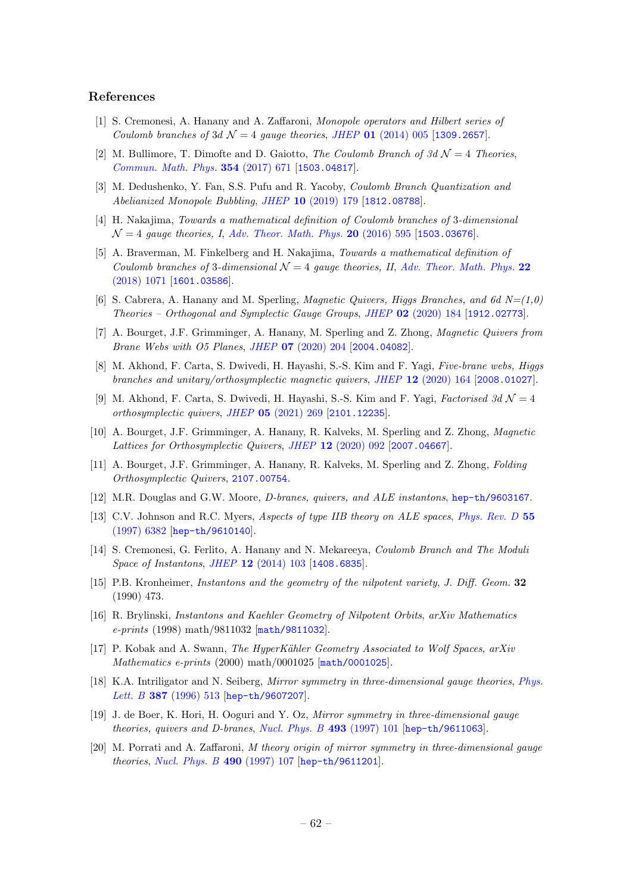## References

[1] S. Cremonesi, A. Hanany and A. Zaffaroni, *Monopole operators and Hilbert series of Coulomb branches of* 3*d* $\mathcal{N}=4$ *gauge theories*, *JHEP* **01** (2014) 005 [1309.2657].

[2] M. Bullimore, T. Dimofte and D. Gaiotto, *The Coulomb Branch of 3d* $\mathcal{N}=4$ *Theories*, *Commun. Math. Phys.* **354** (2017) 671 [1503.04817].

[3] M. Dedushenko, Y. Fan, S.S. Pufu and R. Yacoby, *Coulomb Branch Quantization and Abelianized Monopole Bubbling*, *JHEP* **10** (2019) 179 [1812.08788].

[4] H. Nakajima, *Towards a mathematical definition of Coulomb branches of* 3*-dimensional* $\mathcal{N}=4$ *gauge theories, I*, *Adv. Theor. Math. Phys.* **20** (2016) 595 [1503.03676].

[5] A. Braverman, M. Finkelberg and H. Nakajima, *Towards a mathematical definition of Coulomb branches of* 3*-dimensional* $\mathcal{N}=4$ *gauge theories, II*, *Adv. Theor. Math. Phys.* **22** (2018) 1071 [1601.03586].

[6] S. Cabrera, A. Hanany and M. Sperling, *Magnetic Quivers, Higgs Branches, and 6d N=(1,0) Theories – Orthogonal and Symplectic Gauge Groups*, *JHEP* **02** (2020) 184 [1912.02773].

[7] A. Bourget, J.F. Grimminger, A. Hanany, M. Sperling and Z. Zhong, *Magnetic Quivers from Brane Webs with O5 Planes*, *JHEP* **07** (2020) 204 [2004.04082].

[8] M. Akhond, F. Carta, S. Dwivedi, H. Hayashi, S.-S. Kim and F. Yagi, *Five-brane webs, Higgs branches and unitary/orthosymplectic magnetic quivers*, *JHEP* **12** (2020) 164 [2008.01027].

[9] M. Akhond, F. Carta, S. Dwivedi, H. Hayashi, S.-S. Kim and F. Yagi, *Factorised 3d* $\mathcal{N}=4$ *orthosymplectic quivers*, *JHEP* **05** (2021) 269 [2101.12235].

[10] A. Bourget, J.F. Grimminger, A. Hanany, R. Kalveks, M. Sperling and Z. Zhong, *Magnetic Lattices for Orthosymplectic Quivers*, *JHEP* **12** (2020) 092 [2007.04667].

[11] A. Bourget, J.F. Grimminger, A. Hanany, R. Kalveks, M. Sperling and Z. Zhong, *Folding Orthosymplectic Quivers*, 2107.00754.

[12] M.R. Douglas and G.W. Moore, *D-branes, quivers, and ALE instantons*, hep-th/9603167.

[13] C.V. Johnson and R.C. Myers, *Aspects of type IIB theory on ALE spaces*, *Phys. Rev. D* **55** (1997) 6382 [hep-th/9610140].

[14] S. Cremonesi, G. Ferlito, A. Hanany and N. Mekareeya, *Coulomb Branch and The Moduli Space of Instantons*, *JHEP* **12** (2014) 103 [1408.6835].

[15] P.B. Kronheimer, *Instantons and the geometry of the nilpotent variety*, *J. Diff. Geom.* **32** (1990) 473.

[16] R. Brylinski, *Instantons and Kaehler Geometry of Nilpotent Orbits*, *arXiv Mathematics e-prints* (1998) math/9811032 [math/9811032].

[17] P. Kobak and A. Swann, *The HyperKähler Geometry Associated to Wolf Spaces*, *arXiv Mathematics e-prints* (2000) math/0001025 [math/0001025].

[18] K.A. Intriligator and N. Seiberg, *Mirror symmetry in three-dimensional gauge theories*, *Phys. Lett. B* **387** (1996) 513 [hep-th/9607207].

[19] J. de Boer, K. Hori, H. Ooguri and Y. Oz, *Mirror symmetry in three-dimensional gauge theories, quivers and D-branes*, *Nucl. Phys. B* **493** (1997) 101 [hep-th/9611063].

[20] M. Porrati and A. Zaffaroni, *M theory origin of mirror symmetry in three-dimensional gauge theories*, *Nucl. Phys. B* **490** (1997) 107 [hep-th/9611201].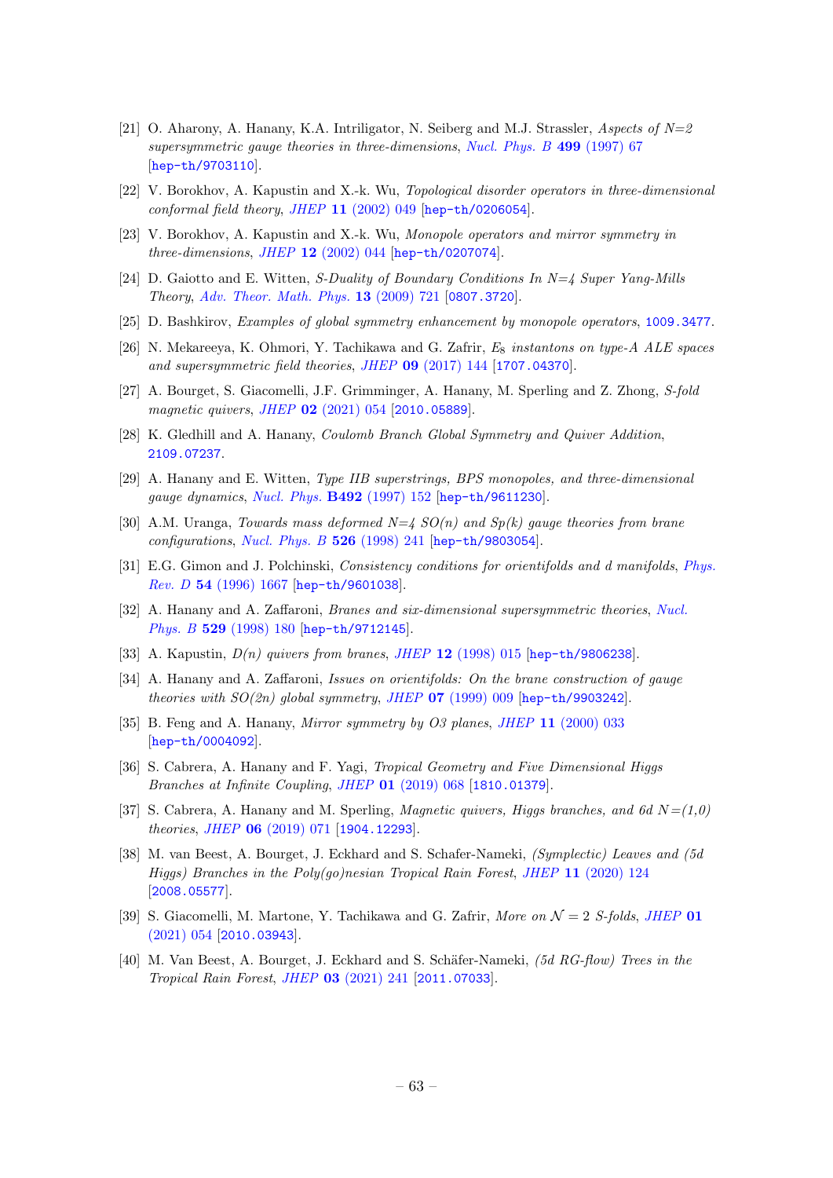[21] O. Aharony, A. Hanany, K.A. Intriligator, N. Seiberg and M.J. Strassler, *Aspects of N=2 supersymmetric gauge theories in three-dimensions*, *Nucl. Phys. B* **499** (1997) 67 [hep-th/9703110].

[22] V. Borokhov, A. Kapustin and X.-k. Wu, *Topological disorder operators in three-dimensional conformal field theory*, *JHEP* **11** (2002) 049 [hep-th/0206054].

[23] V. Borokhov, A. Kapustin and X.-k. Wu, *Monopole operators and mirror symmetry in three-dimensions*, *JHEP* **12** (2002) 044 [hep-th/0207074].

[24] D. Gaiotto and E. Witten, *S-Duality of Boundary Conditions In N=4 Super Yang-Mills Theory*, *Adv. Theor. Math. Phys.* **13** (2009) 721 [0807.3720].

[25] D. Bashkirov, *Examples of global symmetry enhancement by monopole operators*, 1009.3477.

[26] N. Mekareeya, K. Ohmori, Y. Tachikawa and G. Zafrir, *$E_8$ instantons on type-A ALE spaces and supersymmetric field theories*, *JHEP* **09** (2017) 144 [1707.04370].

[27] A. Bourget, S. Giacomelli, J.F. Grimminger, A. Hanany, M. Sperling and Z. Zhong, *S-fold magnetic quivers*, *JHEP* **02** (2021) 054 [2010.05889].

[28] K. Gledhill and A. Hanany, *Coulomb Branch Global Symmetry and Quiver Addition*, 2109.07237.

[29] A. Hanany and E. Witten, *Type IIB superstrings, BPS monopoles, and three-dimensional gauge dynamics*, *Nucl. Phys.* **B492** (1997) 152 [hep-th/9611230].

[30] A.M. Uranga, *Towards mass deformed N=4 SO(n) and Sp(k) gauge theories from brane configurations*, *Nucl. Phys. B* **526** (1998) 241 [hep-th/9803054].

[31] E.G. Gimon and J. Polchinski, *Consistency conditions for orientifolds and d manifolds*, *Phys. Rev. D* **54** (1996) 1667 [hep-th/9601038].

[32] A. Hanany and A. Zaffaroni, *Branes and six-dimensional supersymmetric theories*, *Nucl. Phys. B* **529** (1998) 180 [hep-th/9712145].

[33] A. Kapustin, *D(n) quivers from branes*, *JHEP* **12** (1998) 015 [hep-th/9806238].

[34] A. Hanany and A. Zaffaroni, *Issues on orientifolds: On the brane construction of gauge theories with SO(2n) global symmetry*, *JHEP* **07** (1999) 009 [hep-th/9903242].

[35] B. Feng and A. Hanany, *Mirror symmetry by O3 planes*, *JHEP* **11** (2000) 033 [hep-th/0004092].

[36] S. Cabrera, A. Hanany and F. Yagi, *Tropical Geometry and Five Dimensional Higgs Branches at Infinite Coupling*, *JHEP* **01** (2019) 068 [1810.01379].

[37] S. Cabrera, A. Hanany and M. Sperling, *Magnetic quivers, Higgs branches, and 6d N=(1,0) theories*, *JHEP* **06** (2019) 071 [1904.12293].

[38] M. van Beest, A. Bourget, J. Eckhard and S. Schafer-Nameki, *(Symplectic) Leaves and (5d Higgs) Branches in the Poly(go)nesian Tropical Rain Forest*, *JHEP* **11** (2020) 124 [2008.05577].

[39] S. Giacomelli, M. Martone, Y. Tachikawa and G. Zafrir, *More on $\mathcal{N}=2$ S-folds*, *JHEP* **01** (2021) 054 [2010.03943].

[40] M. Van Beest, A. Bourget, J. Eckhard and S. Schäfer-Nameki, *(5d RG-flow) Trees in the Tropical Rain Forest*, *JHEP* **03** (2021) 241 [2011.07033].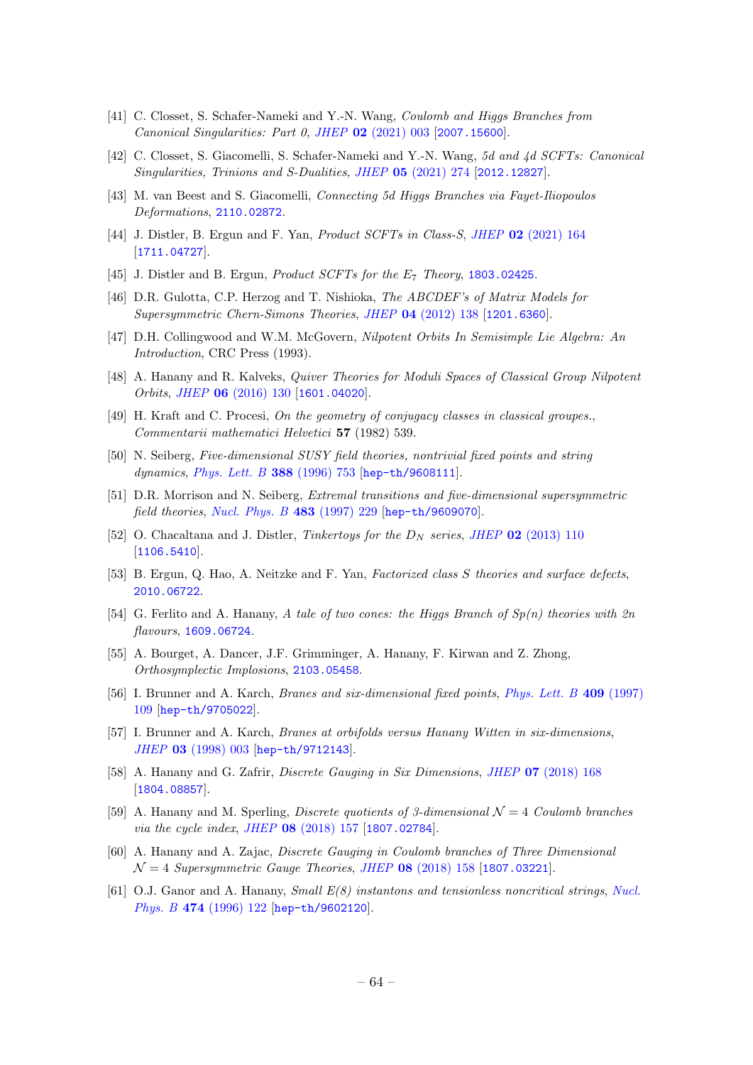[41] C. Closset, S. Schafer-Nameki and Y.-N. Wang, *Coulomb and Higgs Branches from Canonical Singularities: Part 0*, *JHEP* **02** (2021) 003 [2007.15600].

[42] C. Closset, S. Giacomelli, S. Schafer-Nameki and Y.-N. Wang, *5d and 4d SCFTs: Canonical Singularities, Trinions and S-Dualities*, *JHEP* **05** (2021) 274 [2012.12827].

[43] M. van Beest and S. Giacomelli, *Connecting 5d Higgs Branches via Fayet-Iliopoulos Deformations*, 2110.02872.

[44] J. Distler, B. Ergun and F. Yan, *Product SCFTs in Class-S*, *JHEP* **02** (2021) 164 [1711.04727].

[45] J. Distler and B. Ergun, *Product SCFTs for the $E_7$ Theory*, 1803.02425.

[46] D.R. Gulotta, C.P. Herzog and T. Nishioka, *The ABCDEF's of Matrix Models for Supersymmetric Chern-Simons Theories*, *JHEP* **04** (2012) 138 [1201.6360].

[47] D.H. Collingwood and W.M. McGovern, *Nilpotent Orbits In Semisimple Lie Algebra: An Introduction*, CRC Press (1993).

[48] A. Hanany and R. Kalveks, *Quiver Theories for Moduli Spaces of Classical Group Nilpotent Orbits*, *JHEP* **06** (2016) 130 [1601.04020].

[49] H. Kraft and C. Procesi, *On the geometry of conjugacy classes in classical groupes.*, *Commentarii mathematici Helvetici* **57** (1982) 539.

[50] N. Seiberg, *Five-dimensional SUSY field theories, nontrivial fixed points and string dynamics*, *Phys. Lett. B* **388** (1996) 753 [hep-th/9608111].

[51] D.R. Morrison and N. Seiberg, *Extremal transitions and five-dimensional supersymmetric field theories*, *Nucl. Phys. B* **483** (1997) 229 [hep-th/9609070].

[52] O. Chacaltana and J. Distler, *Tinkertoys for the $D_N$ series*, *JHEP* **02** (2013) 110 [1106.5410].

[53] B. Ergun, Q. Hao, A. Neitzke and F. Yan, *Factorized class S theories and surface defects*, 2010.06722.

[54] G. Ferlito and A. Hanany, *A tale of two cones: the Higgs Branch of Sp(n) theories with 2n flavours*, 1609.06724.

[55] A. Bourget, A. Dancer, J.F. Grimminger, A. Hanany, F. Kirwan and Z. Zhong, *Orthosymplectic Implosions*, 2103.05458.

[56] I. Brunner and A. Karch, *Branes and six-dimensional fixed points*, *Phys. Lett. B* **409** (1997) 109 [hep-th/9705022].

[57] I. Brunner and A. Karch, *Branes at orbifolds versus Hanany Witten in six-dimensions*, *JHEP* **03** (1998) 003 [hep-th/9712143].

[58] A. Hanany and G. Zafrir, *Discrete Gauging in Six Dimensions*, *JHEP* **07** (2018) 168 [1804.08857].

[59] A. Hanany and M. Sperling, *Discrete quotients of 3-dimensional $\mathcal{N} = 4$ Coulomb branches via the cycle index*, *JHEP* **08** (2018) 157 [1807.02784].

[60] A. Hanany and A. Zajac, *Discrete Gauging in Coulomb branches of Three Dimensional $\mathcal{N} = 4$ Supersymmetric Gauge Theories*, *JHEP* **08** (2018) 158 [1807.03221].

[61] O.J. Ganor and A. Hanany, *Small E(8) instantons and tensionless noncritical strings*, *Nucl. Phys. B* **474** (1996) 122 [hep-th/9602120].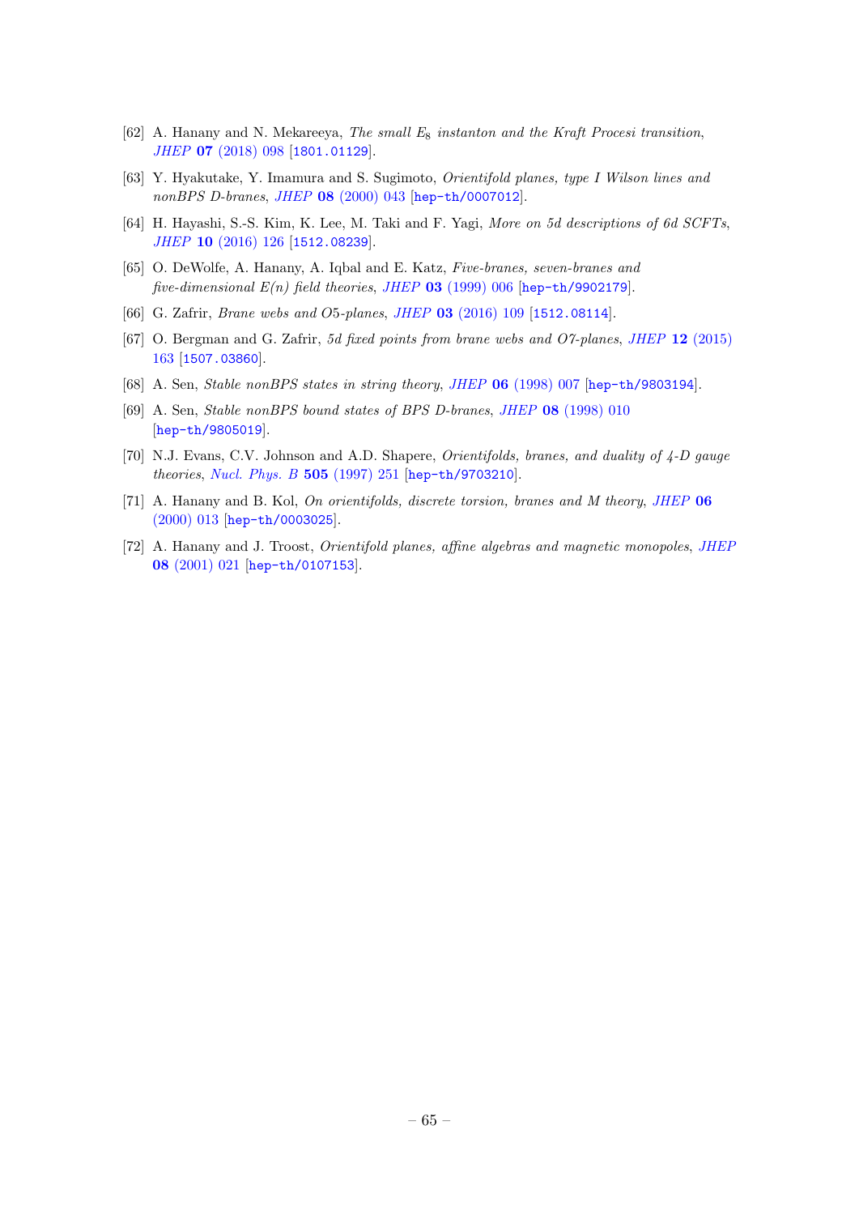[62] A. Hanany and N. Mekareeya, *The small $E_8$ instanton and the Kraft Procesi transition*, JHEP **07** (2018) 098 [1801.01129].

[63] Y. Hyakutake, Y. Imamura and S. Sugimoto, *Orientifold planes, type I Wilson lines and nonBPS D-branes*, JHEP **08** (2000) 043 [hep-th/0007012].

[64] H. Hayashi, S.-S. Kim, K. Lee, M. Taki and F. Yagi, *More on 5d descriptions of 6d SCFTs*, JHEP **10** (2016) 126 [1512.08239].

[65] O. DeWolfe, A. Hanany, A. Iqbal and E. Katz, *Five-branes, seven-branes and five-dimensional E(n) field theories*, JHEP **03** (1999) 006 [hep-th/9902179].

[66] G. Zafrir, *Brane webs and O5-planes*, JHEP **03** (2016) 109 [1512.08114].

[67] O. Bergman and G. Zafrir, *5d fixed points from brane webs and O7-planes*, JHEP **12** (2015) 163 [1507.03860].

[68] A. Sen, *Stable nonBPS states in string theory*, JHEP **06** (1998) 007 [hep-th/9803194].

[69] A. Sen, *Stable nonBPS bound states of BPS D-branes*, JHEP **08** (1998) 010 [hep-th/9805019].

[70] N.J. Evans, C.V. Johnson and A.D. Shapere, *Orientifolds, branes, and duality of 4-D gauge theories*, Nucl. Phys. B **505** (1997) 251 [hep-th/9703210].

[71] A. Hanany and B. Kol, *On orientifolds, discrete torsion, branes and M theory*, JHEP **06** (2000) 013 [hep-th/0003025].

[72] A. Hanany and J. Troost, *Orientifold planes, affine algebras and magnetic monopoles*, JHEP **08** (2001) 021 [hep-th/0107153].